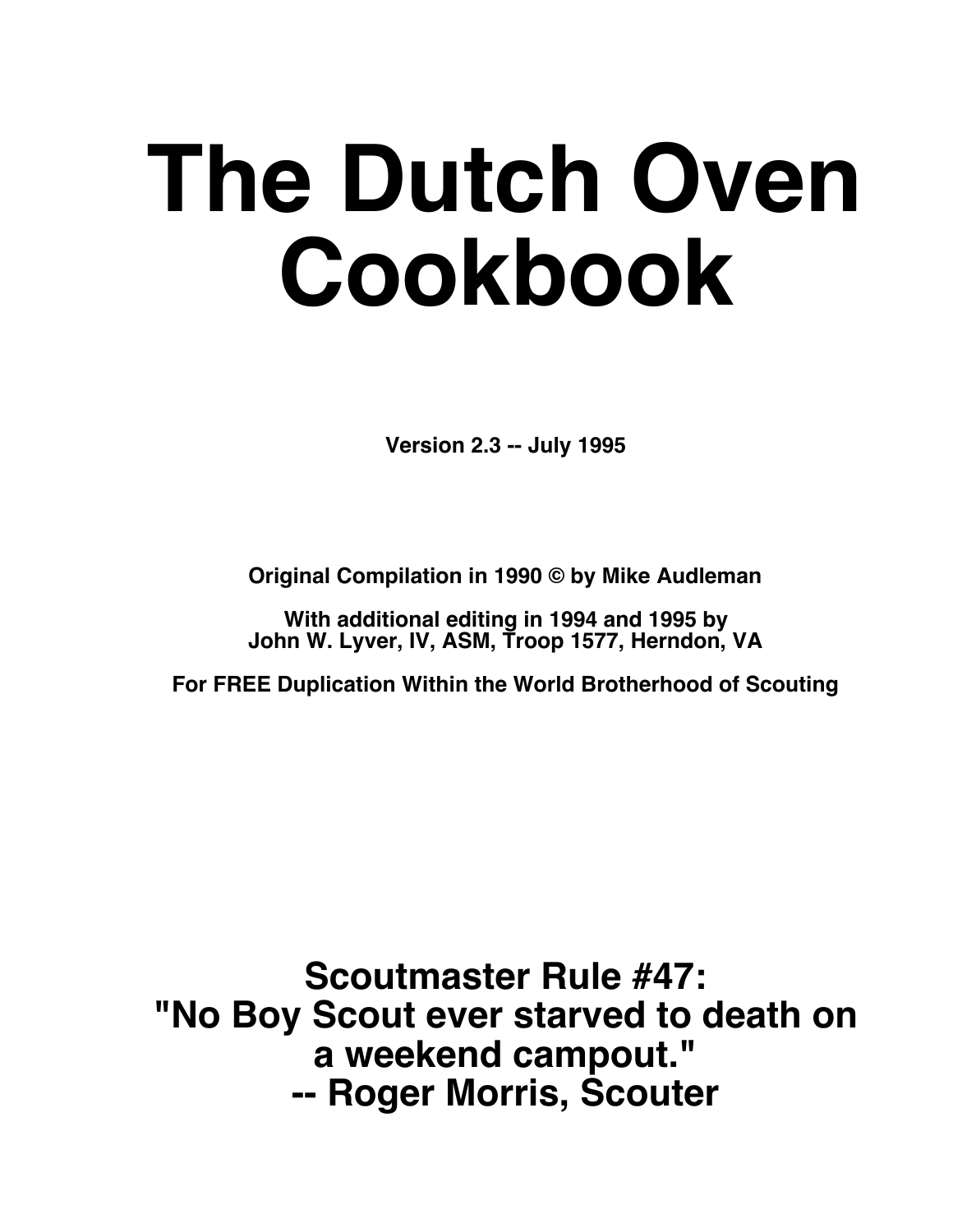# The Dutch Oven Cookbook

**Version 2.3 -- July 1995**

**Original Compilation in 1990 © by Mike Audleman**

**With additional editing in 1994 and 1995 by
John W. Lyver, IV, ASM, Troop 1577, Herndon, VA**

**For FREE Duplication Within the World Brotherhood of Scouting**

## Scoutmaster Rule #47:
## "No Boy Scout ever starved to death on a weekend campout."
## -- Roger Morris, Scouter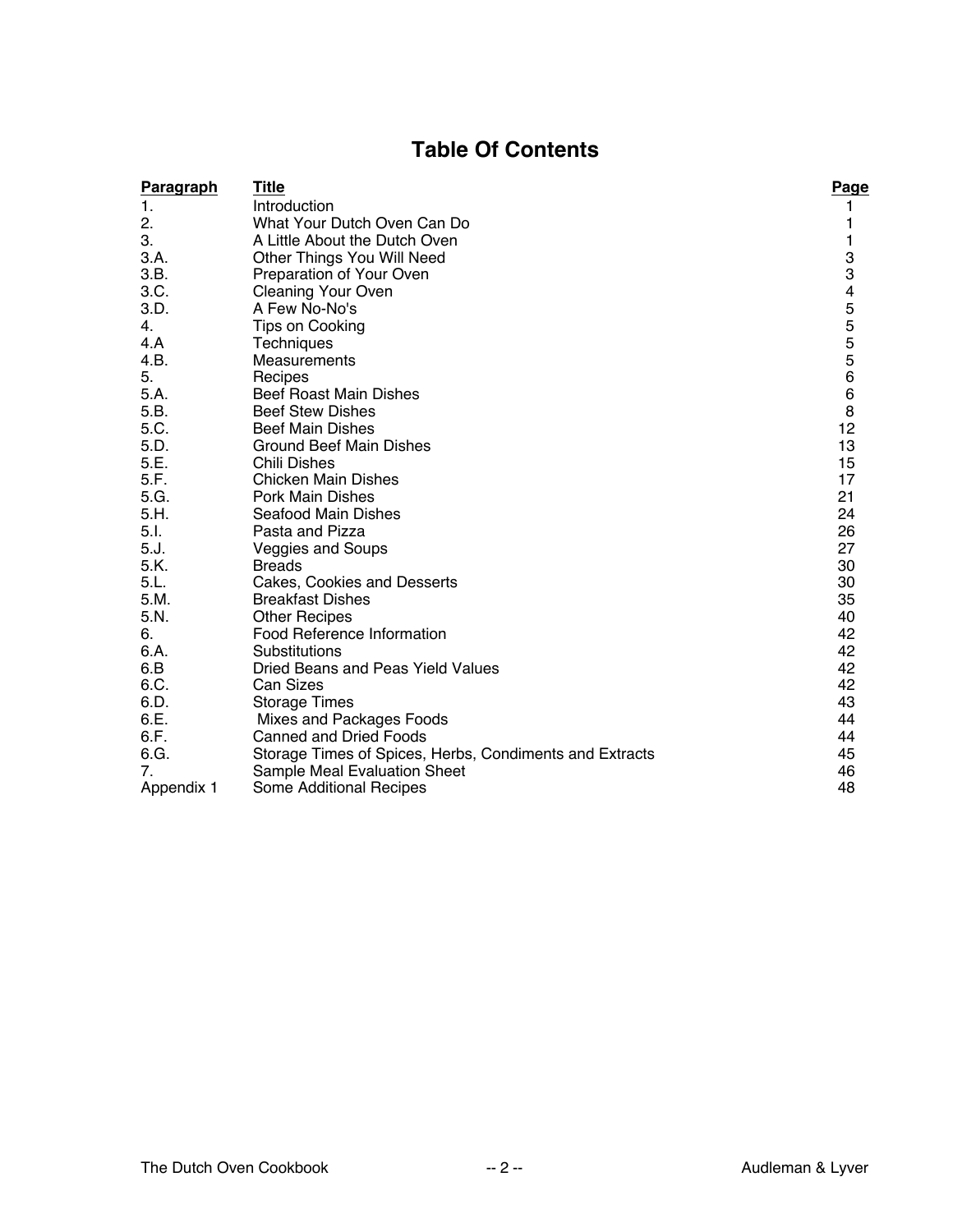# Table Of Contents

| Paragraph | Title | Page |
|---|---|---|
| 1. | Introduction | 1 |
| 2. | What Your Dutch Oven Can Do | 1 |
| 3. | A Little About the Dutch Oven | 1 |
| 3.A. | Other Things You Will Need | 3 |
| 3.B. | Preparation of Your Oven | 3 |
| 3.C. | Cleaning Your Oven | 4 |
| 3.D. | A Few No-No's | 5 |
| 4. | Tips on Cooking | 5 |
| 4.A | Techniques | 5 |
| 4.B. | Measurements | 5 |
| 5. | Recipes | 6 |
| 5.A. | Beef Roast Main Dishes | 6 |
| 5.B. | Beef Stew Dishes | 8 |
| 5.C. | Beef Main Dishes | 12 |
| 5.D. | Ground Beef Main Dishes | 13 |
| 5.E. | Chili Dishes | 15 |
| 5.F. | Chicken Main Dishes | 17 |
| 5.G. | Pork Main Dishes | 21 |
| 5.H. | Seafood Main Dishes | 24 |
| 5.I. | Pasta and Pizza | 26 |
| 5.J. | Veggies and Soups | 27 |
| 5.K. | Breads | 30 |
| 5.L. | Cakes, Cookies and Desserts | 30 |
| 5.M. | Breakfast Dishes | 35 |
| 5.N. | Other Recipes | 40 |
| 6. | Food Reference Information | 42 |
| 6.A. | Substitutions | 42 |
| 6.B | Dried Beans and Peas Yield Values | 42 |
| 6.C. | Can Sizes | 42 |
| 6.D. | Storage Times | 43 |
| 6.E. | Mixes and Packages Foods | 44 |
| 6.F. | Canned and Dried Foods | 44 |
| 6.G. | Storage Times of Spices, Herbs, Condiments and Extracts | 45 |
| 7. | Sample Meal Evaluation Sheet | 46 |
| Appendix 1 | Some Additional Recipes | 48 |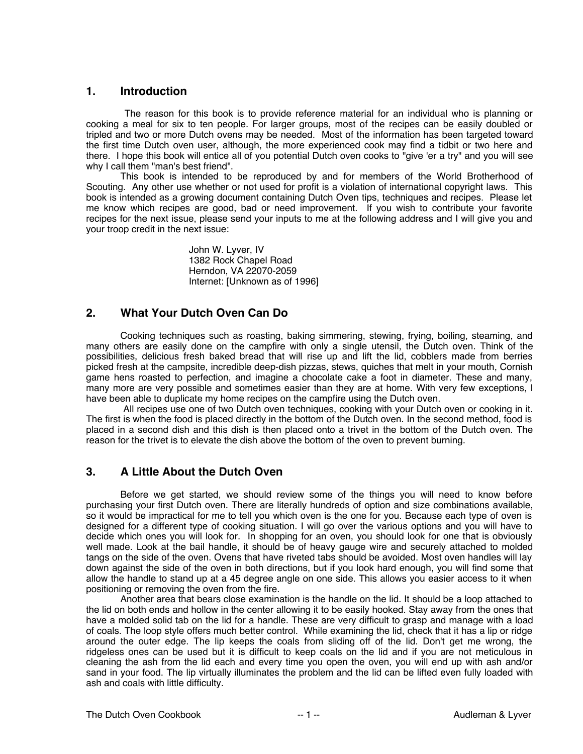## 1. Introduction

The reason for this book is to provide reference material for an individual who is planning or cooking a meal for six to ten people. For larger groups, most of the recipes can be easily doubled or tripled and two or more Dutch ovens may be needed. Most of the information has been targeted toward the first time Dutch oven user, although, the more experienced cook may find a tidbit or two here and there. I hope this book will entice all of you potential Dutch oven cooks to "give 'er a try" and you will see why I call them "man's best friend".

This book is intended to be reproduced by and for members of the World Brotherhood of Scouting. Any other use whether or not used for profit is a violation of international copyright laws. This book is intended as a growing document containing Dutch Oven tips, techniques and recipes. Please let me know which recipes are good, bad or need improvement. If you wish to contribute your favorite recipes for the next issue, please send your inputs to me at the following address and I will give you and your troop credit in the next issue:

John W. Lyver, IV
1382 Rock Chapel Road
Herndon, VA 22070-2059
Internet: [Unknown as of 1996]

## 2. What Your Dutch Oven Can Do

Cooking techniques such as roasting, baking simmering, stewing, frying, boiling, steaming, and many others are easily done on the campfire with only a single utensil, the Dutch oven. Think of the possibilities, delicious fresh baked bread that will rise up and lift the lid, cobblers made from berries picked fresh at the campsite, incredible deep-dish pizzas, stews, quiches that melt in your mouth, Cornish game hens roasted to perfection, and imagine a chocolate cake a foot in diameter. These and many, many more are very possible and sometimes easier than they are at home. With very few exceptions, I have been able to duplicate my home recipes on the campfire using the Dutch oven.

All recipes use one of two Dutch oven techniques, cooking with your Dutch oven or cooking in it. The first is when the food is placed directly in the bottom of the Dutch oven. In the second method, food is placed in a second dish and this dish is then placed onto a trivet in the bottom of the Dutch oven. The reason for the trivet is to elevate the dish above the bottom of the oven to prevent burning.

## 3. A Little About the Dutch Oven

Before we get started, we should review some of the things you will need to know before purchasing your first Dutch oven. There are literally hundreds of option and size combinations available, so it would be impractical for me to tell you which oven is the one for you. Because each type of oven is designed for a different type of cooking situation. I will go over the various options and you will have to decide which ones you will look for. In shopping for an oven, you should look for one that is obviously well made. Look at the bail handle, it should be of heavy gauge wire and securely attached to molded tangs on the side of the oven. Ovens that have riveted tabs should be avoided. Most oven handles will lay down against the side of the oven in both directions, but if you look hard enough, you will find some that allow the handle to stand up at a 45 degree angle on one side. This allows you easier access to it when positioning or removing the oven from the fire.

Another area that bears close examination is the handle on the lid. It should be a loop attached to the lid on both ends and hollow in the center allowing it to be easily hooked. Stay away from the ones that have a molded solid tab on the lid for a handle. These are very difficult to grasp and manage with a load of coals. The loop style offers much better control. While examining the lid, check that it has a lip or ridge around the outer edge. The lip keeps the coals from sliding off of the lid. Don't get me wrong, the ridgeless ones can be used but it is difficult to keep coals on the lid and if you are not meticulous in cleaning the ash from the lid each and every time you open the oven, you will end up with ash and/or sand in your food. The lip virtually illuminates the problem and the lid can be lifted even fully loaded with ash and coals with little difficulty.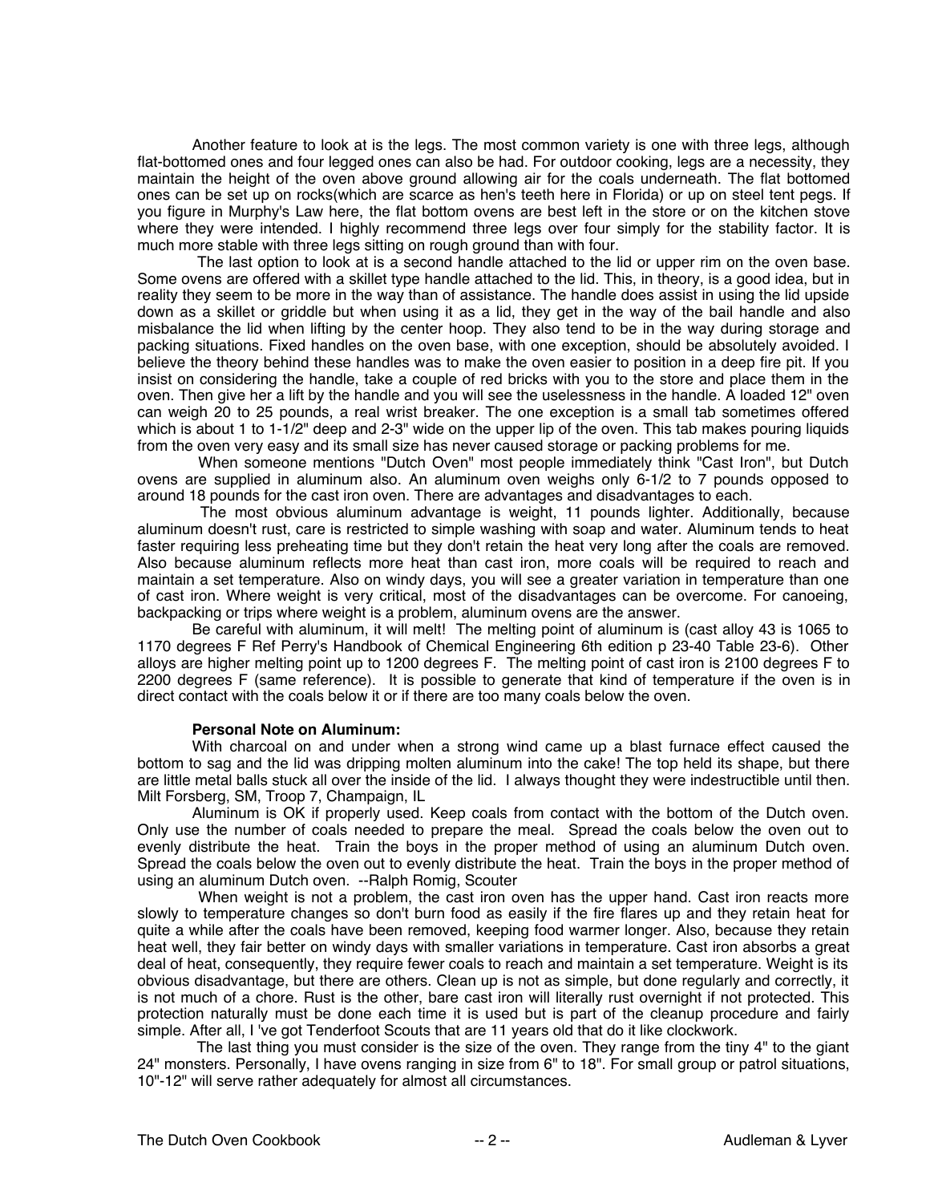Another feature to look at is the legs. The most common variety is one with three legs, although flat-bottomed ones and four legged ones can also be had. For outdoor cooking, legs are a necessity, they maintain the height of the oven above ground allowing air for the coals underneath. The flat bottomed ones can be set up on rocks(which are scarce as hen's teeth here in Florida) or up on steel tent pegs. If you figure in Murphy's Law here, the flat bottom ovens are best left in the store or on the kitchen stove where they were intended. I highly recommend three legs over four simply for the stability factor. It is much more stable with three legs sitting on rough ground than with four.

The last option to look at is a second handle attached to the lid or upper rim on the oven base. Some ovens are offered with a skillet type handle attached to the lid. This, in theory, is a good idea, but in reality they seem to be more in the way than of assistance. The handle does assist in using the lid upside down as a skillet or griddle but when using it as a lid, they get in the way of the bail handle and also misbalance the lid when lifting by the center hoop. They also tend to be in the way during storage and packing situations. Fixed handles on the oven base, with one exception, should be absolutely avoided. I believe the theory behind these handles was to make the oven easier to position in a deep fire pit. If you insist on considering the handle, take a couple of red bricks with you to the store and place them in the oven. Then give her a lift by the handle and you will see the uselessness in the handle. A loaded 12" oven can weigh 20 to 25 pounds, a real wrist breaker. The one exception is a small tab sometimes offered which is about 1 to 1-1/2" deep and 2-3" wide on the upper lip of the oven. This tab makes pouring liquids from the oven very easy and its small size has never caused storage or packing problems for me.

When someone mentions "Dutch Oven" most people immediately think "Cast Iron", but Dutch ovens are supplied in aluminum also. An aluminum oven weighs only 6-1/2 to 7 pounds opposed to around 18 pounds for the cast iron oven. There are advantages and disadvantages to each.

The most obvious aluminum advantage is weight, 11 pounds lighter. Additionally, because aluminum doesn't rust, care is restricted to simple washing with soap and water. Aluminum tends to heat faster requiring less preheating time but they don't retain the heat very long after the coals are removed. Also because aluminum reflects more heat than cast iron, more coals will be required to reach and maintain a set temperature. Also on windy days, you will see a greater variation in temperature than one of cast iron. Where weight is very critical, most of the disadvantages can be overcome. For canoeing, backpacking or trips where weight is a problem, aluminum ovens are the answer.

Be careful with aluminum, it will melt! The melting point of aluminum is (cast alloy 43 is 1065 to 1170 degrees F Ref Perry's Handbook of Chemical Engineering 6th edition p 23-40 Table 23-6). Other alloys are higher melting point up to 1200 degrees F. The melting point of cast iron is 2100 degrees F to 2200 degrees F (same reference). It is possible to generate that kind of temperature if the oven is in direct contact with the coals below it or if there are too many coals below the oven.

**Personal Note on Aluminum:**

With charcoal on and under when a strong wind came up a blast furnace effect caused the bottom to sag and the lid was dripping molten aluminum into the cake! The top held its shape, but there are little metal balls stuck all over the inside of the lid. I always thought they were indestructible until then. Milt Forsberg, SM, Troop 7, Champaign, IL

Aluminum is OK if properly used. Keep coals from contact with the bottom of the Dutch oven. Only use the number of coals needed to prepare the meal. Spread the coals below the oven out to evenly distribute the heat. Train the boys in the proper method of using an aluminum Dutch oven. Spread the coals below the oven out to evenly distribute the heat. Train the boys in the proper method of using an aluminum Dutch oven. --Ralph Romig, Scouter

When weight is not a problem, the cast iron oven has the upper hand. Cast iron reacts more slowly to temperature changes so don't burn food as easily if the fire flares up and they retain heat for quite a while after the coals have been removed, keeping food warmer longer. Also, because they retain heat well, they fair better on windy days with smaller variations in temperature. Cast iron absorbs a great deal of heat, consequently, they require fewer coals to reach and maintain a set temperature. Weight is its obvious disadvantage, but there are others. Clean up is not as simple, but done regularly and correctly, it is not much of a chore. Rust is the other, bare cast iron will literally rust overnight if not protected. This protection naturally must be done each time it is used but is part of the cleanup procedure and fairly simple. After all, I 've got Tenderfoot Scouts that are 11 years old that do it like clockwork.

The last thing you must consider is the size of the oven. They range from the tiny 4" to the giant 24" monsters. Personally, I have ovens ranging in size from 6" to 18". For small group or patrol situations, 10"-12" will serve rather adequately for almost all circumstances.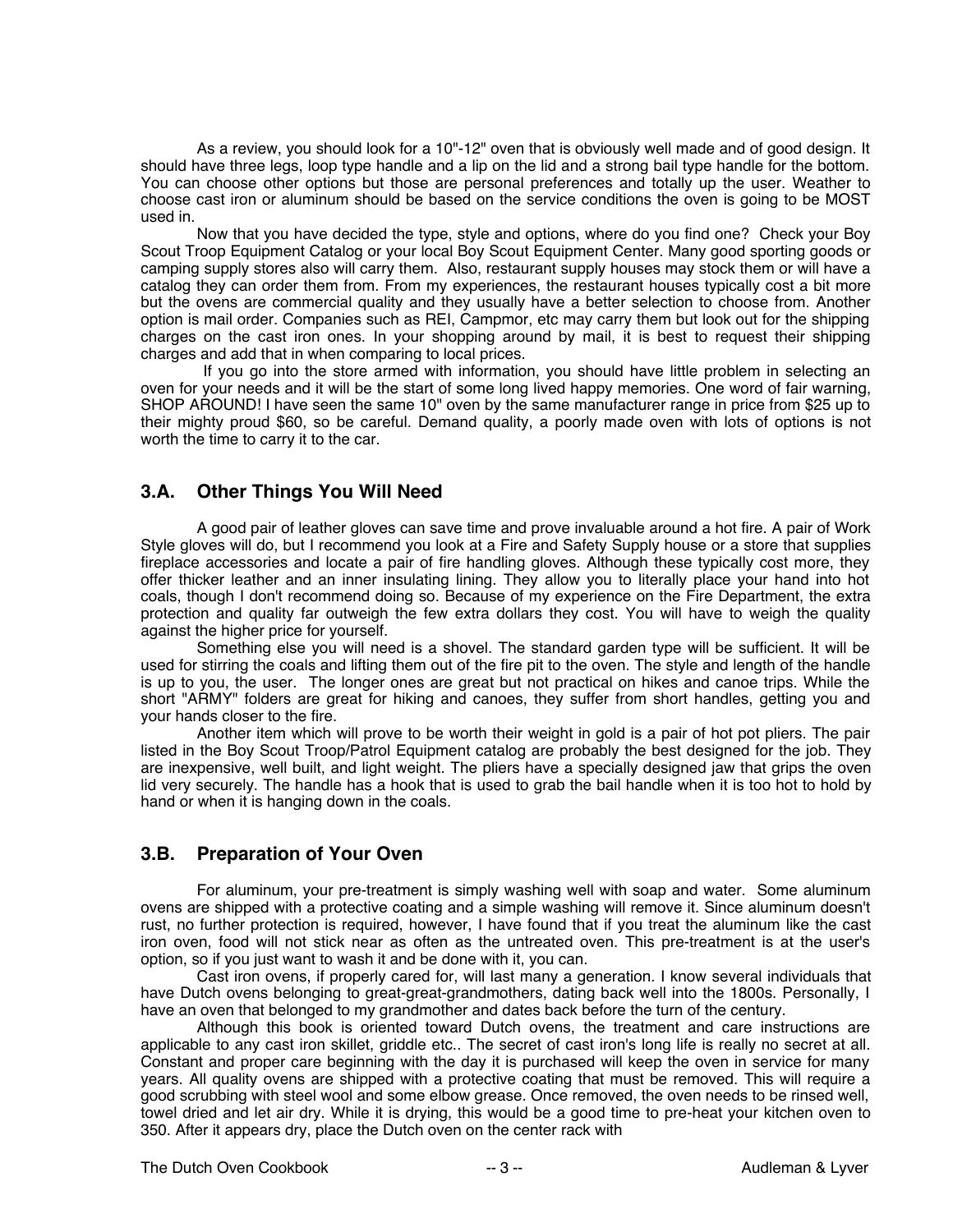As a review, you should look for a 10"-12" oven that is obviously well made and of good design. It should have three legs, loop type handle and a lip on the lid and a strong bail type handle for the bottom. You can choose other options but those are personal preferences and totally up the user. Weather to choose cast iron or aluminum should be based on the service conditions the oven is going to be MOST used in.

Now that you have decided the type, style and options, where do you find one? Check your Boy Scout Troop Equipment Catalog or your local Boy Scout Equipment Center. Many good sporting goods or camping supply stores also will carry them. Also, restaurant supply houses may stock them or will have a catalog they can order them from. From my experiences, the restaurant houses typically cost a bit more but the ovens are commercial quality and they usually have a better selection to choose from. Another option is mail order. Companies such as REI, Campmor, etc may carry them but look out for the shipping charges on the cast iron ones. In your shopping around by mail, it is best to request their shipping charges and add that in when comparing to local prices.

If you go into the store armed with information, you should have little problem in selecting an oven for your needs and it will be the start of some long lived happy memories. One word of fair warning, SHOP AROUND! I have seen the same 10" oven by the same manufacturer range in price from $25 up to their mighty proud $60, so be careful. Demand quality, a poorly made oven with lots of options is not worth the time to carry it to the car.

## 3.A. Other Things You Will Need

A good pair of leather gloves can save time and prove invaluable around a hot fire. A pair of Work Style gloves will do, but I recommend you look at a Fire and Safety Supply house or a store that supplies fireplace accessories and locate a pair of fire handling gloves. Although these typically cost more, they offer thicker leather and an inner insulating lining. They allow you to literally place your hand into hot coals, though I don't recommend doing so. Because of my experience on the Fire Department, the extra protection and quality far outweigh the few extra dollars they cost. You will have to weigh the quality against the higher price for yourself.

Something else you will need is a shovel. The standard garden type will be sufficient. It will be used for stirring the coals and lifting them out of the fire pit to the oven. The style and length of the handle is up to you, the user. The longer ones are great but not practical on hikes and canoe trips. While the short "ARMY" folders are great for hiking and canoes, they suffer from short handles, getting you and your hands closer to the fire.

Another item which will prove to be worth their weight in gold is a pair of hot pot pliers. The pair listed in the Boy Scout Troop/Patrol Equipment catalog are probably the best designed for the job. They are inexpensive, well built, and light weight. The pliers have a specially designed jaw that grips the oven lid very securely. The handle has a hook that is used to grab the bail handle when it is too hot to hold by hand or when it is hanging down in the coals.

## 3.B. Preparation of Your Oven

For aluminum, your pre-treatment is simply washing well with soap and water. Some aluminum ovens are shipped with a protective coating and a simple washing will remove it. Since aluminum doesn't rust, no further protection is required, however, I have found that if you treat the aluminum like the cast iron oven, food will not stick near as often as the untreated oven. This pre-treatment is at the user's option, so if you just want to wash it and be done with it, you can.

Cast iron ovens, if properly cared for, will last many a generation. I know several individuals that have Dutch ovens belonging to great-great-grandmothers, dating back well into the 1800s. Personally, I have an oven that belonged to my grandmother and dates back before the turn of the century.

Although this book is oriented toward Dutch ovens, the treatment and care instructions are applicable to any cast iron skillet, griddle etc.. The secret of cast iron's long life is really no secret at all. Constant and proper care beginning with the day it is purchased will keep the oven in service for many years. All quality ovens are shipped with a protective coating that must be removed. This will require a good scrubbing with steel wool and some elbow grease. Once removed, the oven needs to be rinsed well, towel dried and let air dry. While it is drying, this would be a good time to pre-heat your kitchen oven to 350. After it appears dry, place the Dutch oven on the center rack with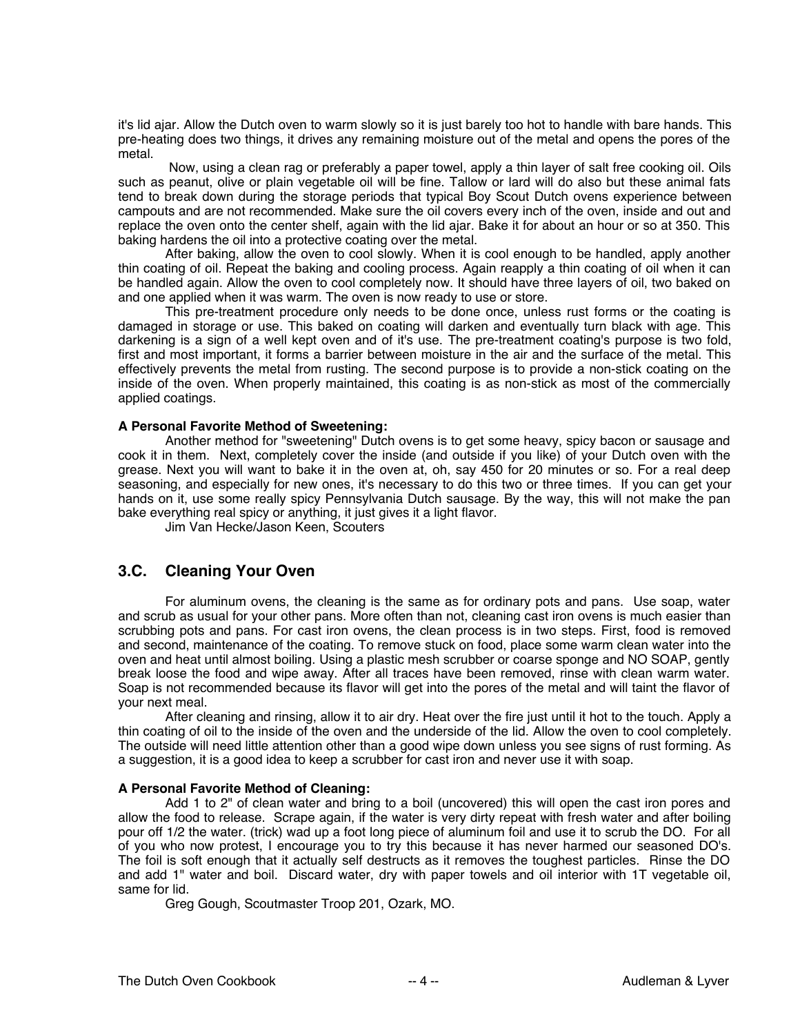it's lid ajar. Allow the Dutch oven to warm slowly so it is just barely too hot to handle with bare hands. This pre-heating does two things, it drives any remaining moisture out of the metal and opens the pores of the metal.

Now, using a clean rag or preferably a paper towel, apply a thin layer of salt free cooking oil. Oils such as peanut, olive or plain vegetable oil will be fine. Tallow or lard will do also but these animal fats tend to break down during the storage periods that typical Boy Scout Dutch ovens experience between campouts and are not recommended. Make sure the oil covers every inch of the oven, inside and out and replace the oven onto the center shelf, again with the lid ajar. Bake it for about an hour or so at 350. This baking hardens the oil into a protective coating over the metal.

After baking, allow the oven to cool slowly. When it is cool enough to be handled, apply another thin coating of oil. Repeat the baking and cooling process. Again reapply a thin coating of oil when it can be handled again. Allow the oven to cool completely now. It should have three layers of oil, two baked on and one applied when it was warm. The oven is now ready to use or store.

This pre-treatment procedure only needs to be done once, unless rust forms or the coating is damaged in storage or use. This baked on coating will darken and eventually turn black with age. This darkening is a sign of a well kept oven and of it's use. The pre-treatment coating's purpose is two fold, first and most important, it forms a barrier between moisture in the air and the surface of the metal. This effectively prevents the metal from rusting. The second purpose is to provide a non-stick coating on the inside of the oven. When properly maintained, this coating is as non-stick as most of the commercially applied coatings.

**A Personal Favorite Method of Sweetening:**

Another method for "sweetening" Dutch ovens is to get some heavy, spicy bacon or sausage and cook it in them. Next, completely cover the inside (and outside if you like) of your Dutch oven with the grease. Next you will want to bake it in the oven at, oh, say 450 for 20 minutes or so. For a real deep seasoning, and especially for new ones, it's necessary to do this two or three times. If you can get your hands on it, use some really spicy Pennsylvania Dutch sausage. By the way, this will not make the pan bake everything real spicy or anything, it just gives it a light flavor.

Jim Van Hecke/Jason Keen, Scouters

## 3.C. Cleaning Your Oven

For aluminum ovens, the cleaning is the same as for ordinary pots and pans. Use soap, water and scrub as usual for your other pans. More often than not, cleaning cast iron ovens is much easier than scrubbing pots and pans. For cast iron ovens, the clean process is in two steps. First, food is removed and second, maintenance of the coating. To remove stuck on food, place some warm clean water into the oven and heat until almost boiling. Using a plastic mesh scrubber or coarse sponge and NO SOAP, gently break loose the food and wipe away. After all traces have been removed, rinse with clean warm water. Soap is not recommended because its flavor will get into the pores of the metal and will taint the flavor of your next meal.

After cleaning and rinsing, allow it to air dry. Heat over the fire just until it hot to the touch. Apply a thin coating of oil to the inside of the oven and the underside of the lid. Allow the oven to cool completely. The outside will need little attention other than a good wipe down unless you see signs of rust forming. As a suggestion, it is a good idea to keep a scrubber for cast iron and never use it with soap.

**A Personal Favorite Method of Cleaning:**

Add 1 to 2" of clean water and bring to a boil (uncovered) this will open the cast iron pores and allow the food to release. Scrape again, if the water is very dirty repeat with fresh water and after boiling pour off 1/2 the water. (trick) wad up a foot long piece of aluminum foil and use it to scrub the DO. For all of you who now protest, I encourage you to try this because it has never harmed our seasoned DO's. The foil is soft enough that it actually self destructs as it removes the toughest particles. Rinse the DO and add 1" water and boil. Discard water, dry with paper towels and oil interior with 1T vegetable oil, same for lid.

Greg Gough, Scoutmaster Troop 201, Ozark, MO.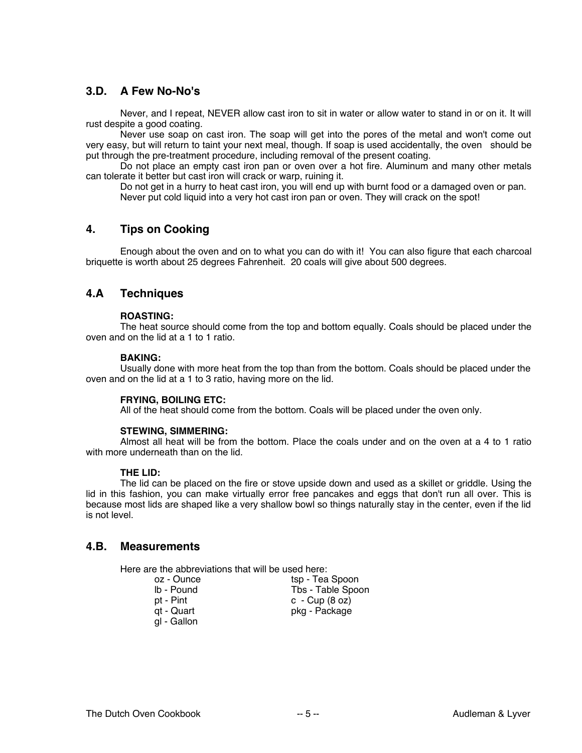## 3.D. A Few No-No's

Never, and I repeat, NEVER allow cast iron to sit in water or allow water to stand in or on it. It will rust despite a good coating.

Never use soap on cast iron. The soap will get into the pores of the metal and won't come out very easy, but will return to taint your next meal, though. If soap is used accidentally, the oven should be put through the pre-treatment procedure, including removal of the present coating.

Do not place an empty cast iron pan or oven over a hot fire. Aluminum and many other metals can tolerate it better but cast iron will crack or warp, ruining it.

Do not get in a hurry to heat cast iron, you will end up with burnt food or a damaged oven or pan.

Never put cold liquid into a very hot cast iron pan or oven. They will crack on the spot!

# 4. Tips on Cooking

Enough about the oven and on to what you can do with it! You can also figure that each charcoal briquette is worth about 25 degrees Fahrenheit. 20 coals will give about 500 degrees.

## 4.A Techniques

**ROASTING:**

The heat source should come from the top and bottom equally. Coals should be placed under the oven and on the lid at a 1 to 1 ratio.

**BAKING:**

Usually done with more heat from the top than from the bottom. Coals should be placed under the oven and on the lid at a 1 to 3 ratio, having more on the lid.

**FRYING, BOILING ETC:**

All of the heat should come from the bottom. Coals will be placed under the oven only.

**STEWING, SIMMERING:**

Almost all heat will be from the bottom. Place the coals under and on the oven at a 4 to 1 ratio with more underneath than on the lid.

**THE LID:**

The lid can be placed on the fire or stove upside down and used as a skillet or griddle. Using the lid in this fashion, you can make virtually error free pancakes and eggs that don't run all over. This is because most lids are shaped like a very shallow bowl so things naturally stay in the center, even if the lid is not level.

## 4.B. Measurements

Here are the abbreviations that will be used here:

| | |
|---|---|
| oz - Ounce | tsp - Tea Spoon |
| lb - Pound | Tbs - Table Spoon |
| pt - Pint | c - Cup (8 oz) |
| qt - Quart | pkg - Package |
| gl - Gallon | |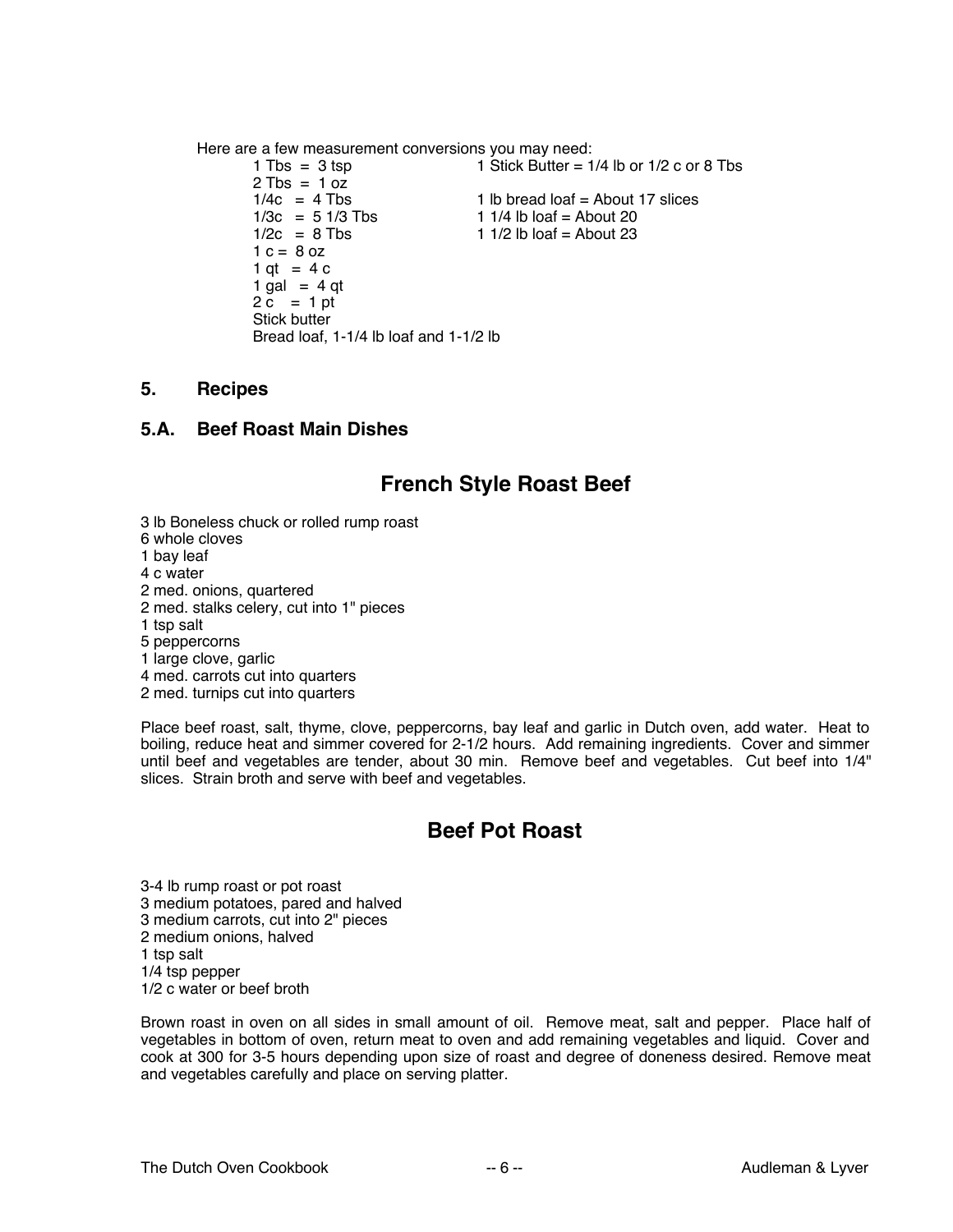Here are a few measurement conversions you may need:

| | |
|---|---|
| 1 Tbs = 3 tsp | 1 Stick Butter = 1/4 lb or 1/2 c or 8 Tbs |
| 2 Tbs = 1 oz | |
| 1/4c = 4 Tbs | 1 lb bread loaf = About 17 slices |
| 1/3c = 5 1/3 Tbs | 1 1/4 lb loaf = About 20 |
| 1/2c = 8 Tbs | 1 1/2 lb loaf = About 23 |
| 1 c = 8 oz | |
| 1 qt = 4 c | |
| 1 gal = 4 qt | |
| 2 c = 1 pt | |
| Stick butter | |
| Bread loaf, 1-1/4 lb loaf and 1-1/2 lb | |

## 5. Recipes

### 5.A. Beef Roast Main Dishes

# French Style Roast Beef

3 lb Boneless chuck or rolled rump roast
6 whole cloves
1 bay leaf
4 c water
2 med. onions, quartered
2 med. stalks celery, cut into 1" pieces
1 tsp salt
5 peppercorns
1 large clove, garlic
4 med. carrots cut into quarters
2 med. turnips cut into quarters

Place beef roast, salt, thyme, clove, peppercorns, bay leaf and garlic in Dutch oven, add water. Heat to boiling, reduce heat and simmer covered for 2-1/2 hours. Add remaining ingredients. Cover and simmer until beef and vegetables are tender, about 30 min. Remove beef and vegetables. Cut beef into 1/4" slices. Strain broth and serve with beef and vegetables.

# Beef Pot Roast

3-4 lb rump roast or pot roast
3 medium potatoes, pared and halved
3 medium carrots, cut into 2" pieces
2 medium onions, halved
1 tsp salt
1/4 tsp pepper
1/2 c water or beef broth

Brown roast in oven on all sides in small amount of oil. Remove meat, salt and pepper. Place half of vegetables in bottom of oven, return meat to oven and add remaining vegetables and liquid. Cover and cook at 300 for 3-5 hours depending upon size of roast and degree of doneness desired. Remove meat and vegetables carefully and place on serving platter.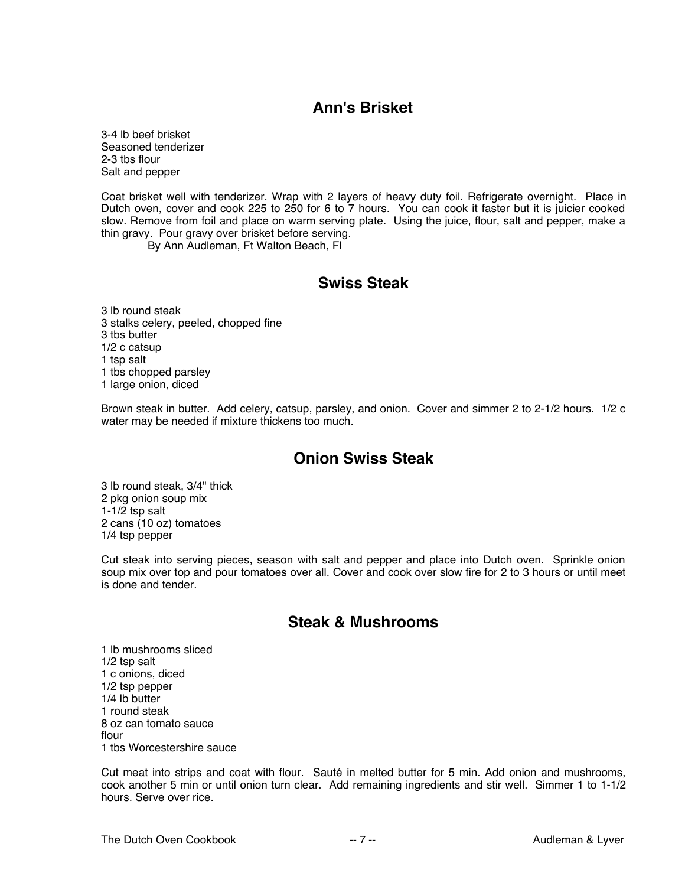## Ann's Brisket

3-4 lb beef brisket
Seasoned tenderizer
2-3 tbs flour
Salt and pepper

Coat brisket well with tenderizer. Wrap with 2 layers of heavy duty foil. Refrigerate overnight. Place in Dutch oven, cover and cook 225 to 250 for 6 to 7 hours. You can cook it faster but it is juicier cooked slow. Remove from foil and place on warm serving plate. Using the juice, flour, salt and pepper, make a thin gravy. Pour gravy over brisket before serving.

By Ann Audleman, Ft Walton Beach, Fl

## Swiss Steak

3 lb round steak
3 stalks celery, peeled, chopped fine
3 tbs butter
1/2 c catsup
1 tsp salt
1 tbs chopped parsley
1 large onion, diced

Brown steak in butter. Add celery, catsup, parsley, and onion. Cover and simmer 2 to 2-1/2 hours. 1/2 c water may be needed if mixture thickens too much.

## Onion Swiss Steak

3 lb round steak, 3/4" thick
2 pkg onion soup mix
1-1/2 tsp salt
2 cans (10 oz) tomatoes
1/4 tsp pepper

Cut steak into serving pieces, season with salt and pepper and place into Dutch oven. Sprinkle onion soup mix over top and pour tomatoes over all. Cover and cook over slow fire for 2 to 3 hours or until meet is done and tender.

## Steak & Mushrooms

1 lb mushrooms sliced
1/2 tsp salt
1 c onions, diced
1/2 tsp pepper
1/4 lb butter
1 round steak
8 oz can tomato sauce
flour
1 tbs Worcestershire sauce

Cut meat into strips and coat with flour. Sauté in melted butter for 5 min. Add onion and mushrooms, cook another 5 min or until onion turn clear. Add remaining ingredients and stir well. Simmer 1 to 1-1/2 hours. Serve over rice.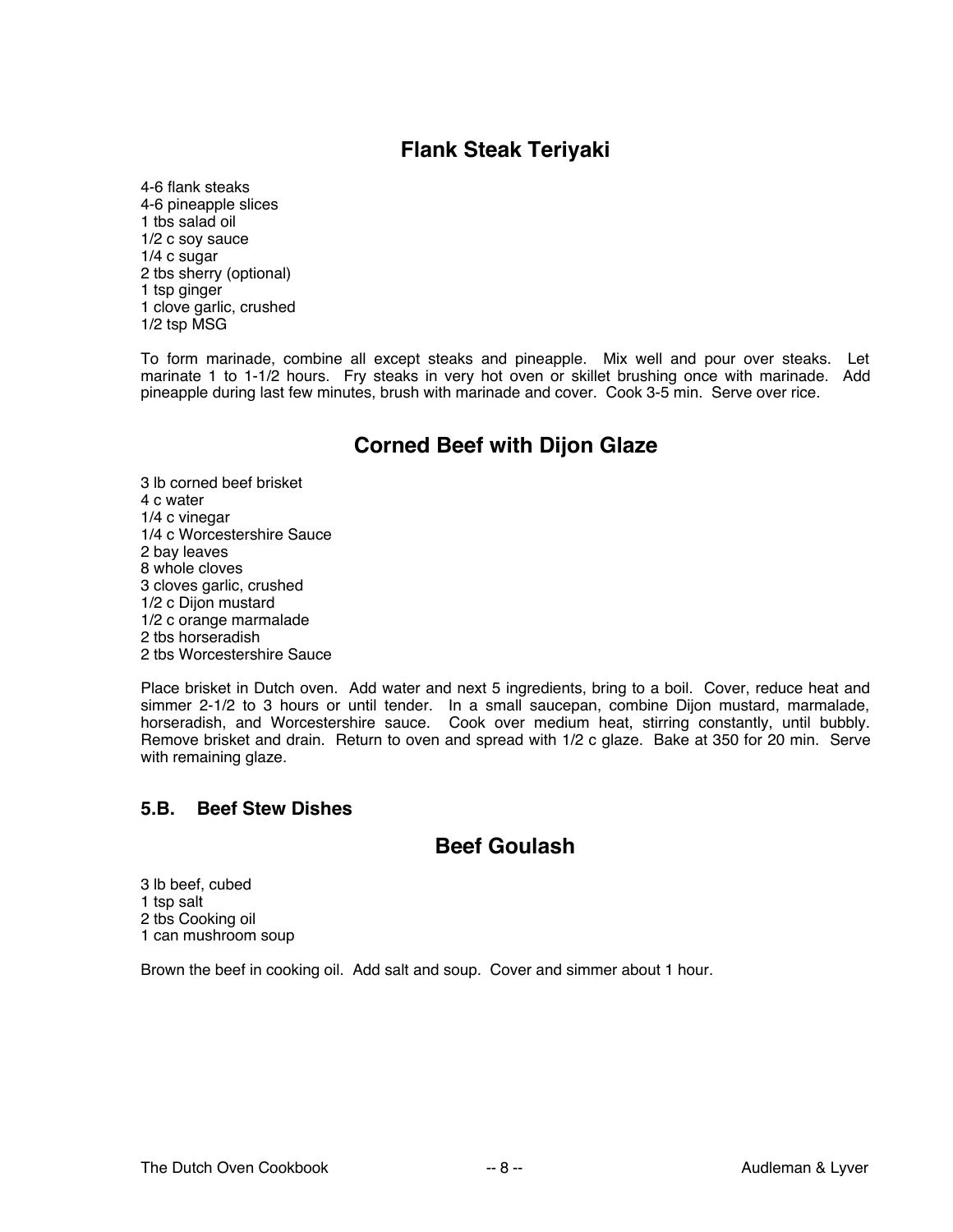## Flank Steak Teriyaki

4-6 flank steaks
4-6 pineapple slices
1 tbs salad oil
1/2 c soy sauce
1/4 c sugar
2 tbs sherry (optional)
1 tsp ginger
1 clove garlic, crushed
1/2 tsp MSG

To form marinade, combine all except steaks and pineapple. Mix well and pour over steaks. Let marinate 1 to 1-1/2 hours. Fry steaks in very hot oven or skillet brushing once with marinade. Add pineapple during last few minutes, brush with marinade and cover. Cook 3-5 min. Serve over rice.

## Corned Beef with Dijon Glaze

3 lb corned beef brisket
4 c water
1/4 c vinegar
1/4 c Worcestershire Sauce
2 bay leaves
8 whole cloves
3 cloves garlic, crushed
1/2 c Dijon mustard
1/2 c orange marmalade
2 tbs horseradish
2 tbs Worcestershire Sauce

Place brisket in Dutch oven. Add water and next 5 ingredients, bring to a boil. Cover, reduce heat and simmer 2-1/2 to 3 hours or until tender. In a small saucepan, combine Dijon mustard, marmalade, horseradish, and Worcestershire sauce. Cook over medium heat, stirring constantly, until bubbly. Remove brisket and drain. Return to oven and spread with 1/2 c glaze. Bake at 350 for 20 min. Serve with remaining glaze.

### 5.B. Beef Stew Dishes

## Beef Goulash

3 lb beef, cubed
1 tsp salt
2 tbs Cooking oil
1 can mushroom soup

Brown the beef in cooking oil. Add salt and soup. Cover and simmer about 1 hour.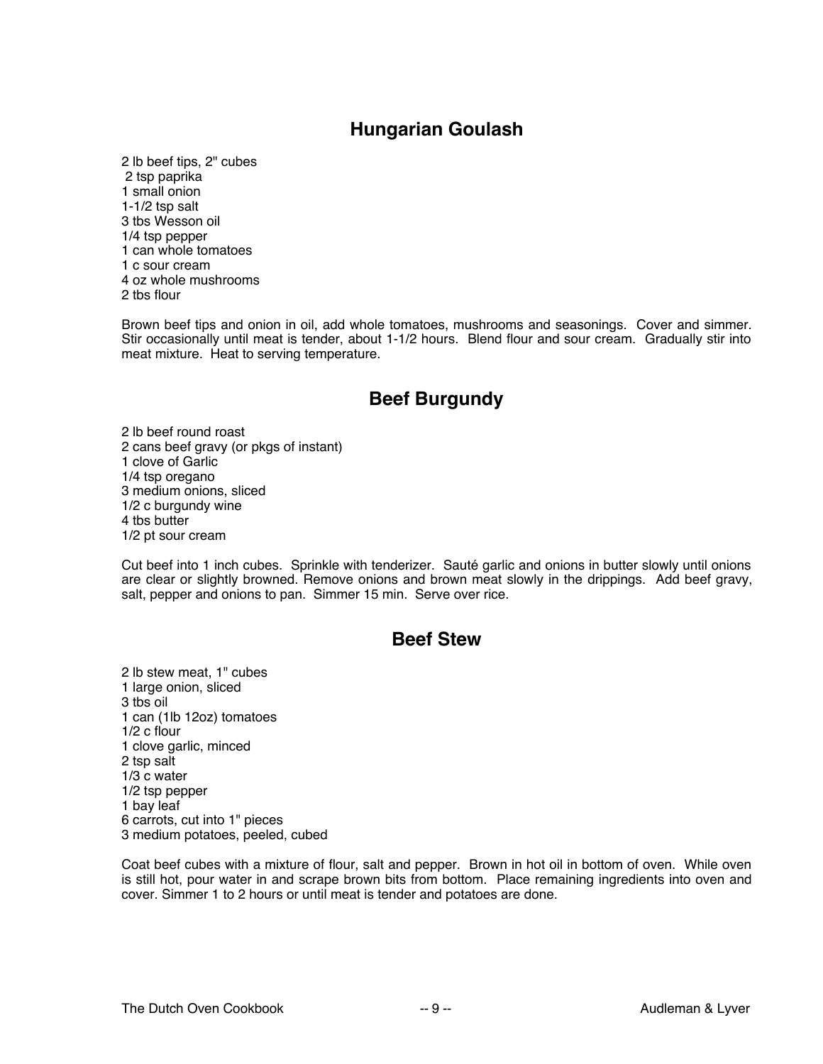## Hungarian Goulash

2 lb beef tips, 2" cubes
2 tsp paprika
1 small onion
1-1/2 tsp salt
3 tbs Wesson oil
1/4 tsp pepper
1 can whole tomatoes
1 c sour cream
4 oz whole mushrooms
2 tbs flour

Brown beef tips and onion in oil, add whole tomatoes, mushrooms and seasonings. Cover and simmer. Stir occasionally until meat is tender, about 1-1/2 hours. Blend flour and sour cream. Gradually stir into meat mixture. Heat to serving temperature.

## Beef Burgundy

2 lb beef round roast
2 cans beef gravy (or pkgs of instant)
1 clove of Garlic
1/4 tsp oregano
3 medium onions, sliced
1/2 c burgundy wine
4 tbs butter
1/2 pt sour cream

Cut beef into 1 inch cubes. Sprinkle with tenderizer. Sauté garlic and onions in butter slowly until onions are clear or slightly browned. Remove onions and brown meat slowly in the drippings. Add beef gravy, salt, pepper and onions to pan. Simmer 15 min. Serve over rice.

## Beef Stew

2 lb stew meat, 1" cubes
1 large onion, sliced
3 tbs oil
1 can (1lb 12oz) tomatoes
1/2 c flour
1 clove garlic, minced
2 tsp salt
1/3 c water
1/2 tsp pepper
1 bay leaf
6 carrots, cut into 1" pieces
3 medium potatoes, peeled, cubed

Coat beef cubes with a mixture of flour, salt and pepper. Brown in hot oil in bottom of oven. While oven is still hot, pour water in and scrape brown bits from bottom. Place remaining ingredients into oven and cover. Simmer 1 to 2 hours or until meat is tender and potatoes are done.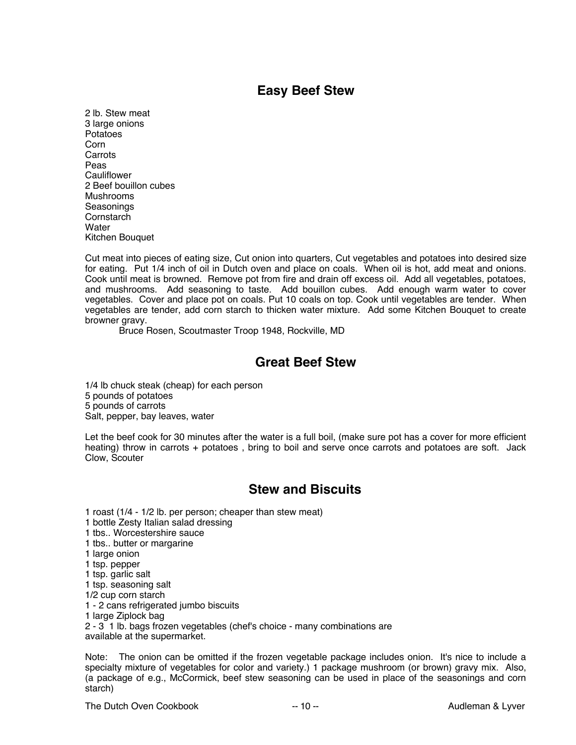## Easy Beef Stew

2 lb. Stew meat
3 large onions
Potatoes
Corn
Carrots
Peas
Cauliflower
2 Beef bouillon cubes
Mushrooms
Seasonings
Cornstarch
Water
Kitchen Bouquet

Cut meat into pieces of eating size, Cut onion into quarters, Cut vegetables and potatoes into desired size for eating. Put 1/4 inch of oil in Dutch oven and place on coals. When oil is hot, add meat and onions. Cook until meat is browned. Remove pot from fire and drain off excess oil. Add all vegetables, potatoes, and mushrooms. Add seasoning to taste. Add bouillon cubes. Add enough warm water to cover vegetables. Cover and place pot on coals. Put 10 coals on top. Cook until vegetables are tender. When vegetables are tender, add corn starch to thicken water mixture. Add some Kitchen Bouquet to create browner gravy.

Bruce Rosen, Scoutmaster Troop 1948, Rockville, MD

## Great Beef Stew

1/4 lb chuck steak (cheap) for each person
5 pounds of potatoes
5 pounds of carrots
Salt, pepper, bay leaves, water

Let the beef cook for 30 minutes after the water is a full boil, (make sure pot has a cover for more efficient heating) throw in carrots + potatoes , bring to boil and serve once carrots and potatoes are soft. Jack Clow, Scouter

## Stew and Biscuits

1 roast (1/4 - 1/2 lb. per person; cheaper than stew meat)
1 bottle Zesty Italian salad dressing
1 tbs.. Worcestershire sauce
1 tbs.. butter or margarine
1 large onion
1 tsp. pepper
1 tsp. garlic salt
1 tsp. seasoning salt
1/2 cup corn starch
1 - 2 cans refrigerated jumbo biscuits
1 large Ziplock bag
2 - 3 1 lb. bags frozen vegetables (chef's choice - many combinations are available at the supermarket.

Note: The onion can be omitted if the frozen vegetable package includes onion. It's nice to include a specialty mixture of vegetables for color and variety.) 1 package mushroom (or brown) gravy mix. Also, (a package of e.g., McCormick, beef stew seasoning can be used in place of the seasonings and corn starch)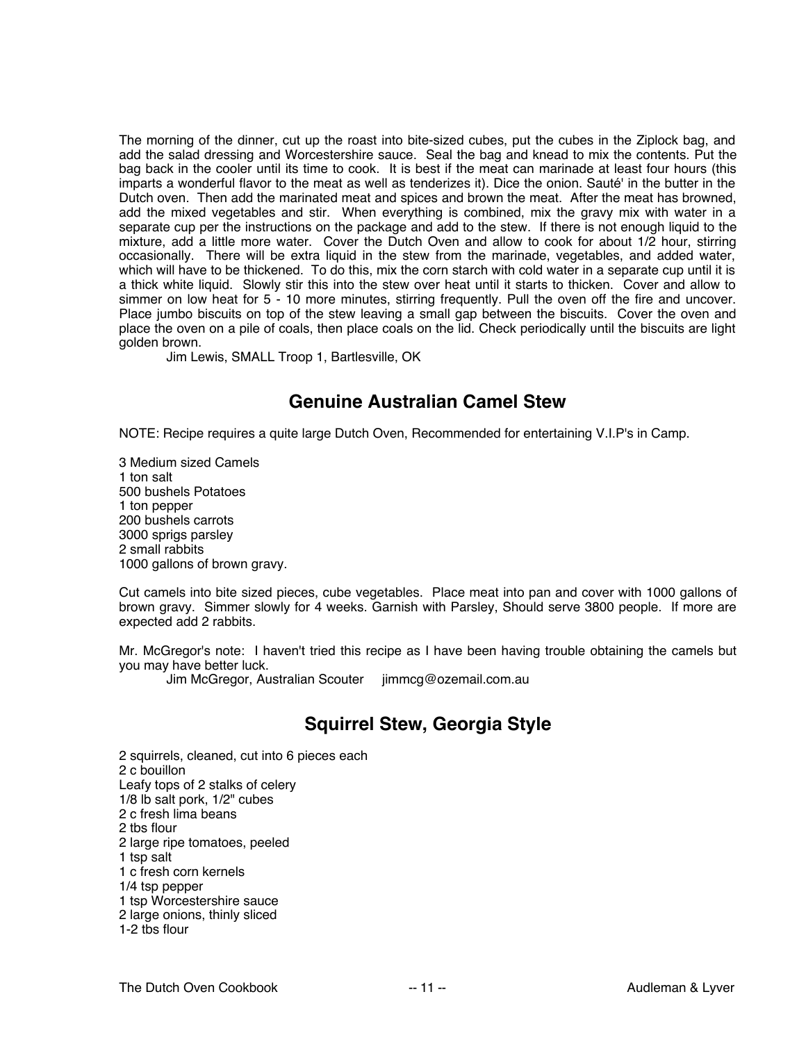The morning of the dinner, cut up the roast into bite-sized cubes, put the cubes in the Ziplock bag, and add the salad dressing and Worcestershire sauce. Seal the bag and knead to mix the contents. Put the bag back in the cooler until its time to cook. It is best if the meat can marinade at least four hours (this imparts a wonderful flavor to the meat as well as tenderizes it). Dice the onion. Sauté' in the butter in the Dutch oven. Then add the marinated meat and spices and brown the meat. After the meat has browned, add the mixed vegetables and stir. When everything is combined, mix the gravy mix with water in a separate cup per the instructions on the package and add to the stew. If there is not enough liquid to the mixture, add a little more water. Cover the Dutch Oven and allow to cook for about 1/2 hour, stirring occasionally. There will be extra liquid in the stew from the marinade, vegetables, and added water, which will have to be thickened. To do this, mix the corn starch with cold water in a separate cup until it is a thick white liquid. Slowly stir this into the stew over heat until it starts to thicken. Cover and allow to simmer on low heat for 5 - 10 more minutes, stirring frequently. Pull the oven off the fire and uncover. Place jumbo biscuits on top of the stew leaving a small gap between the biscuits. Cover the oven and place the oven on a pile of coals, then place coals on the lid. Check periodically until the biscuits are light golden brown.

Jim Lewis, SMALL Troop 1, Bartlesville, OK

## Genuine Australian Camel Stew

NOTE: Recipe requires a quite large Dutch Oven, Recommended for entertaining V.I.P's in Camp.

3 Medium sized Camels
1 ton salt
500 bushels Potatoes
1 ton pepper
200 bushels carrots
3000 sprigs parsley
2 small rabbits
1000 gallons of brown gravy.

Cut camels into bite sized pieces, cube vegetables. Place meat into pan and cover with 1000 gallons of brown gravy. Simmer slowly for 4 weeks. Garnish with Parsley, Should serve 3800 people. If more are expected add 2 rabbits.

Mr. McGregor's note: I haven't tried this recipe as I have been having trouble obtaining the camels but you may have better luck.

Jim McGregor, Australian Scouter jimmcg@ozemail.com.au

## Squirrel Stew, Georgia Style

2 squirrels, cleaned, cut into 6 pieces each
2 c bouillon
Leafy tops of 2 stalks of celery
1/8 lb salt pork, 1/2" cubes
2 c fresh lima beans
2 tbs flour
2 large ripe tomatoes, peeled
1 tsp salt
1 c fresh corn kernels
1/4 tsp pepper
1 tsp Worcestershire sauce
2 large onions, thinly sliced
1-2 tbs flour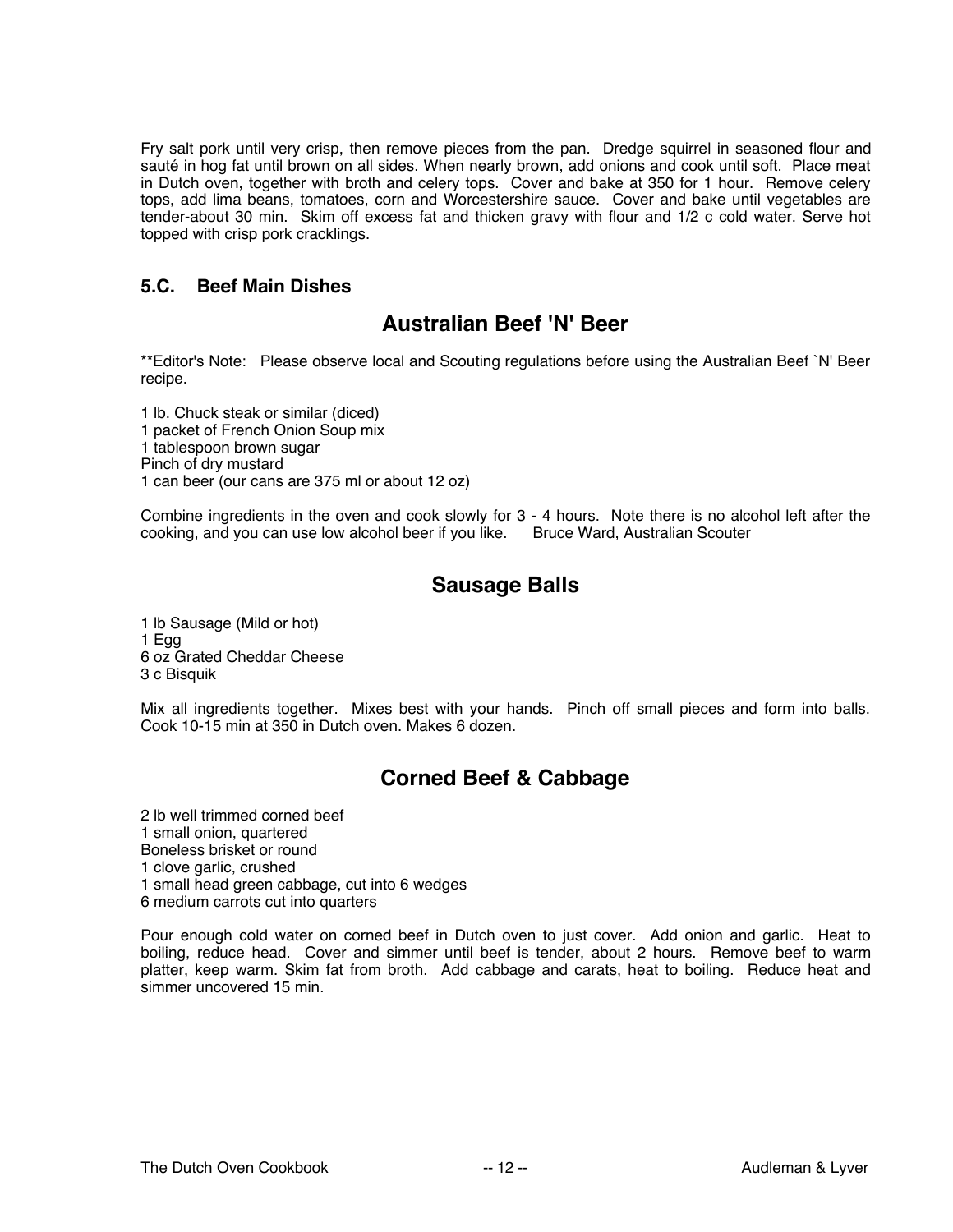Fry salt pork until very crisp, then remove pieces from the pan. Dredge squirrel in seasoned flour and sauté in hog fat until brown on all sides. When nearly brown, add onions and cook until soft. Place meat in Dutch oven, together with broth and celery tops. Cover and bake at 350 for 1 hour. Remove celery tops, add lima beans, tomatoes, corn and Worcestershire sauce. Cover and bake until vegetables are tender-about 30 min. Skim off excess fat and thicken gravy with flour and 1/2 c cold water. Serve hot topped with crisp pork cracklings.

### 5.C. Beef Main Dishes

## Australian Beef 'N' Beer

**Editor's Note: Please observe local and Scouting regulations before using the Australian Beef `N' Beer recipe.

1 lb. Chuck steak or similar (diced)
1 packet of French Onion Soup mix
1 tablespoon brown sugar
Pinch of dry mustard
1 can beer (our cans are 375 ml or about 12 oz)

Combine ingredients in the oven and cook slowly for 3 - 4 hours. Note there is no alcohol left after the cooking, and you can use low alcohol beer if you like. Bruce Ward, Australian Scouter

## Sausage Balls

1 lb Sausage (Mild or hot)
1 Egg
6 oz Grated Cheddar Cheese
3 c Bisquik

Mix all ingredients together. Mixes best with your hands. Pinch off small pieces and form into balls. Cook 10-15 min at 350 in Dutch oven. Makes 6 dozen.

## Corned Beef & Cabbage

2 lb well trimmed corned beef
1 small onion, quartered
Boneless brisket or round
1 clove garlic, crushed
1 small head green cabbage, cut into 6 wedges
6 medium carrots cut into quarters

Pour enough cold water on corned beef in Dutch oven to just cover. Add onion and garlic. Heat to boiling, reduce head. Cover and simmer until beef is tender, about 2 hours. Remove beef to warm platter, keep warm. Skim fat from broth. Add cabbage and carats, heat to boiling. Reduce heat and simmer uncovered 15 min.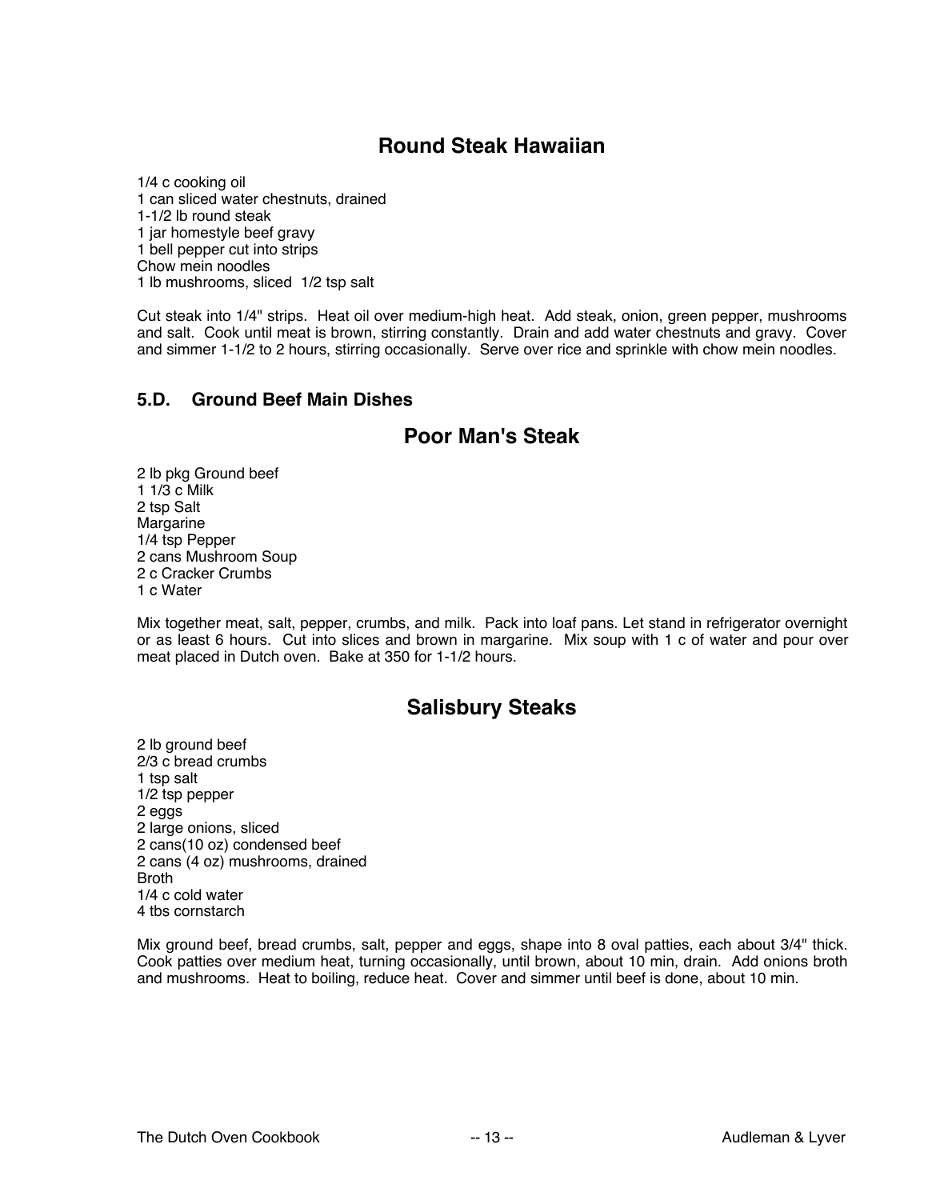## Round Steak Hawaiian

1/4 c cooking oil
1 can sliced water chestnuts, drained
1-1/2 lb round steak
1 jar homestyle beef gravy
1 bell pepper cut into strips
Chow mein noodles
1 lb mushrooms, sliced  1/2 tsp salt

Cut steak into 1/4" strips.  Heat oil over medium-high heat.  Add steak, onion, green pepper, mushrooms and salt.  Cook until meat is brown, stirring constantly.  Drain and add water chestnuts and gravy.  Cover and simmer 1-1/2 to 2 hours, stirring occasionally.  Serve over rice and sprinkle with chow mein noodles.

### 5.D. Ground Beef Main Dishes

## Poor Man's Steak

2 lb pkg Ground beef
1 1/3 c Milk
2 tsp Salt
Margarine
1/4 tsp Pepper
2 cans Mushroom Soup
2 c Cracker Crumbs
1 c Water

Mix together meat, salt, pepper, crumbs, and milk.  Pack into loaf pans. Let stand in refrigerator overnight or as least 6 hours.  Cut into slices and brown in margarine.  Mix soup with 1 c of water and pour over meat placed in Dutch oven.  Bake at 350 for 1-1/2 hours.

## Salisbury Steaks

2 lb ground beef
2/3 c bread crumbs
1 tsp salt
1/2 tsp pepper
2 eggs
2 large onions, sliced
2 cans(10 oz) condensed beef
2 cans (4 oz) mushrooms, drained
Broth
1/4 c cold water
4 tbs cornstarch

Mix ground beef, bread crumbs, salt, pepper and eggs, shape into 8 oval patties, each about 3/4" thick. Cook patties over medium heat, turning occasionally, until brown, about 10 min, drain.  Add onions broth and mushrooms.  Heat to boiling, reduce heat.  Cover and simmer until beef is done, about 10 min.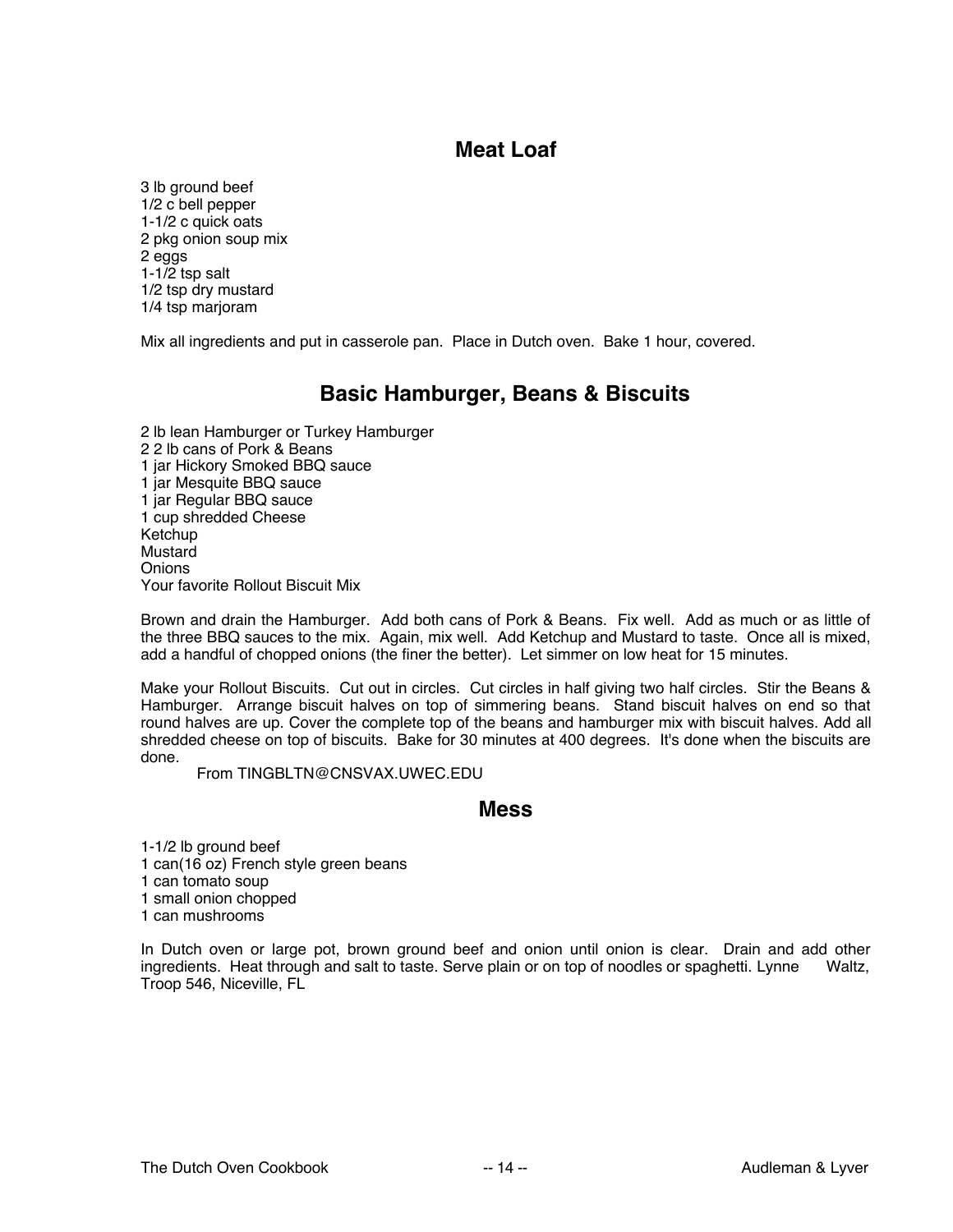## Meat Loaf

3 lb ground beef
1/2 c bell pepper
1-1/2 c quick oats
2 pkg onion soup mix
2 eggs
1-1/2 tsp salt
1/2 tsp dry mustard
1/4 tsp marjoram

Mix all ingredients and put in casserole pan. Place in Dutch oven. Bake 1 hour, covered.

## Basic Hamburger, Beans & Biscuits

2 lb lean Hamburger or Turkey Hamburger
2 2 lb cans of Pork & Beans
1 jar Hickory Smoked BBQ sauce
1 jar Mesquite BBQ sauce
1 jar Regular BBQ sauce
1 cup shredded Cheese
Ketchup
Mustard
Onions
Your favorite Rollout Biscuit Mix

Brown and drain the Hamburger. Add both cans of Pork & Beans. Fix well. Add as much or as little of the three BBQ sauces to the mix. Again, mix well. Add Ketchup and Mustard to taste. Once all is mixed, add a handful of chopped onions (the finer the better). Let simmer on low heat for 15 minutes.

Make your Rollout Biscuits. Cut out in circles. Cut circles in half giving two half circles. Stir the Beans & Hamburger. Arrange biscuit halves on top of simmering beans. Stand biscuit halves on end so that round halves are up. Cover the complete top of the beans and hamburger mix with biscuit halves. Add all shredded cheese on top of biscuits. Bake for 30 minutes at 400 degrees. It's done when the biscuits are done.

From TINGBLTN@CNSVAX.UWEC.EDU

## Mess

1-1/2 lb ground beef
1 can(16 oz) French style green beans
1 can tomato soup
1 small onion chopped
1 can mushrooms

In Dutch oven or large pot, brown ground beef and onion until onion is clear. Drain and add other ingredients. Heat through and salt to taste. Serve plain or on top of noodles or spaghetti. Lynne Waltz, Troop 546, Niceville, FL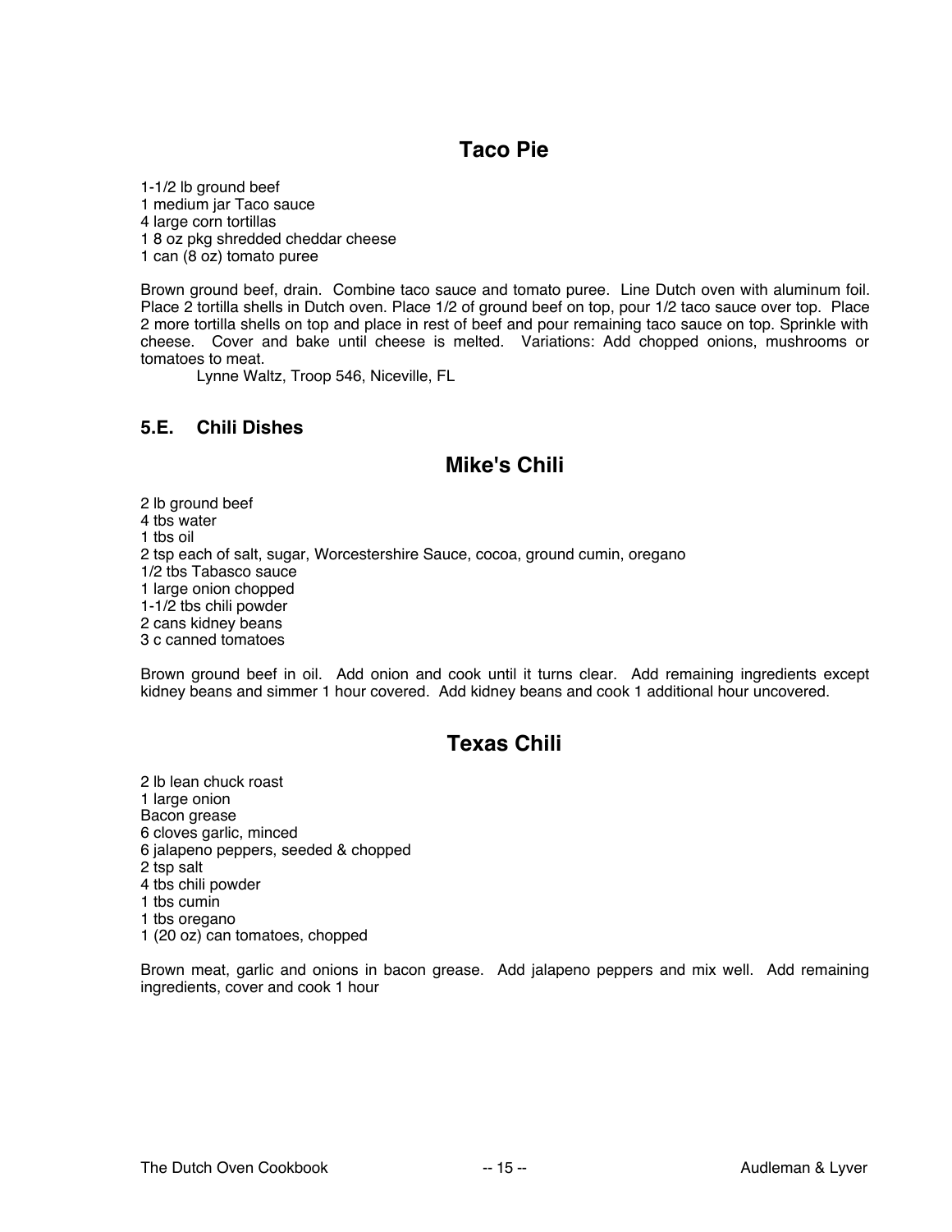## Taco Pie

1-1/2 lb ground beef
1 medium jar Taco sauce
4 large corn tortillas
1 8 oz pkg shredded cheddar cheese
1 can (8 oz) tomato puree

Brown ground beef, drain. Combine taco sauce and tomato puree. Line Dutch oven with aluminum foil. Place 2 tortilla shells in Dutch oven. Place 1/2 of ground beef on top, pour 1/2 taco sauce over top. Place 2 more tortilla shells on top and place in rest of beef and pour remaining taco sauce on top. Sprinkle with cheese. Cover and bake until cheese is melted. Variations: Add chopped onions, mushrooms or tomatoes to meat.

Lynne Waltz, Troop 546, Niceville, FL

### 5.E. Chili Dishes

## Mike's Chili

2 lb ground beef
4 tbs water
1 tbs oil
2 tsp each of salt, sugar, Worcestershire Sauce, cocoa, ground cumin, oregano
1/2 tbs Tabasco sauce
1 large onion chopped
1-1/2 tbs chili powder
2 cans kidney beans
3 c canned tomatoes

Brown ground beef in oil. Add onion and cook until it turns clear. Add remaining ingredients except kidney beans and simmer 1 hour covered. Add kidney beans and cook 1 additional hour uncovered.

## Texas Chili

2 lb lean chuck roast
1 large onion
Bacon grease
6 cloves garlic, minced
6 jalapeno peppers, seeded & chopped
2 tsp salt
4 tbs chili powder
1 tbs cumin
1 tbs oregano
1 (20 oz) can tomatoes, chopped

Brown meat, garlic and onions in bacon grease. Add jalapeno peppers and mix well. Add remaining ingredients, cover and cook 1 hour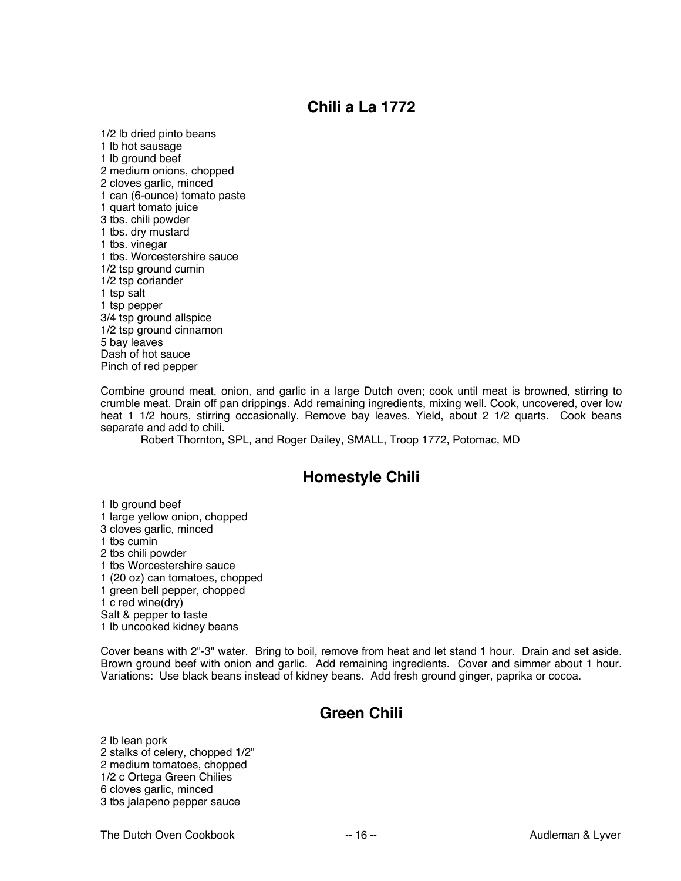## Chili a La 1772

1/2 lb dried pinto beans
1 lb hot sausage
1 lb ground beef
2 medium onions, chopped
2 cloves garlic, minced
1 can (6-ounce) tomato paste
1 quart tomato juice
3 tbs. chili powder
1 tbs. dry mustard
1 tbs. vinegar
1 tbs. Worcestershire sauce
1/2 tsp ground cumin
1/2 tsp coriander
1 tsp salt
1 tsp pepper
3/4 tsp ground allspice
1/2 tsp ground cinnamon
5 bay leaves
Dash of hot sauce
Pinch of red pepper

Combine ground meat, onion, and garlic in a large Dutch oven; cook until meat is browned, stirring to crumble meat. Drain off pan drippings. Add remaining ingredients, mixing well. Cook, uncovered, over low heat 1 1/2 hours, stirring occasionally. Remove bay leaves. Yield, about 2 1/2 quarts. Cook beans separate and add to chili.

Robert Thornton, SPL, and Roger Dailey, SMALL, Troop 1772, Potomac, MD

## Homestyle Chili

1 lb ground beef
1 large yellow onion, chopped
3 cloves garlic, minced
1 tbs cumin
2 tbs chili powder
1 tbs Worcestershire sauce
1 (20 oz) can tomatoes, chopped
1 green bell pepper, chopped
1 c red wine(dry)
Salt & pepper to taste
1 lb uncooked kidney beans

Cover beans with 2"-3" water. Bring to boil, remove from heat and let stand 1 hour. Drain and set aside. Brown ground beef with onion and garlic. Add remaining ingredients. Cover and simmer about 1 hour. Variations: Use black beans instead of kidney beans. Add fresh ground ginger, paprika or cocoa.

## Green Chili

2 lb lean pork
2 stalks of celery, chopped 1/2"
2 medium tomatoes, chopped
1/2 c Ortega Green Chilies
6 cloves garlic, minced
3 tbs jalapeno pepper sauce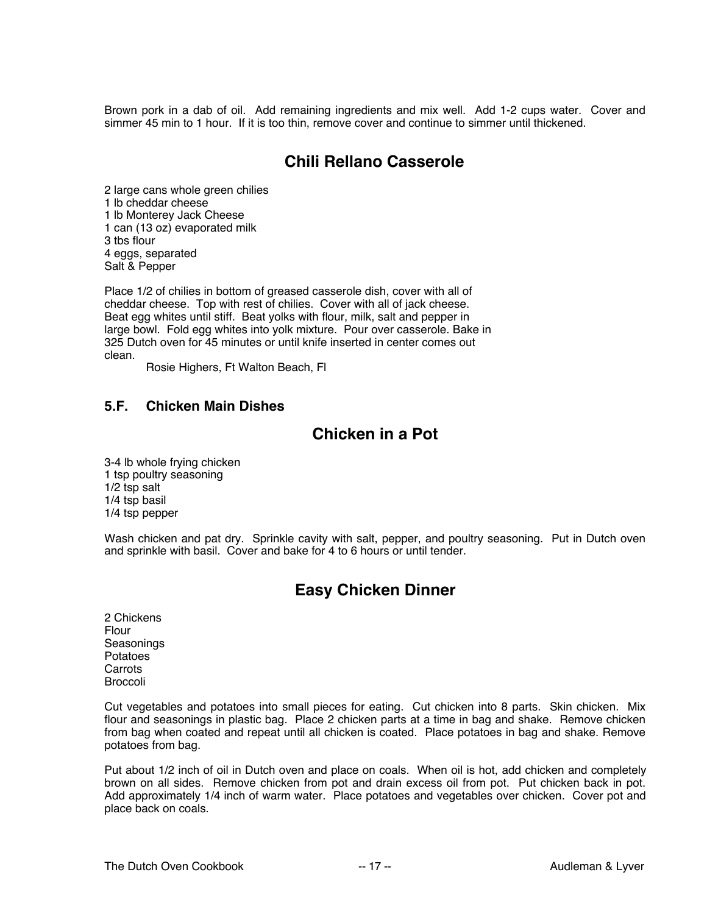Brown pork in a dab of oil. Add remaining ingredients and mix well. Add 1-2 cups water. Cover and simmer 45 min to 1 hour. If it is too thin, remove cover and continue to simmer until thickened.

## Chili Rellano Casserole

2 large cans whole green chilies
1 lb cheddar cheese
1 lb Monterey Jack Cheese
1 can (13 oz) evaporated milk
3 tbs flour
4 eggs, separated
Salt & Pepper

Place 1/2 of chilies in bottom of greased casserole dish, cover with all of cheddar cheese. Top with rest of chilies. Cover with all of jack cheese. Beat egg whites until stiff. Beat yolks with flour, milk, salt and pepper in large bowl. Fold egg whites into yolk mixture. Pour over casserole. Bake in 325 Dutch oven for 45 minutes or until knife inserted in center comes out clean.

Rosie Highers, Ft Walton Beach, Fl

### 5.F. Chicken Main Dishes

## Chicken in a Pot

3-4 lb whole frying chicken
1 tsp poultry seasoning
1/2 tsp salt
1/4 tsp basil
1/4 tsp pepper

Wash chicken and pat dry. Sprinkle cavity with salt, pepper, and poultry seasoning. Put in Dutch oven and sprinkle with basil. Cover and bake for 4 to 6 hours or until tender.

## Easy Chicken Dinner

2 Chickens
Flour
Seasonings
Potatoes
Carrots
Broccoli

Cut vegetables and potatoes into small pieces for eating. Cut chicken into 8 parts. Skin chicken. Mix flour and seasonings in plastic bag. Place 2 chicken parts at a time in bag and shake. Remove chicken from bag when coated and repeat until all chicken is coated. Place potatoes in bag and shake. Remove potatoes from bag.

Put about 1/2 inch of oil in Dutch oven and place on coals. When oil is hot, add chicken and completely brown on all sides. Remove chicken from pot and drain excess oil from pot. Put chicken back in pot. Add approximately 1/4 inch of warm water. Place potatoes and vegetables over chicken. Cover pot and place back on coals.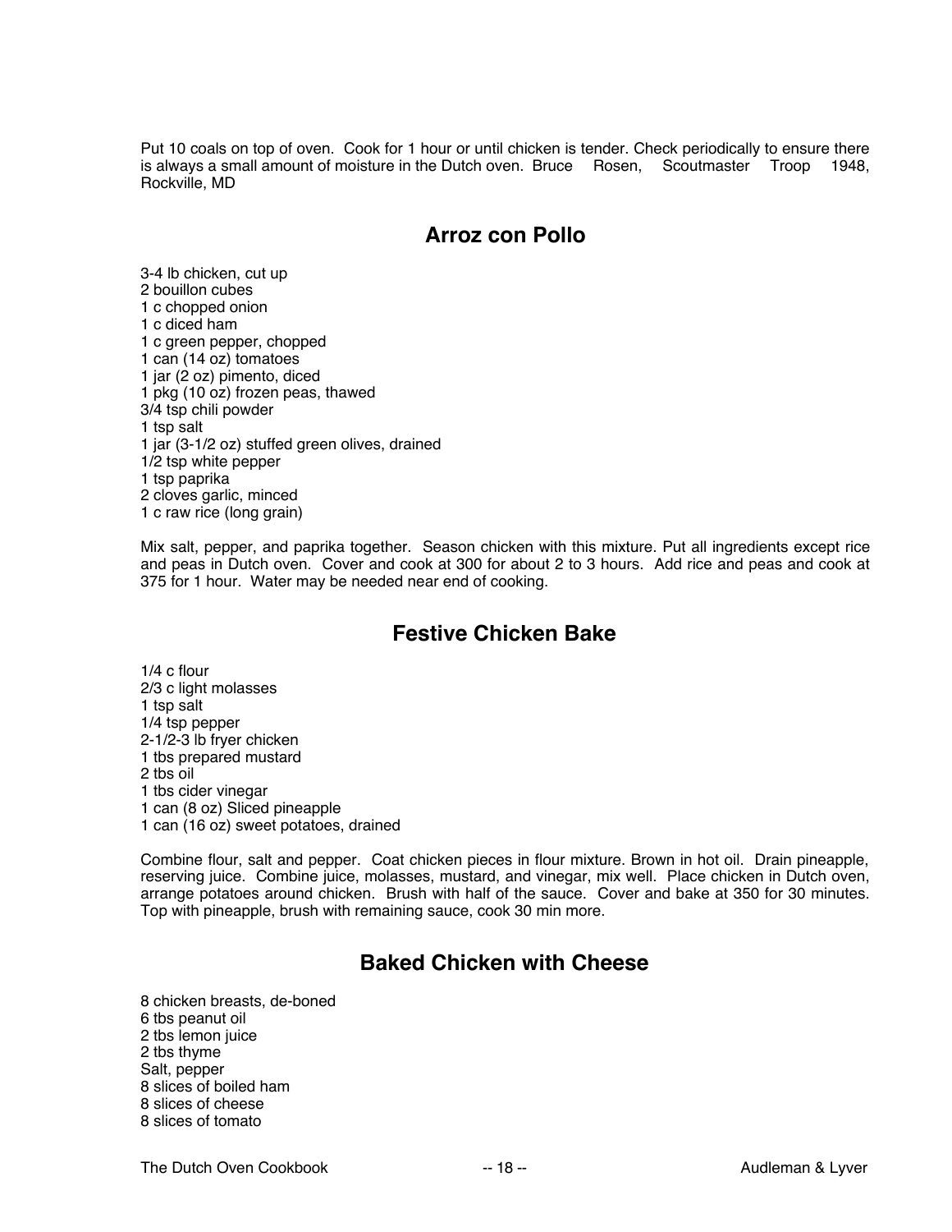Put 10 coals on top of oven. Cook for 1 hour or until chicken is tender. Check periodically to ensure there is always a small amount of moisture in the Dutch oven. Bruce Rosen, Scoutmaster Troop 1948, Rockville, MD

## Arroz con Pollo

3-4 lb chicken, cut up
2 bouillon cubes
1 c chopped onion
1 c diced ham
1 c green pepper, chopped
1 can (14 oz) tomatoes
1 jar (2 oz) pimento, diced
1 pkg (10 oz) frozen peas, thawed
3/4 tsp chili powder
1 tsp salt
1 jar (3-1/2 oz) stuffed green olives, drained
1/2 tsp white pepper
1 tsp paprika
2 cloves garlic, minced
1 c raw rice (long grain)

Mix salt, pepper, and paprika together. Season chicken with this mixture. Put all ingredients except rice and peas in Dutch oven. Cover and cook at 300 for about 2 to 3 hours. Add rice and peas and cook at 375 for 1 hour. Water may be needed near end of cooking.

## Festive Chicken Bake

1/4 c flour
2/3 c light molasses
1 tsp salt
1/4 tsp pepper
2-1/2-3 lb fryer chicken
1 tbs prepared mustard
2 tbs oil
1 tbs cider vinegar
1 can (8 oz) Sliced pineapple
1 can (16 oz) sweet potatoes, drained

Combine flour, salt and pepper. Coat chicken pieces in flour mixture. Brown in hot oil. Drain pineapple, reserving juice. Combine juice, molasses, mustard, and vinegar, mix well. Place chicken in Dutch oven, arrange potatoes around chicken. Brush with half of the sauce. Cover and bake at 350 for 30 minutes. Top with pineapple, brush with remaining sauce, cook 30 min more.

## Baked Chicken with Cheese

8 chicken breasts, de-boned
6 tbs peanut oil
2 tbs lemon juice
2 tbs thyme
Salt, pepper
8 slices of boiled ham
8 slices of cheese
8 slices of tomato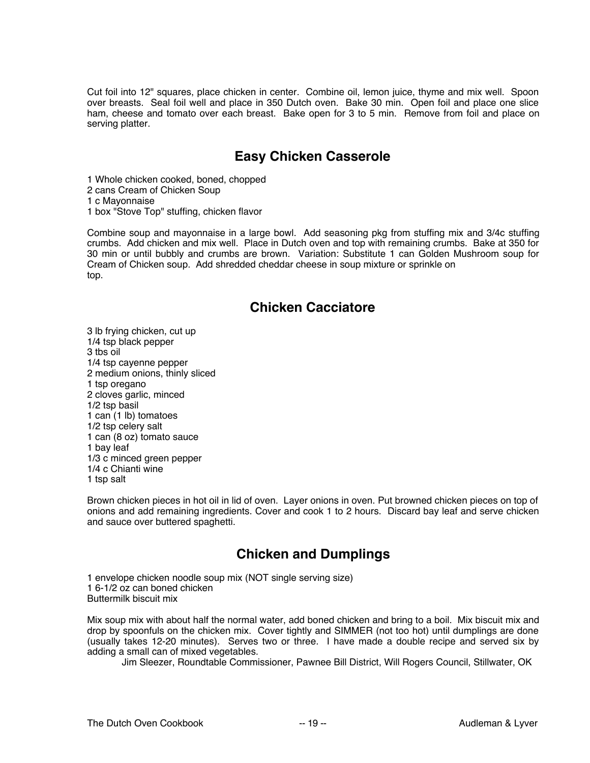Cut foil into 12" squares, place chicken in center. Combine oil, lemon juice, thyme and mix well. Spoon over breasts. Seal foil well and place in 350 Dutch oven. Bake 30 min. Open foil and place one slice ham, cheese and tomato over each breast. Bake open for 3 to 5 min. Remove from foil and place on serving platter.

## Easy Chicken Casserole

1 Whole chicken cooked, boned, chopped
2 cans Cream of Chicken Soup
1 c Mayonnaise
1 box "Stove Top" stuffing, chicken flavor

Combine soup and mayonnaise in a large bowl. Add seasoning pkg from stuffing mix and 3/4c stuffing crumbs. Add chicken and mix well. Place in Dutch oven and top with remaining crumbs. Bake at 350 for 30 min or until bubbly and crumbs are brown. Variation: Substitute 1 can Golden Mushroom soup for Cream of Chicken soup. Add shredded cheddar cheese in soup mixture or sprinkle on top.

## Chicken Cacciatore

3 lb frying chicken, cut up
1/4 tsp black pepper
3 tbs oil
1/4 tsp cayenne pepper
2 medium onions, thinly sliced
1 tsp oregano
2 cloves garlic, minced
1/2 tsp basil
1 can (1 lb) tomatoes
1/2 tsp celery salt
1 can (8 oz) tomato sauce
1 bay leaf
1/3 c minced green pepper
1/4 c Chianti wine
1 tsp salt

Brown chicken pieces in hot oil in lid of oven. Layer onions in oven. Put browned chicken pieces on top of onions and add remaining ingredients. Cover and cook 1 to 2 hours. Discard bay leaf and serve chicken and sauce over buttered spaghetti.

## Chicken and Dumplings

1 envelope chicken noodle soup mix (NOT single serving size)
1 6-1/2 oz can boned chicken
Buttermilk biscuit mix

Mix soup mix with about half the normal water, add boned chicken and bring to a boil. Mix biscuit mix and drop by spoonfuls on the chicken mix. Cover tightly and SIMMER (not too hot) until dumplings are done (usually takes 12-20 minutes). Serves two or three. I have made a double recipe and served six by adding a small can of mixed vegetables.

Jim Sleezer, Roundtable Commissioner, Pawnee Bill District, Will Rogers Council, Stillwater, OK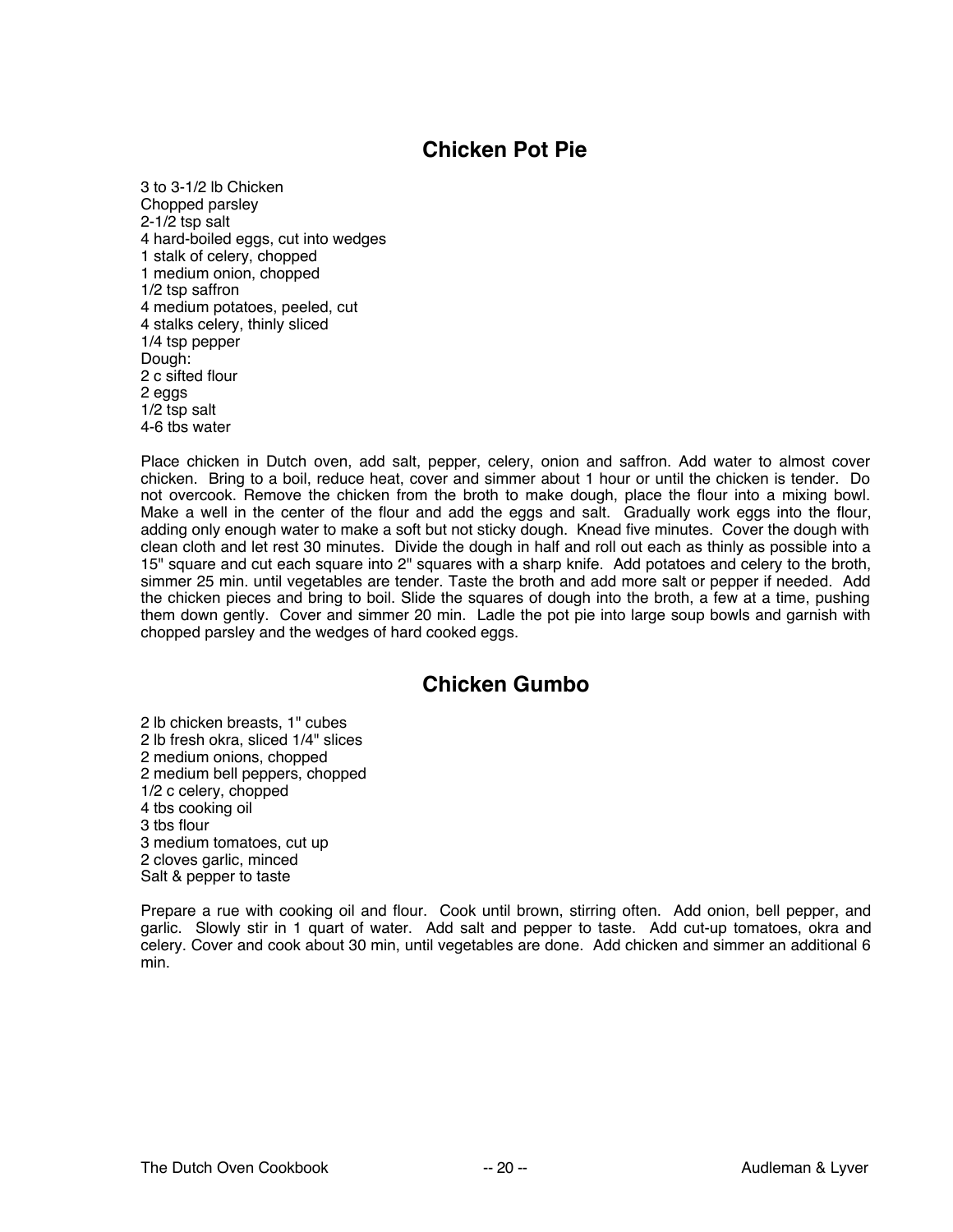## Chicken Pot Pie

3 to 3-1/2 lb Chicken
Chopped parsley
2-1/2 tsp salt
4 hard-boiled eggs, cut into wedges
1 stalk of celery, chopped
1 medium onion, chopped
1/2 tsp saffron
4 medium potatoes, peeled, cut
4 stalks celery, thinly sliced
1/4 tsp pepper
Dough:
2 c sifted flour
2 eggs
1/2 tsp salt
4-6 tbs water

Place chicken in Dutch oven, add salt, pepper, celery, onion and saffron. Add water to almost cover chicken. Bring to a boil, reduce heat, cover and simmer about 1 hour or until the chicken is tender. Do not overcook. Remove the chicken from the broth to make dough, place the flour into a mixing bowl. Make a well in the center of the flour and add the eggs and salt. Gradually work eggs into the flour, adding only enough water to make a soft but not sticky dough. Knead five minutes. Cover the dough with clean cloth and let rest 30 minutes. Divide the dough in half and roll out each as thinly as possible into a 15" square and cut each square into 2" squares with a sharp knife. Add potatoes and celery to the broth, simmer 25 min. until vegetables are tender. Taste the broth and add more salt or pepper if needed. Add the chicken pieces and bring to boil. Slide the squares of dough into the broth, a few at a time, pushing them down gently. Cover and simmer 20 min. Ladle the pot pie into large soup bowls and garnish with chopped parsley and the wedges of hard cooked eggs.

## Chicken Gumbo

2 lb chicken breasts, 1" cubes
2 lb fresh okra, sliced 1/4" slices
2 medium onions, chopped
2 medium bell peppers, chopped
1/2 c celery, chopped
4 tbs cooking oil
3 tbs flour
3 medium tomatoes, cut up
2 cloves garlic, minced
Salt & pepper to taste

Prepare a rue with cooking oil and flour. Cook until brown, stirring often. Add onion, bell pepper, and garlic. Slowly stir in 1 quart of water. Add salt and pepper to taste. Add cut-up tomatoes, okra and celery. Cover and cook about 30 min, until vegetables are done. Add chicken and simmer an additional 6 min.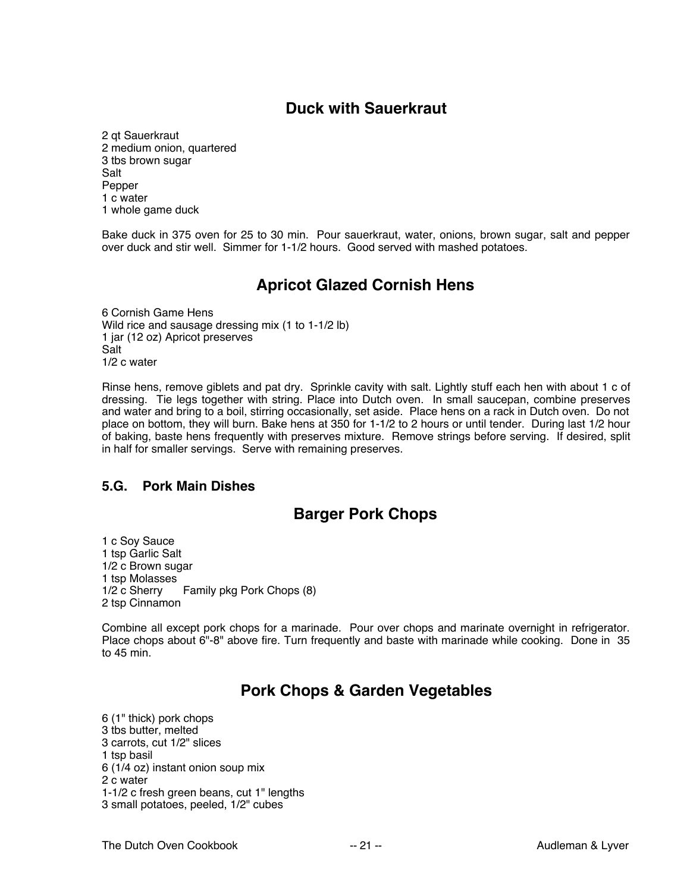## Duck with Sauerkraut

2 qt Sauerkraut
2 medium onion, quartered
3 tbs brown sugar
Salt
Pepper
1 c water
1 whole game duck

Bake duck in 375 oven for 25 to 30 min. Pour sauerkraut, water, onions, brown sugar, salt and pepper over duck and stir well. Simmer for 1-1/2 hours. Good served with mashed potatoes.

## Apricot Glazed Cornish Hens

6 Cornish Game Hens
Wild rice and sausage dressing mix (1 to 1-1/2 lb)
1 jar (12 oz) Apricot preserves
Salt
1/2 c water

Rinse hens, remove giblets and pat dry. Sprinkle cavity with salt. Lightly stuff each hen with about 1 c of dressing. Tie legs together with string. Place into Dutch oven. In small saucepan, combine preserves and water and bring to a boil, stirring occasionally, set aside. Place hens on a rack in Dutch oven. Do not place on bottom, they will burn. Bake hens at 350 for 1-1/2 to 2 hours or until tender. During last 1/2 hour of baking, baste hens frequently with preserves mixture. Remove strings before serving. If desired, split in half for smaller servings. Serve with remaining preserves.

### 5.G. Pork Main Dishes

## Barger Pork Chops

1 c Soy Sauce
1 tsp Garlic Salt
1/2 c Brown sugar
1 tsp Molasses
1/2 c Sherry
Family pkg Pork Chops (8)
2 tsp Cinnamon

Combine all except pork chops for a marinade. Pour over chops and marinate overnight in refrigerator. Place chops about 6"-8" above fire. Turn frequently and baste with marinade while cooking. Done in 35 to 45 min.

## Pork Chops & Garden Vegetables

6 (1" thick) pork chops
3 tbs butter, melted
3 carrots, cut 1/2" slices
1 tsp basil
6 (1/4 oz) instant onion soup mix
2 c water
1-1/2 c fresh green beans, cut 1" lengths
3 small potatoes, peeled, 1/2" cubes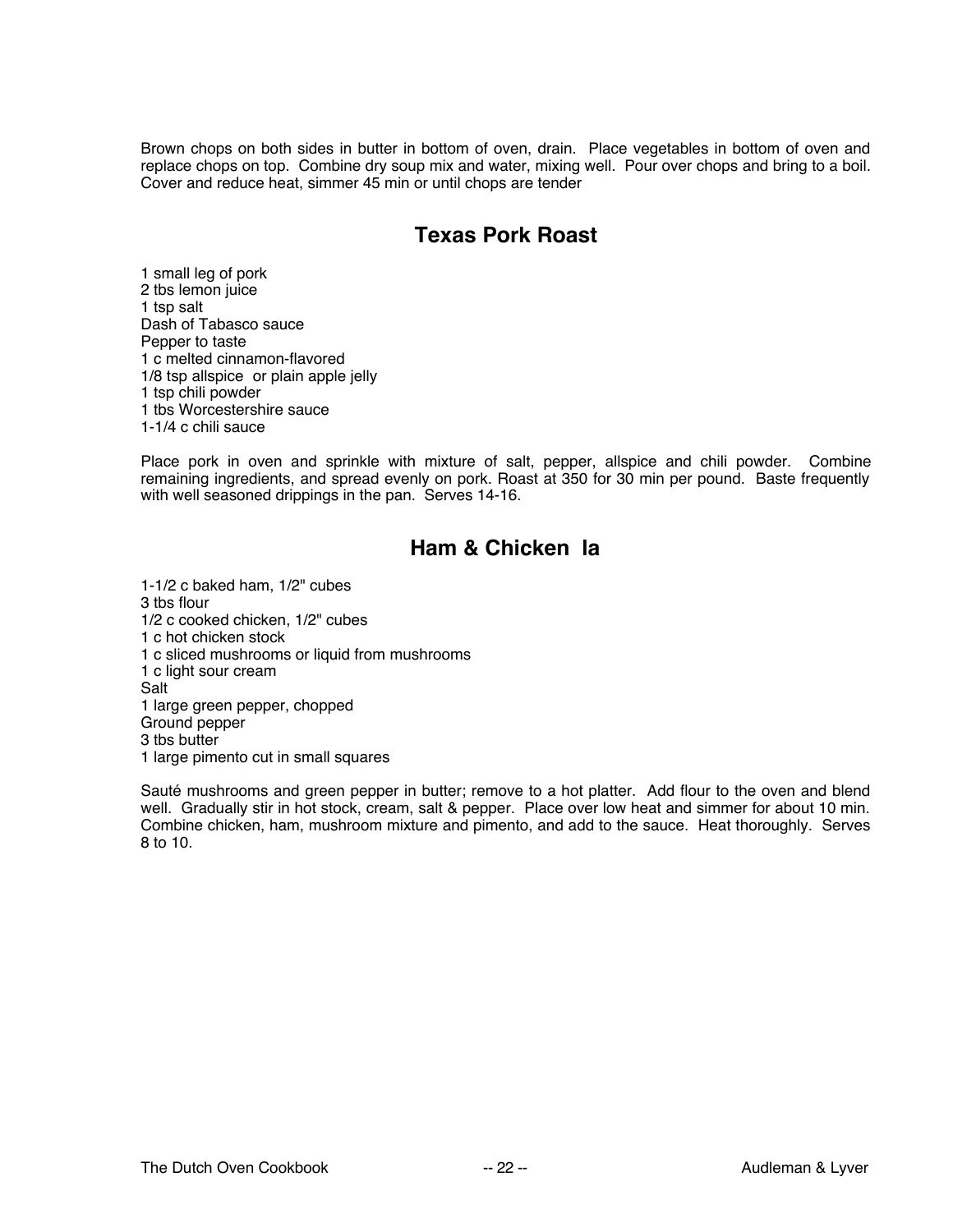Brown chops on both sides in butter in bottom of oven, drain. Place vegetables in bottom of oven and replace chops on top. Combine dry soup mix and water, mixing well. Pour over chops and bring to a boil. Cover and reduce heat, simmer 45 min or until chops are tender

## Texas Pork Roast

1 small leg of pork
2 tbs lemon juice
1 tsp salt
Dash of Tabasco sauce
Pepper to taste
1 c melted cinnamon-flavored
1/8 tsp allspice  or plain apple jelly
1 tsp chili powder
1 tbs Worcestershire sauce
1-1/4 c chili sauce

Place pork in oven and sprinkle with mixture of salt, pepper, allspice and chili powder. Combine remaining ingredients, and spread evenly on pork. Roast at 350 for 30 min per pound. Baste frequently with well seasoned drippings in the pan. Serves 14-16.

## Ham & Chicken la

1-1/2 c baked ham, 1/2" cubes
3 tbs flour
1/2 c cooked chicken, 1/2" cubes
1 c hot chicken stock
1 c sliced mushrooms or liquid from mushrooms
1 c light sour cream
Salt
1 large green pepper, chopped
Ground pepper
3 tbs butter
1 large pimento cut in small squares

Sauté mushrooms and green pepper in butter; remove to a hot platter. Add flour to the oven and blend well. Gradually stir in hot stock, cream, salt & pepper. Place over low heat and simmer for about 10 min. Combine chicken, ham, mushroom mixture and pimento, and add to the sauce. Heat thoroughly. Serves 8 to 10.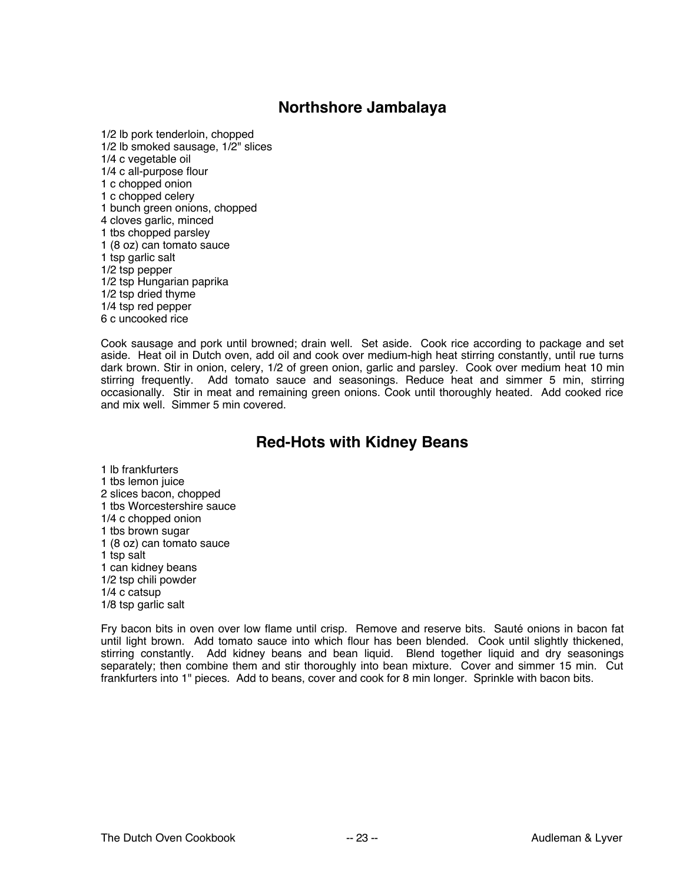## Northshore Jambalaya

1/2 lb pork tenderloin, chopped
1/2 lb smoked sausage, 1/2" slices
1/4 c vegetable oil
1/4 c all-purpose flour
1 c chopped onion
1 c chopped celery
1 bunch green onions, chopped
4 cloves garlic, minced
1 tbs chopped parsley
1 (8 oz) can tomato sauce
1 tsp garlic salt
1/2 tsp pepper
1/2 tsp Hungarian paprika
1/2 tsp dried thyme
1/4 tsp red pepper
6 c uncooked rice

Cook sausage and pork until browned; drain well. Set aside. Cook rice according to package and set aside. Heat oil in Dutch oven, add oil and cook over medium-high heat stirring constantly, until rue turns dark brown. Stir in onion, celery, 1/2 of green onion, garlic and parsley. Cook over medium heat 10 min stirring frequently. Add tomato sauce and seasonings. Reduce heat and simmer 5 min, stirring occasionally. Stir in meat and remaining green onions. Cook until thoroughly heated. Add cooked rice and mix well. Simmer 5 min covered.

## Red-Hots with Kidney Beans

1 lb frankfurters
1 tbs lemon juice
2 slices bacon, chopped
1 tbs Worcestershire sauce
1/4 c chopped onion
1 tbs brown sugar
1 (8 oz) can tomato sauce
1 tsp salt
1 can kidney beans
1/2 tsp chili powder
1/4 c catsup
1/8 tsp garlic salt

Fry bacon bits in oven over low flame until crisp. Remove and reserve bits. Sauté onions in bacon fat until light brown. Add tomato sauce into which flour has been blended. Cook until slightly thickened, stirring constantly. Add kidney beans and bean liquid. Blend together liquid and dry seasonings separately; then combine them and stir thoroughly into bean mixture. Cover and simmer 15 min. Cut frankfurters into 1" pieces. Add to beans, cover and cook for 8 min longer. Sprinkle with bacon bits.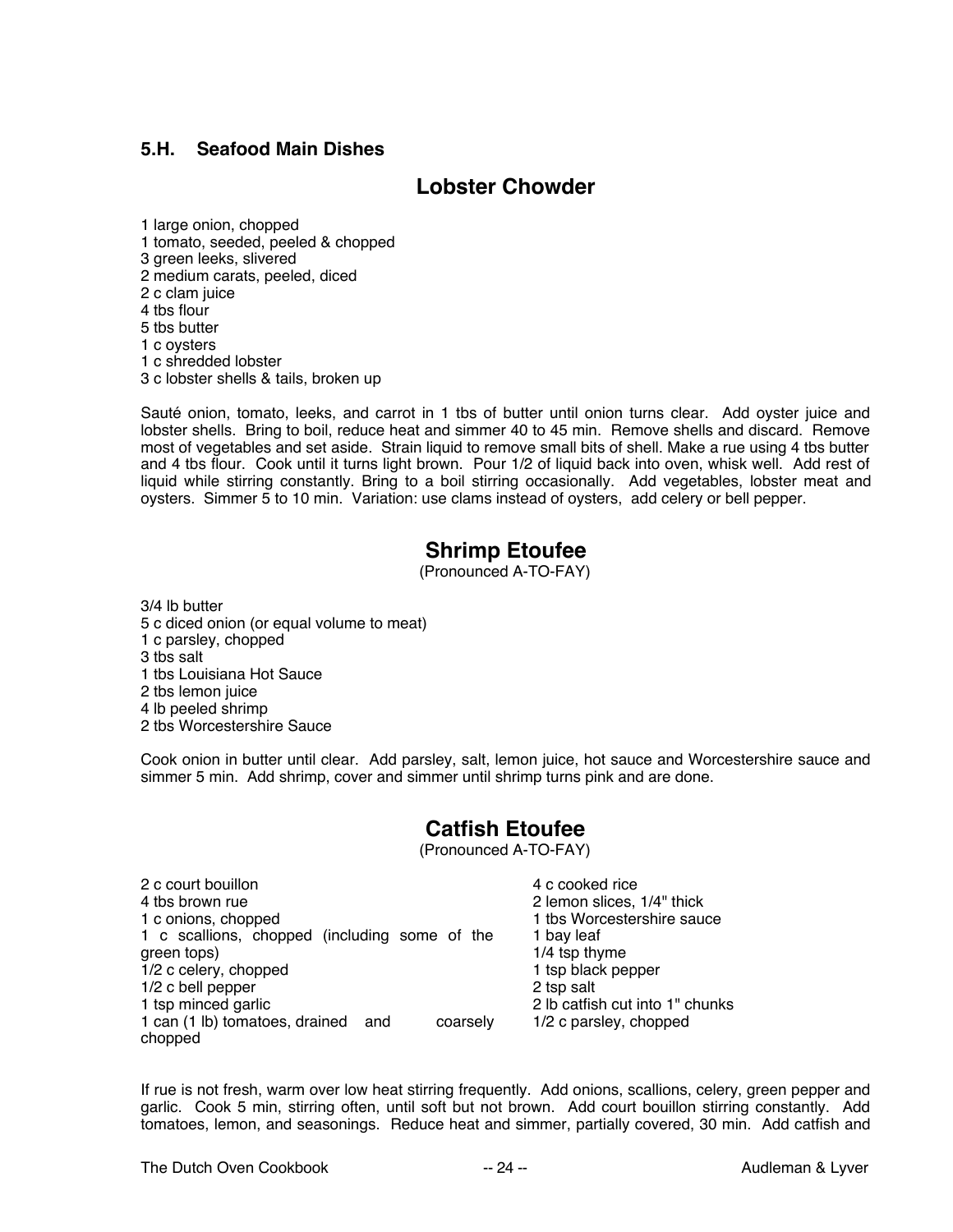## 5.H. Seafood Main Dishes

# Lobster Chowder

1 large onion, chopped
1 tomato, seeded, peeled & chopped
3 green leeks, slivered
2 medium carats, peeled, diced
2 c clam juice
4 tbs flour
5 tbs butter
1 c oysters
1 c shredded lobster
3 c lobster shells & tails, broken up

Sauté onion, tomato, leeks, and carrot in 1 tbs of butter until onion turns clear. Add oyster juice and lobster shells. Bring to boil, reduce heat and simmer 40 to 45 min. Remove shells and discard. Remove most of vegetables and set aside. Strain liquid to remove small bits of shell. Make a rue using 4 tbs butter and 4 tbs flour. Cook until it turns light brown. Pour 1/2 of liquid back into oven, whisk well. Add rest of liquid while stirring constantly. Bring to a boil stirring occasionally. Add vegetables, lobster meat and oysters. Simmer 5 to 10 min. Variation: use clams instead of oysters, add celery or bell pepper.

# Shrimp Etoufee

(Pronounced A-TO-FAY)

3/4 lb butter
5 c diced onion (or equal volume to meat)
1 c parsley, chopped
3 tbs salt
1 tbs Louisiana Hot Sauce
2 tbs lemon juice
4 lb peeled shrimp
2 tbs Worcestershire Sauce

Cook onion in butter until clear. Add parsley, salt, lemon juice, hot sauce and Worcestershire sauce and simmer 5 min. Add shrimp, cover and simmer until shrimp turns pink and are done.

# Catfish Etoufee

(Pronounced A-TO-FAY)

2 c court bouillon
4 tbs brown rue
1 c onions, chopped
1 c scallions, chopped (including some of the green tops)
1/2 c celery, chopped
1/2 c bell pepper
1 tsp minced garlic
1 can (1 lb) tomatoes, drained and coarsely chopped
4 c cooked rice
2 lemon slices, 1/4" thick
1 tbs Worcestershire sauce
1 bay leaf
1/4 tsp thyme
1 tsp black pepper
2 tsp salt
2 lb catfish cut into 1" chunks
1/2 c parsley, chopped

If rue is not fresh, warm over low heat stirring frequently. Add onions, scallions, celery, green pepper and garlic. Cook 5 min, stirring often, until soft but not brown. Add court bouillon stirring constantly. Add tomatoes, lemon, and seasonings. Reduce heat and simmer, partially covered, 30 min. Add catfish and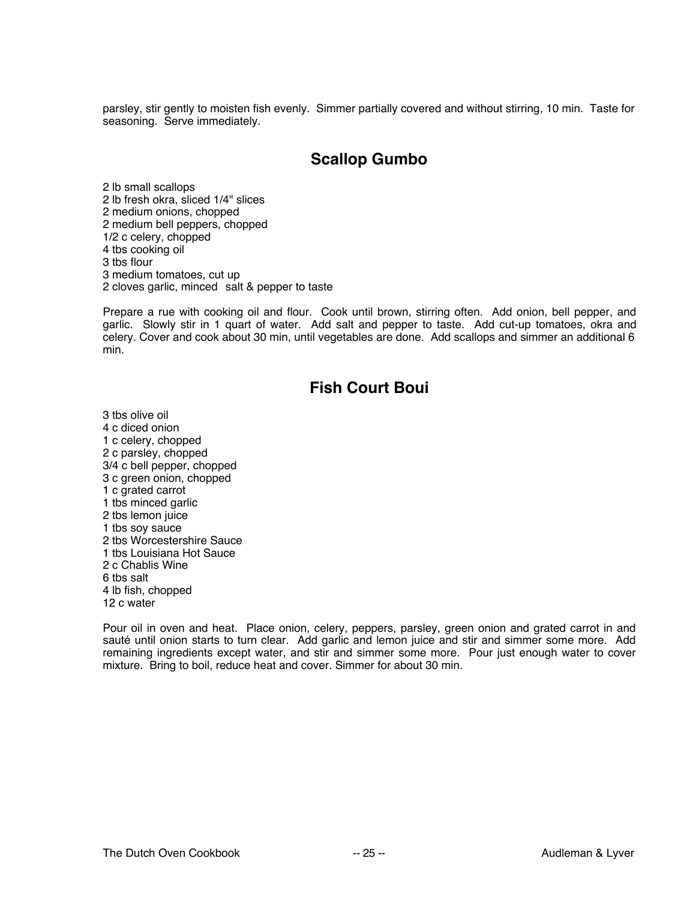parsley, stir gently to moisten fish evenly. Simmer partially covered and without stirring, 10 min. Taste for seasoning. Serve immediately.

## Scallop Gumbo

2 lb small scallops
2 lb fresh okra, sliced 1/4" slices
2 medium onions, chopped
2 medium bell peppers, chopped
1/2 c celery, chopped
4 tbs cooking oil
3 tbs flour
3 medium tomatoes, cut up
2 cloves garlic, minced salt & pepper to taste

Prepare a rue with cooking oil and flour. Cook until brown, stirring often. Add onion, bell pepper, and garlic. Slowly stir in 1 quart of water. Add salt and pepper to taste. Add cut-up tomatoes, okra and celery. Cover and cook about 30 min, until vegetables are done. Add scallops and simmer an additional 6 min.

## Fish Court Boui

3 tbs olive oil
4 c diced onion
1 c celery, chopped
2 c parsley, chopped
3/4 c bell pepper, chopped
3 c green onion, chopped
1 c grated carrot
1 tbs minced garlic
2 tbs lemon juice
1 tbs soy sauce
2 tbs Worcestershire Sauce
1 tbs Louisiana Hot Sauce
2 c Chablis Wine
6 tbs salt
4 lb fish, chopped
12 c water

Pour oil in oven and heat. Place onion, celery, peppers, parsley, green onion and grated carrot in and sauté until onion starts to turn clear. Add garlic and lemon juice and stir and simmer some more. Add remaining ingredients except water, and stir and simmer some more. Pour just enough water to cover mixture. Bring to boil, reduce heat and cover. Simmer for about 30 min.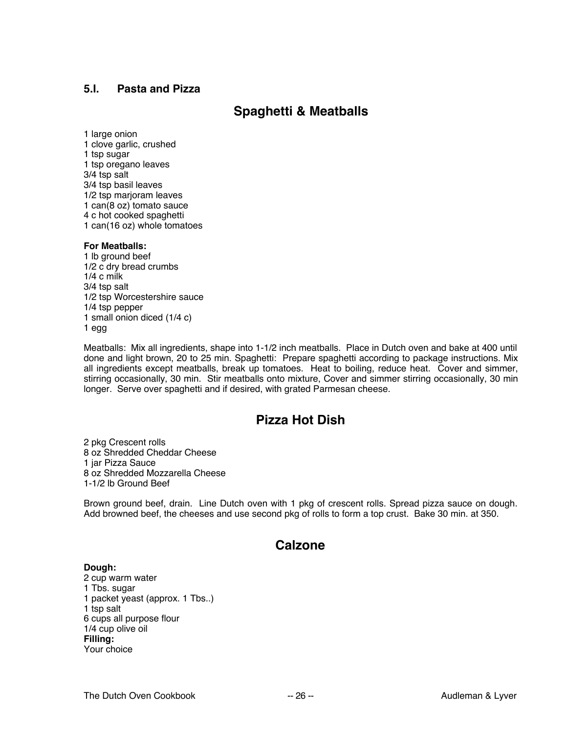## 5.I. Pasta and Pizza

# Spaghetti & Meatballs

1 large onion
1 clove garlic, crushed
1 tsp sugar
1 tsp oregano leaves
3/4 tsp salt
3/4 tsp basil leaves
1/2 tsp marjoram leaves
1 can(8 oz) tomato sauce
4 c hot cooked spaghetti
1 can(16 oz) whole tomatoes

**For Meatballs:**
1 lb ground beef
1/2 c dry bread crumbs
1/4 c milk
3/4 tsp salt
1/2 tsp Worcestershire sauce
1/4 tsp pepper
1 small onion diced (1/4 c)
1 egg

Meatballs: Mix all ingredients, shape into 1-1/2 inch meatballs. Place in Dutch oven and bake at 400 until done and light brown, 20 to 25 min. Spaghetti: Prepare spaghetti according to package instructions. Mix all ingredients except meatballs, break up tomatoes. Heat to boiling, reduce heat. Cover and simmer, stirring occasionally, 30 min. Stir meatballs onto mixture, Cover and simmer stirring occasionally, 30 min longer. Serve over spaghetti and if desired, with grated Parmesan cheese.

# Pizza Hot Dish

2 pkg Crescent rolls
8 oz Shredded Cheddar Cheese
1 jar Pizza Sauce
8 oz Shredded Mozzarella Cheese
1-1/2 lb Ground Beef

Brown ground beef, drain. Line Dutch oven with 1 pkg of crescent rolls. Spread pizza sauce on dough. Add browned beef, the cheeses and use second pkg of rolls to form a top crust. Bake 30 min. at 350.

# Calzone

**Dough:**
2 cup warm water
1 Tbs. sugar
1 packet yeast (approx. 1 Tbs..)
1 tsp salt
6 cups all purpose flour
1/4 cup olive oil
**Filling:**
Your choice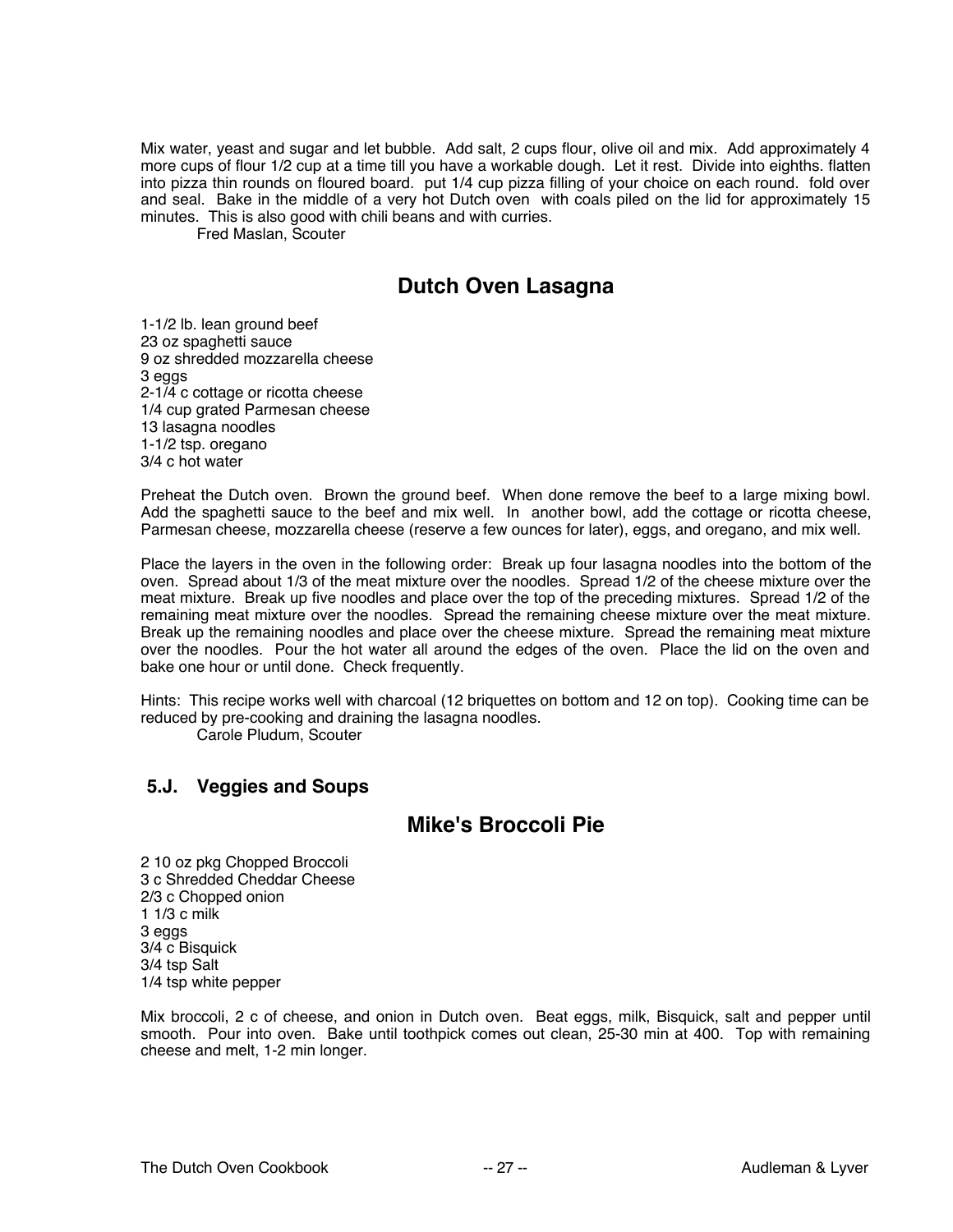Mix water, yeast and sugar and let bubble. Add salt, 2 cups flour, olive oil and mix. Add approximately 4 more cups of flour 1/2 cup at a time till you have a workable dough. Let it rest. Divide into eighths. flatten into pizza thin rounds on floured board. put 1/4 cup pizza filling of your choice on each round. fold over and seal. Bake in the middle of a very hot Dutch oven with coals piled on the lid for approximately 15 minutes. This is also good with chili beans and with curries.

Fred Maslan, Scouter

## Dutch Oven Lasagna

1-1/2 lb. lean ground beef
23 oz spaghetti sauce
9 oz shredded mozzarella cheese
3 eggs
2-1/4 c cottage or ricotta cheese
1/4 cup grated Parmesan cheese
13 lasagna noodles
1-1/2 tsp. oregano
3/4 c hot water

Preheat the Dutch oven. Brown the ground beef. When done remove the beef to a large mixing bowl. Add the spaghetti sauce to the beef and mix well. In another bowl, add the cottage or ricotta cheese, Parmesan cheese, mozzarella cheese (reserve a few ounces for later), eggs, and oregano, and mix well.

Place the layers in the oven in the following order: Break up four lasagna noodles into the bottom of the oven. Spread about 1/3 of the meat mixture over the noodles. Spread 1/2 of the cheese mixture over the meat mixture. Break up five noodles and place over the top of the preceding mixtures. Spread 1/2 of the remaining meat mixture over the noodles. Spread the remaining cheese mixture over the meat mixture. Break up the remaining noodles and place over the cheese mixture. Spread the remaining meat mixture over the noodles. Pour the hot water all around the edges of the oven. Place the lid on the oven and bake one hour or until done. Check frequently.

Hints: This recipe works well with charcoal (12 briquettes on bottom and 12 on top). Cooking time can be reduced by pre-cooking and draining the lasagna noodles.

Carole Pludum, Scouter

### 5.J. Veggies and Soups

## Mike's Broccoli Pie

2 10 oz pkg Chopped Broccoli
3 c Shredded Cheddar Cheese
2/3 c Chopped onion
1 1/3 c milk
3 eggs
3/4 c Bisquick
3/4 tsp Salt
1/4 tsp white pepper

Mix broccoli, 2 c of cheese, and onion in Dutch oven. Beat eggs, milk, Bisquick, salt and pepper until smooth. Pour into oven. Bake until toothpick comes out clean, 25-30 min at 400. Top with remaining cheese and melt, 1-2 min longer.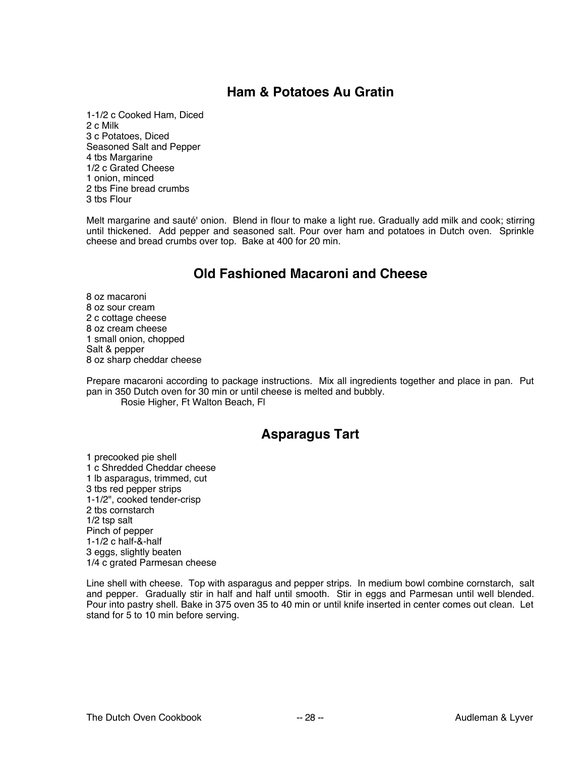## Ham & Potatoes Au Gratin

1-1/2 c Cooked Ham, Diced
2 c Milk
3 c Potatoes, Diced
Seasoned Salt and Pepper
4 tbs Margarine
1/2 c Grated Cheese
1 onion, minced
2 tbs Fine bread crumbs
3 tbs Flour

Melt margarine and sauté' onion. Blend in flour to make a light rue. Gradually add milk and cook; stirring until thickened. Add pepper and seasoned salt. Pour over ham and potatoes in Dutch oven. Sprinkle cheese and bread crumbs over top. Bake at 400 for 20 min.

## Old Fashioned Macaroni and Cheese

8 oz macaroni
8 oz sour cream
2 c cottage cheese
8 oz cream cheese
1 small onion, chopped
Salt & pepper
8 oz sharp cheddar cheese

Prepare macaroni according to package instructions. Mix all ingredients together and place in pan. Put pan in 350 Dutch oven for 30 min or until cheese is melted and bubbly.

Rosie Higher, Ft Walton Beach, Fl

## Asparagus Tart

1 precooked pie shell
1 c Shredded Cheddar cheese
1 lb asparagus, trimmed, cut
3 tbs red pepper strips
1-1/2", cooked tender-crisp
2 tbs cornstarch
1/2 tsp salt
Pinch of pepper
1-1/2 c half-&-half
3 eggs, slightly beaten
1/4 c grated Parmesan cheese

Line shell with cheese. Top with asparagus and pepper strips. In medium bowl combine cornstarch, salt and pepper. Gradually stir in half and half until smooth. Stir in eggs and Parmesan until well blended. Pour into pastry shell. Bake in 375 oven 35 to 40 min or until knife inserted in center comes out clean. Let stand for 5 to 10 min before serving.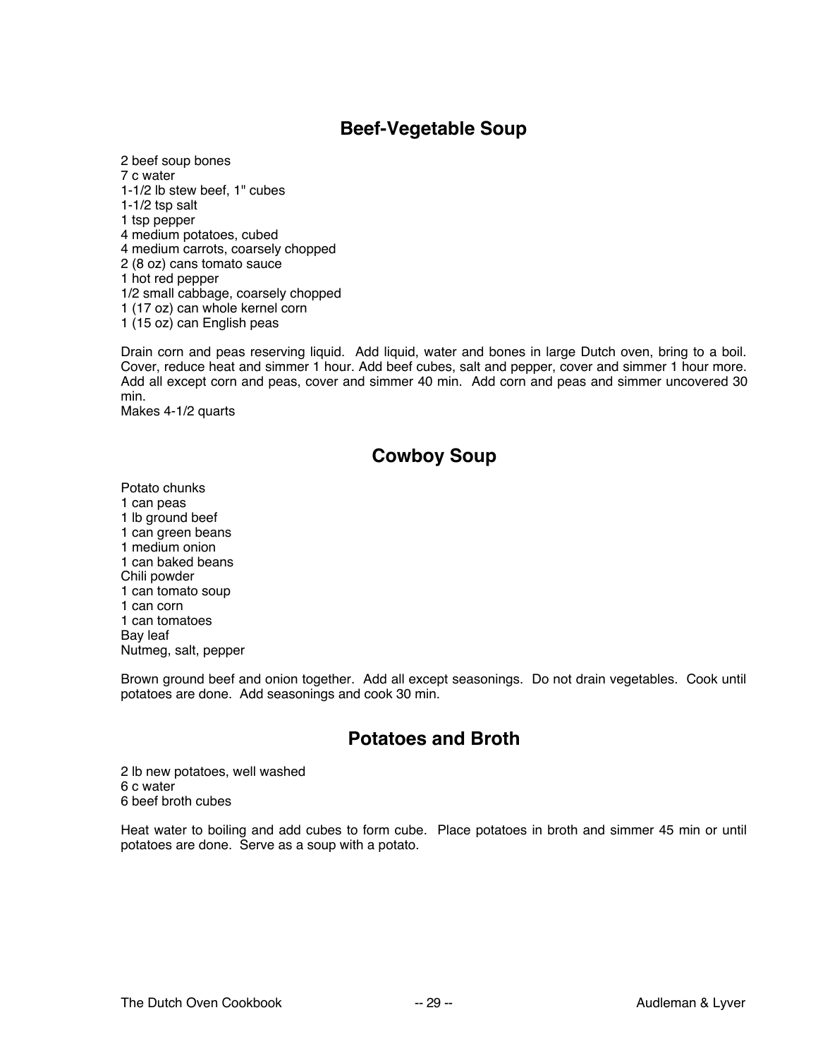## Beef-Vegetable Soup

2 beef soup bones
7 c water
1-1/2 lb stew beef, 1" cubes
1-1/2 tsp salt
1 tsp pepper
4 medium potatoes, cubed
4 medium carrots, coarsely chopped
2 (8 oz) cans tomato sauce
1 hot red pepper
1/2 small cabbage, coarsely chopped
1 (17 oz) can whole kernel corn
1 (15 oz) can English peas

Drain corn and peas reserving liquid. Add liquid, water and bones in large Dutch oven, bring to a boil. Cover, reduce heat and simmer 1 hour. Add beef cubes, salt and pepper, cover and simmer 1 hour more. Add all except corn and peas, cover and simmer 40 min. Add corn and peas and simmer uncovered 30 min.
Makes 4-1/2 quarts

## Cowboy Soup

Potato chunks
1 can peas
1 lb ground beef
1 can green beans
1 medium onion
1 can baked beans
Chili powder
1 can tomato soup
1 can corn
1 can tomatoes
Bay leaf
Nutmeg, salt, pepper

Brown ground beef and onion together. Add all except seasonings. Do not drain vegetables. Cook until potatoes are done. Add seasonings and cook 30 min.

## Potatoes and Broth

2 lb new potatoes, well washed
6 c water
6 beef broth cubes

Heat water to boiling and add cubes to form cube. Place potatoes in broth and simmer 45 min or until potatoes are done. Serve as a soup with a potato.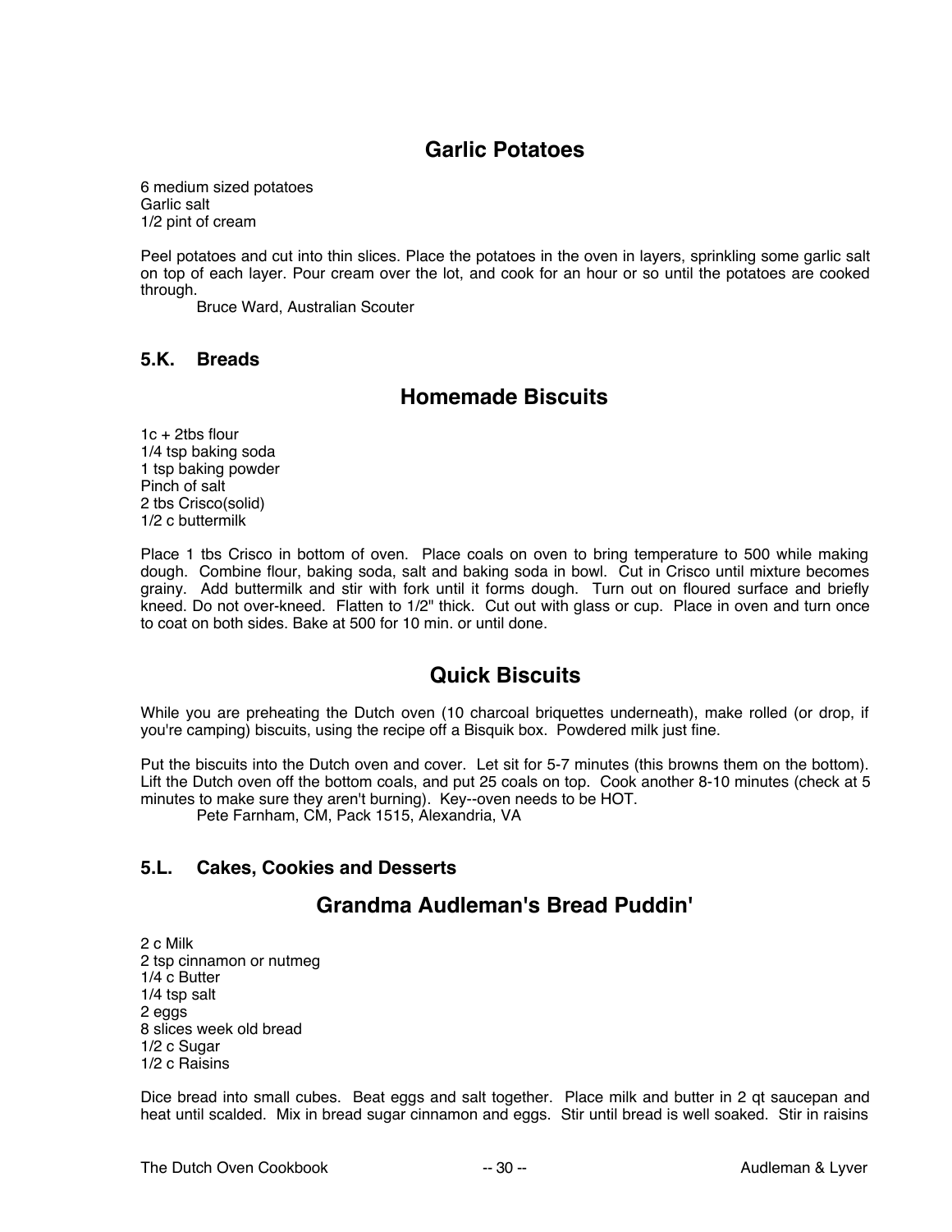## Garlic Potatoes

6 medium sized potatoes
Garlic salt
1/2 pint of cream

Peel potatoes and cut into thin slices. Place the potatoes in the oven in layers, sprinkling some garlic salt on top of each layer. Pour cream over the lot, and cook for an hour or so until the potatoes are cooked through.

Bruce Ward, Australian Scouter

### 5.K. Breads

## Homemade Biscuits

1c + 2tbs flour
1/4 tsp baking soda
1 tsp baking powder
Pinch of salt
2 tbs Crisco(solid)
1/2 c buttermilk

Place 1 tbs Crisco in bottom of oven. Place coals on oven to bring temperature to 500 while making dough. Combine flour, baking soda, salt and baking soda in bowl. Cut in Crisco until mixture becomes grainy. Add buttermilk and stir with fork until it forms dough. Turn out on floured surface and briefly kneed. Do not over-kneed. Flatten to 1/2" thick. Cut out with glass or cup. Place in oven and turn once to coat on both sides. Bake at 500 for 10 min. or until done.

## Quick Biscuits

While you are preheating the Dutch oven (10 charcoal briquettes underneath), make rolled (or drop, if you're camping) biscuits, using the recipe off a Bisquik box. Powdered milk just fine.

Put the biscuits into the Dutch oven and cover. Let sit for 5-7 minutes (this browns them on the bottom). Lift the Dutch oven off the bottom coals, and put 25 coals on top. Cook another 8-10 minutes (check at 5 minutes to make sure they aren't burning). Key--oven needs to be HOT.

Pete Farnham, CM, Pack 1515, Alexandria, VA

### 5.L. Cakes, Cookies and Desserts

## Grandma Audleman's Bread Puddin'

2 c Milk
2 tsp cinnamon or nutmeg
1/4 c Butter
1/4 tsp salt
2 eggs
8 slices week old bread
1/2 c Sugar
1/2 c Raisins

Dice bread into small cubes. Beat eggs and salt together. Place milk and butter in 2 qt saucepan and heat until scalded. Mix in bread sugar cinnamon and eggs. Stir until bread is well soaked. Stir in raisins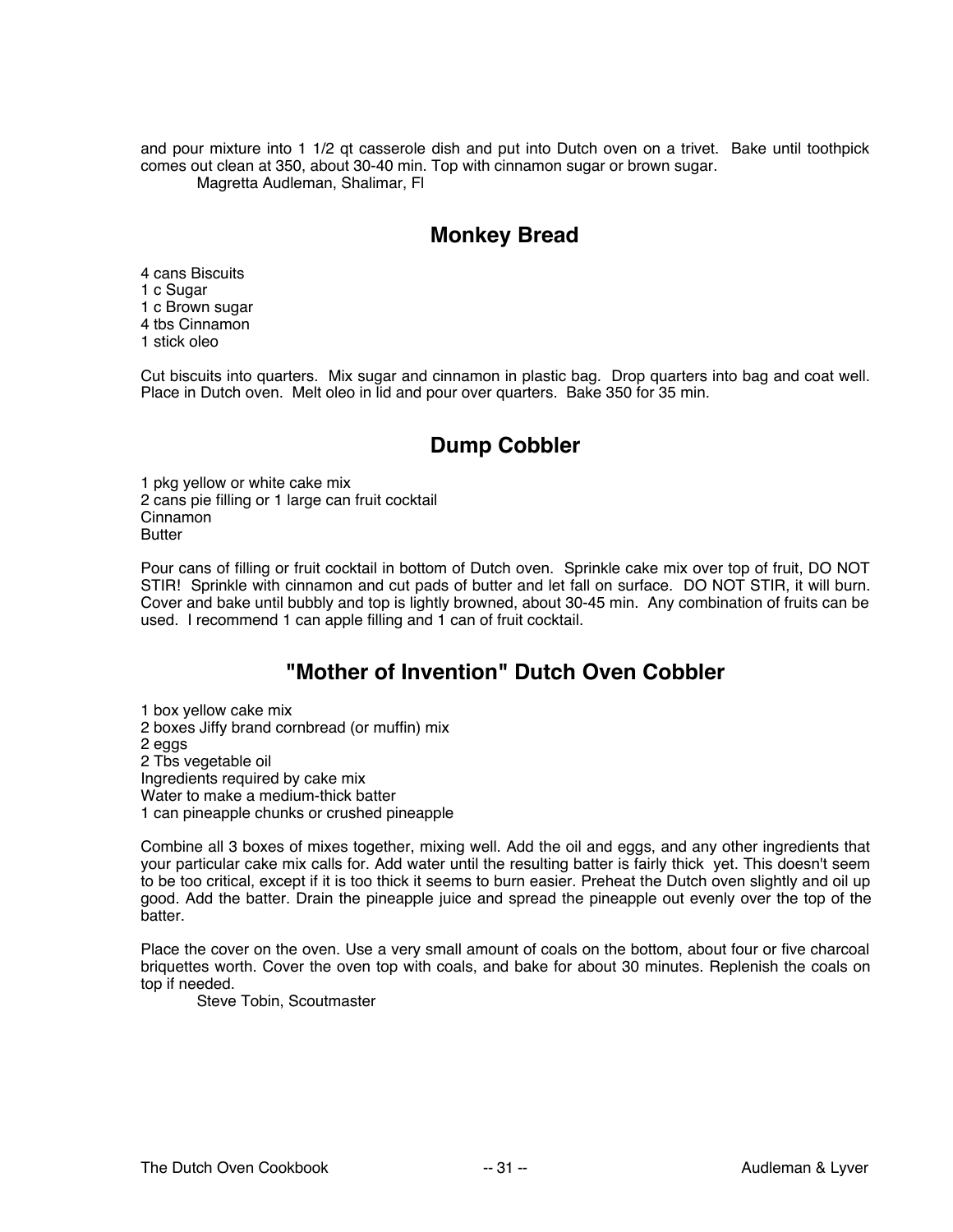and pour mixture into 1 1/2 qt casserole dish and put into Dutch oven on a trivet. Bake until toothpick comes out clean at 350, about 30-40 min. Top with cinnamon sugar or brown sugar.

Magretta Audleman, Shalimar, Fl

## Monkey Bread

4 cans Biscuits
1 c Sugar
1 c Brown sugar
4 tbs Cinnamon
1 stick oleo

Cut biscuits into quarters. Mix sugar and cinnamon in plastic bag. Drop quarters into bag and coat well. Place in Dutch oven. Melt oleo in lid and pour over quarters. Bake 350 for 35 min.

## Dump Cobbler

1 pkg yellow or white cake mix
2 cans pie filling or 1 large can fruit cocktail
Cinnamon
Butter

Pour cans of filling or fruit cocktail in bottom of Dutch oven. Sprinkle cake mix over top of fruit, DO NOT STIR! Sprinkle with cinnamon and cut pads of butter and let fall on surface. DO NOT STIR, it will burn. Cover and bake until bubbly and top is lightly browned, about 30-45 min. Any combination of fruits can be used. I recommend 1 can apple filling and 1 can of fruit cocktail.

## "Mother of Invention" Dutch Oven Cobbler

1 box yellow cake mix
2 boxes Jiffy brand cornbread (or muffin) mix
2 eggs
2 Tbs vegetable oil
Ingredients required by cake mix
Water to make a medium-thick batter
1 can pineapple chunks or crushed pineapple

Combine all 3 boxes of mixes together, mixing well. Add the oil and eggs, and any other ingredients that your particular cake mix calls for. Add water until the resulting batter is fairly thick yet. This doesn't seem to be too critical, except if it is too thick it seems to burn easier. Preheat the Dutch oven slightly and oil up good. Add the batter. Drain the pineapple juice and spread the pineapple out evenly over the top of the batter.

Place the cover on the oven. Use a very small amount of coals on the bottom, about four or five charcoal briquettes worth. Cover the oven top with coals, and bake for about 30 minutes. Replenish the coals on top if needed.

Steve Tobin, Scoutmaster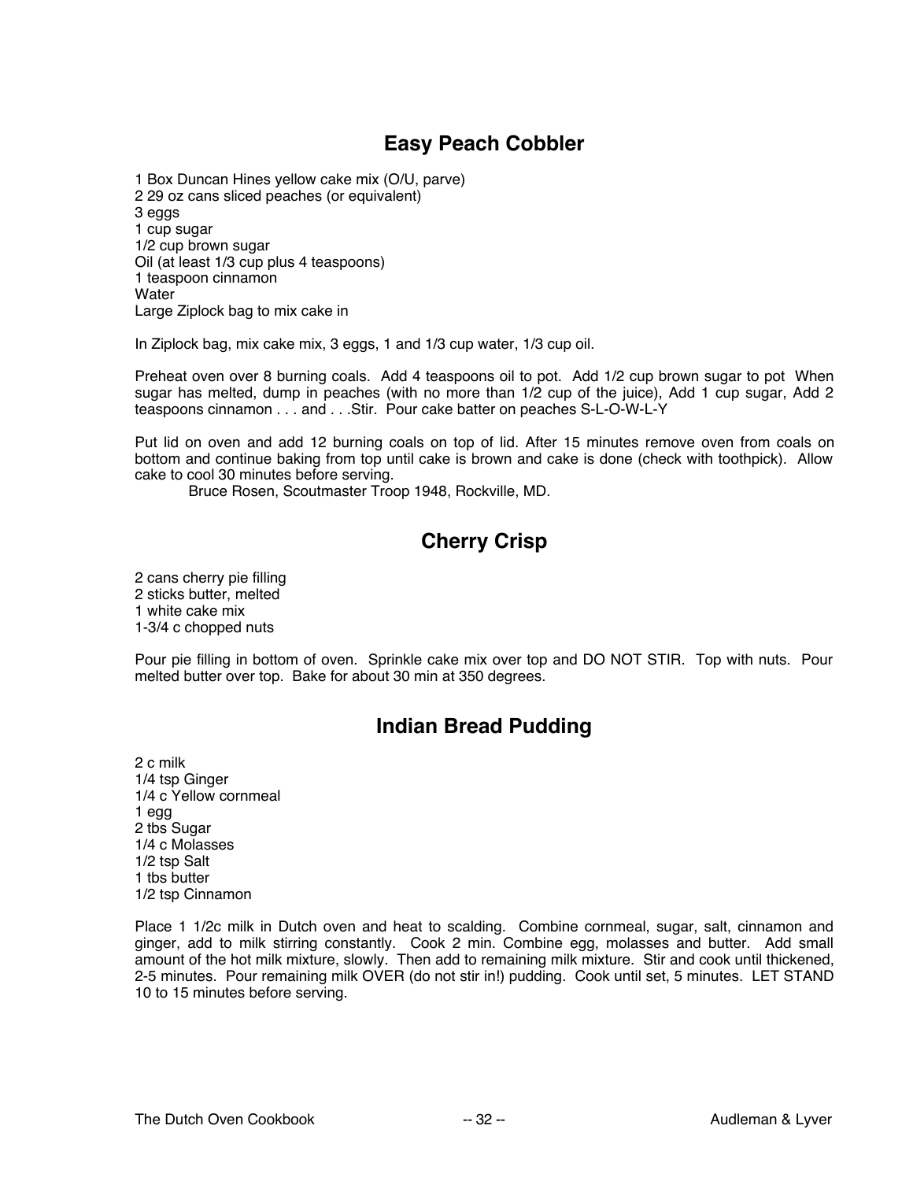## Easy Peach Cobbler

1 Box Duncan Hines yellow cake mix (O/U, parve)
2 29 oz cans sliced peaches (or equivalent)
3 eggs
1 cup sugar
1/2 cup brown sugar
Oil (at least 1/3 cup plus 4 teaspoons)
1 teaspoon cinnamon
Water
Large Ziplock bag to mix cake in

In Ziplock bag, mix cake mix, 3 eggs, 1 and 1/3 cup water, 1/3 cup oil.

Preheat oven over 8 burning coals. Add 4 teaspoons oil to pot. Add 1/2 cup brown sugar to pot When sugar has melted, dump in peaches (with no more than 1/2 cup of the juice), Add 1 cup sugar, Add 2 teaspoons cinnamon . . . and . . .Stir. Pour cake batter on peaches S-L-O-W-L-Y

Put lid on oven and add 12 burning coals on top of lid. After 15 minutes remove oven from coals on bottom and continue baking from top until cake is brown and cake is done (check with toothpick). Allow cake to cool 30 minutes before serving.

Bruce Rosen, Scoutmaster Troop 1948, Rockville, MD.

## Cherry Crisp

2 cans cherry pie filling
2 sticks butter, melted
1 white cake mix
1-3/4 c chopped nuts

Pour pie filling in bottom of oven. Sprinkle cake mix over top and DO NOT STIR. Top with nuts. Pour melted butter over top. Bake for about 30 min at 350 degrees.

## Indian Bread Pudding

2 c milk
1/4 tsp Ginger
1/4 c Yellow cornmeal
1 egg
2 tbs Sugar
1/4 c Molasses
1/2 tsp Salt
1 tbs butter
1/2 tsp Cinnamon

Place 1 1/2c milk in Dutch oven and heat to scalding. Combine cornmeal, sugar, salt, cinnamon and ginger, add to milk stirring constantly. Cook 2 min. Combine egg, molasses and butter. Add small amount of the hot milk mixture, slowly. Then add to remaining milk mixture. Stir and cook until thickened, 2-5 minutes. Pour remaining milk OVER (do not stir in!) pudding. Cook until set, 5 minutes. LET STAND 10 to 15 minutes before serving.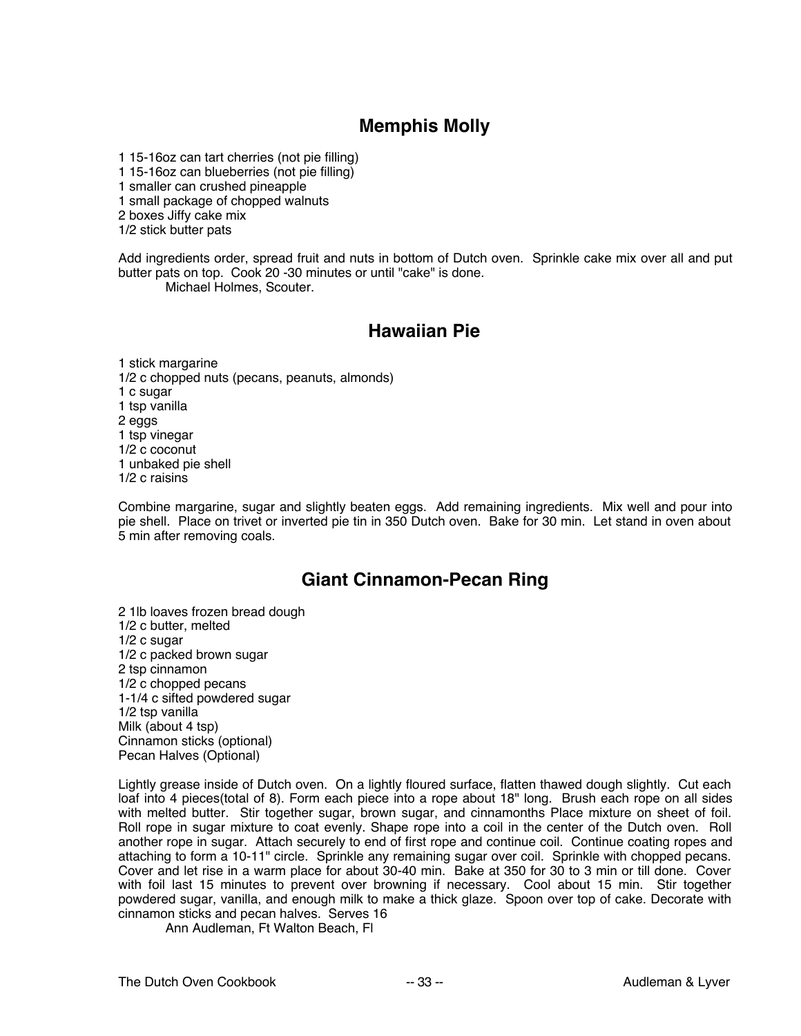## Memphis Molly

1 15-16oz can tart cherries (not pie filling)
1 15-16oz can blueberries (not pie filling)
1 smaller can crushed pineapple
1 small package of chopped walnuts
2 boxes Jiffy cake mix
1/2 stick butter pats

Add ingredients order, spread fruit and nuts in bottom of Dutch oven. Sprinkle cake mix over all and put butter pats on top. Cook 20 -30 minutes or until "cake" is done.

Michael Holmes, Scouter.

## Hawaiian Pie

1 stick margarine
1/2 c chopped nuts (pecans, peanuts, almonds)
1 c sugar
1 tsp vanilla
2 eggs
1 tsp vinegar
1/2 c coconut
1 unbaked pie shell
1/2 c raisins

Combine margarine, sugar and slightly beaten eggs. Add remaining ingredients. Mix well and pour into pie shell. Place on trivet or inverted pie tin in 350 Dutch oven. Bake for 30 min. Let stand in oven about 5 min after removing coals.

## Giant Cinnamon-Pecan Ring

2 1lb loaves frozen bread dough
1/2 c butter, melted
1/2 c sugar
1/2 c packed brown sugar
2 tsp cinnamon
1/2 c chopped pecans
1-1/4 c sifted powdered sugar
1/2 tsp vanilla
Milk (about 4 tsp)
Cinnamon sticks (optional)
Pecan Halves (Optional)

Lightly grease inside of Dutch oven. On a lightly floured surface, flatten thawed dough slightly. Cut each loaf into 4 pieces(total of 8). Form each piece into a rope about 18" long. Brush each rope on all sides with melted butter. Stir together sugar, brown sugar, and cinnamonths Place mixture on sheet of foil. Roll rope in sugar mixture to coat evenly. Shape rope into a coil in the center of the Dutch oven. Roll another rope in sugar. Attach securely to end of first rope and continue coil. Continue coating ropes and attaching to form a 10-11" circle. Sprinkle any remaining sugar over coil. Sprinkle with chopped pecans. Cover and let rise in a warm place for about 30-40 min. Bake at 350 for 30 to 3 min or till done. Cover with foil last 15 minutes to prevent over browning if necessary. Cool about 15 min. Stir together powdered sugar, vanilla, and enough milk to make a thick glaze. Spoon over top of cake. Decorate with cinnamon sticks and pecan halves. Serves 16

Ann Audleman, Ft Walton Beach, Fl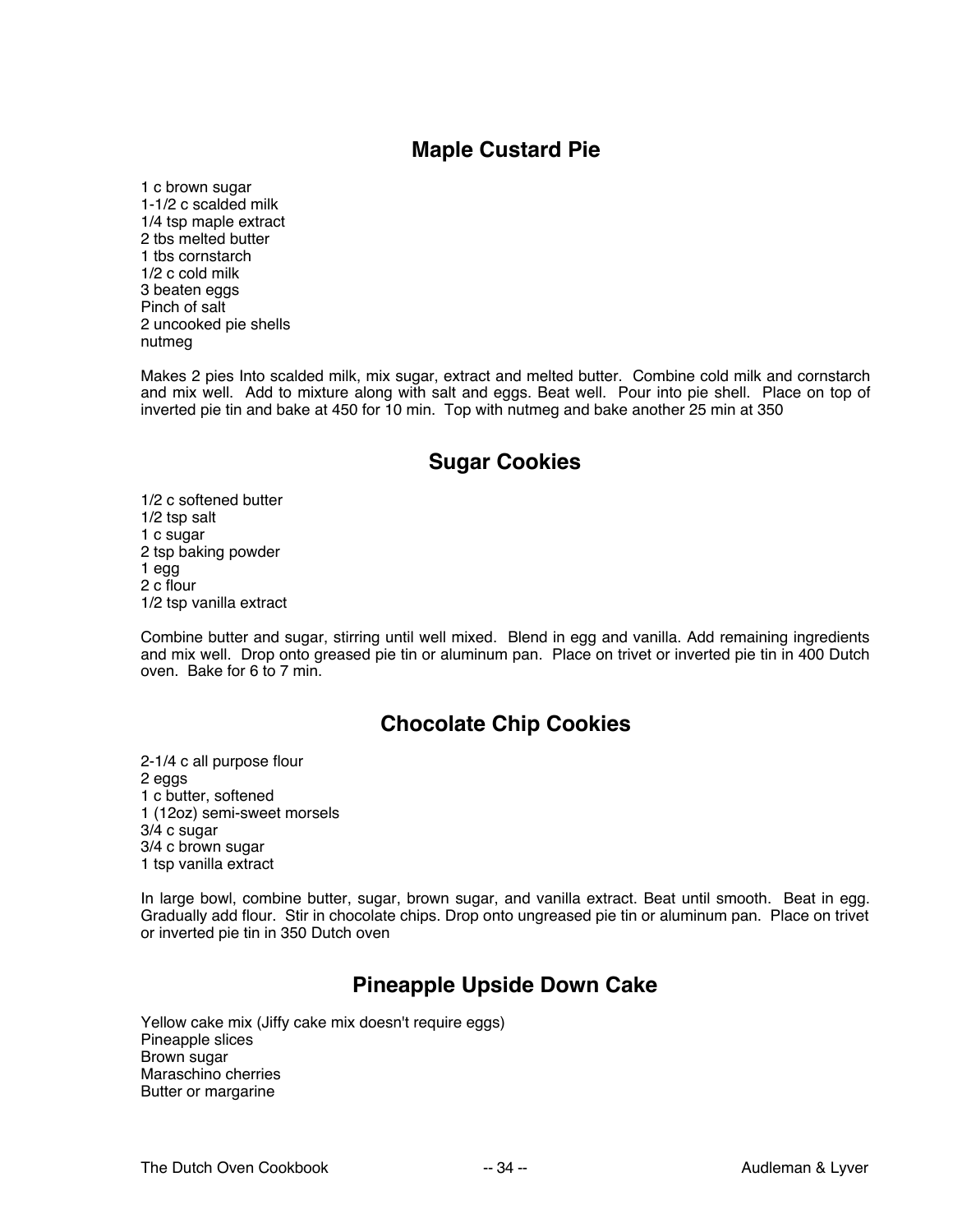## Maple Custard Pie

1 c brown sugar
1-1/2 c scalded milk
1/4 tsp maple extract
2 tbs melted butter
1 tbs cornstarch
1/2 c cold milk
3 beaten eggs
Pinch of salt
2 uncooked pie shells
nutmeg

Makes 2 pies Into scalded milk, mix sugar, extract and melted butter. Combine cold milk and cornstarch and mix well. Add to mixture along with salt and eggs. Beat well. Pour into pie shell. Place on top of inverted pie tin and bake at 450 for 10 min. Top with nutmeg and bake another 25 min at 350

## Sugar Cookies

1/2 c softened butter
1/2 tsp salt
1 c sugar
2 tsp baking powder
1 egg
2 c flour
1/2 tsp vanilla extract

Combine butter and sugar, stirring until well mixed. Blend in egg and vanilla. Add remaining ingredients and mix well. Drop onto greased pie tin or aluminum pan. Place on trivet or inverted pie tin in 400 Dutch oven. Bake for 6 to 7 min.

## Chocolate Chip Cookies

2-1/4 c all purpose flour
2 eggs
1 c butter, softened
1 (12oz) semi-sweet morsels
3/4 c sugar
3/4 c brown sugar
1 tsp vanilla extract

In large bowl, combine butter, sugar, brown sugar, and vanilla extract. Beat until smooth. Beat in egg. Gradually add flour. Stir in chocolate chips. Drop onto ungreased pie tin or aluminum pan. Place on trivet or inverted pie tin in 350 Dutch oven

## Pineapple Upside Down Cake

Yellow cake mix (Jiffy cake mix doesn't require eggs)
Pineapple slices
Brown sugar
Maraschino cherries
Butter or margarine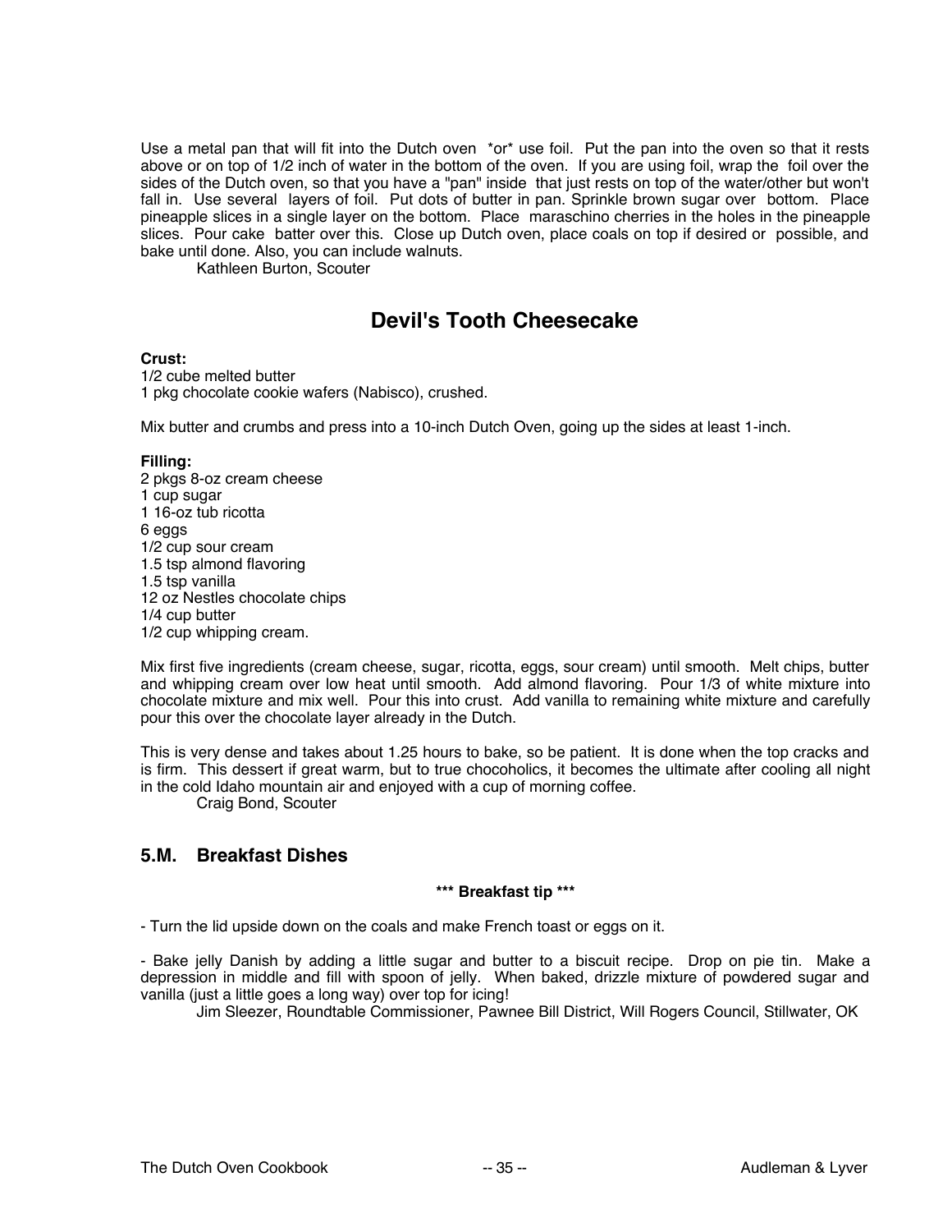Use a metal pan that will fit into the Dutch oven *or* use foil. Put the pan into the oven so that it rests above or on top of 1/2 inch of water in the bottom of the oven. If you are using foil, wrap the foil over the sides of the Dutch oven, so that you have a "pan" inside that just rests on top of the water/other but won't fall in. Use several layers of foil. Put dots of butter in pan. Sprinkle brown sugar over bottom. Place pineapple slices in a single layer on the bottom. Place maraschino cherries in the holes in the pineapple slices. Pour cake batter over this. Close up Dutch oven, place coals on top if desired or possible, and bake until done. Also, you can include walnuts.

Kathleen Burton, Scouter

## Devil's Tooth Cheesecake

**Crust:**
1/2 cube melted butter
1 pkg chocolate cookie wafers (Nabisco), crushed.

Mix butter and crumbs and press into a 10-inch Dutch Oven, going up the sides at least 1-inch.

**Filling:**
2 pkgs 8-oz cream cheese
1 cup sugar
1 16-oz tub ricotta
6 eggs
1/2 cup sour cream
1.5 tsp almond flavoring
1.5 tsp vanilla
12 oz Nestles chocolate chips
1/4 cup butter
1/2 cup whipping cream.

Mix first five ingredients (cream cheese, sugar, ricotta, eggs, sour cream) until smooth. Melt chips, butter and whipping cream over low heat until smooth. Add almond flavoring. Pour 1/3 of white mixture into chocolate mixture and mix well. Pour this into crust. Add vanilla to remaining white mixture and carefully pour this over the chocolate layer already in the Dutch.

This is very dense and takes about 1.25 hours to bake, so be patient. It is done when the top cracks and is firm. This dessert if great warm, but to true chocoholics, it becomes the ultimate after cooling all night in the cold Idaho mountain air and enjoyed with a cup of morning coffee.

Craig Bond, Scouter

## 5.M. Breakfast Dishes

**\*\*\* Breakfast tip \*\*\***

- Turn the lid upside down on the coals and make French toast or eggs on it.

- Bake jelly Danish by adding a little sugar and butter to a biscuit recipe. Drop on pie tin. Make a depression in middle and fill with spoon of jelly. When baked, drizzle mixture of powdered sugar and vanilla (just a little goes a long way) over top for icing!

Jim Sleezer, Roundtable Commissioner, Pawnee Bill District, Will Rogers Council, Stillwater, OK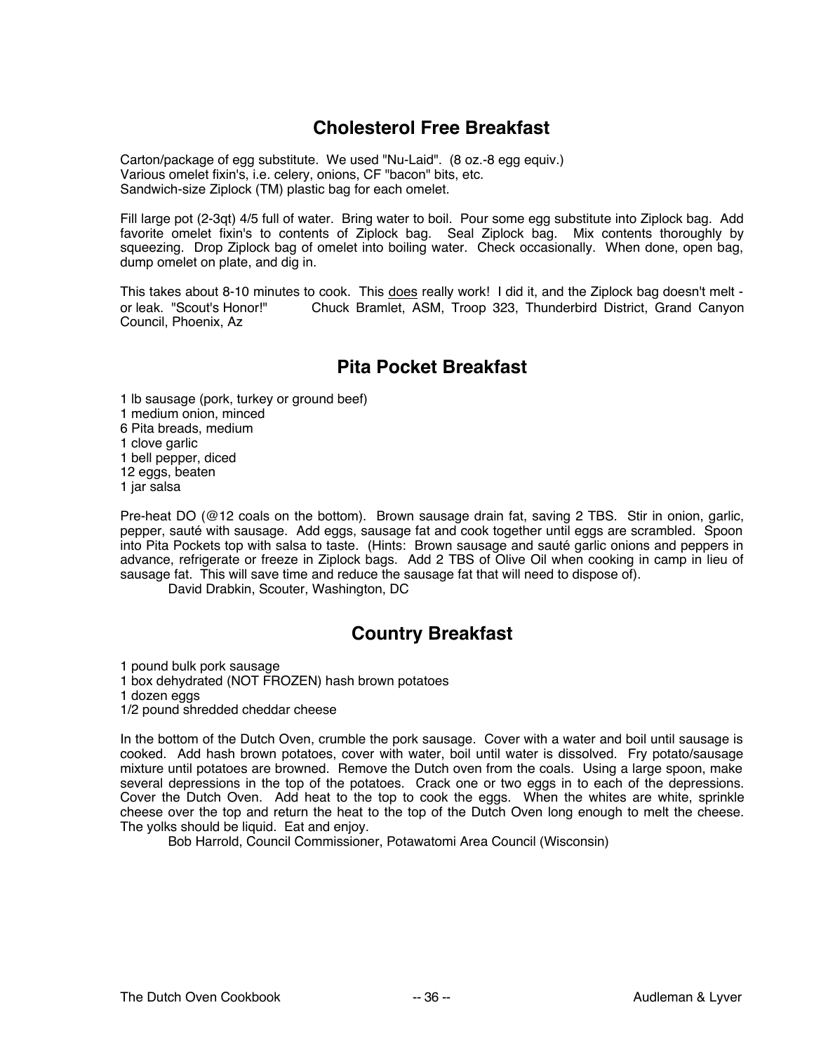## Cholesterol Free Breakfast

Carton/package of egg substitute. We used "Nu-Laid". (8 oz.-8 egg equiv.)
Various omelet fixin's, i.e. celery, onions, CF "bacon" bits, etc.
Sandwich-size Ziplock (TM) plastic bag for each omelet.

Fill large pot (2-3qt) 4/5 full of water. Bring water to boil. Pour some egg substitute into Ziplock bag. Add favorite omelet fixin's to contents of Ziplock bag. Seal Ziplock bag. Mix contents thoroughly by squeezing. Drop Ziplock bag of omelet into boiling water. Check occasionally. When done, open bag, dump omelet on plate, and dig in.

This takes about 8-10 minutes to cook. This <u>does</u> really work! I did it, and the Ziplock bag doesn't melt - or leak. "Scout's Honor!" Chuck Bramlet, ASM, Troop 323, Thunderbird District, Grand Canyon Council, Phoenix, Az

## Pita Pocket Breakfast

1 lb sausage (pork, turkey or ground beef)
1 medium onion, minced
6 Pita breads, medium
1 clove garlic
1 bell pepper, diced
12 eggs, beaten
1 jar salsa

Pre-heat DO (@12 coals on the bottom). Brown sausage drain fat, saving 2 TBS. Stir in onion, garlic, pepper, sauté with sausage. Add eggs, sausage fat and cook together until eggs are scrambled. Spoon into Pita Pockets top with salsa to taste. (Hints: Brown sausage and sauté garlic onions and peppers in advance, refrigerate or freeze in Ziplock bags. Add 2 TBS of Olive Oil when cooking in camp in lieu of sausage fat. This will save time and reduce the sausage fat that will need to dispose of).

David Drabkin, Scouter, Washington, DC

## Country Breakfast

1 pound bulk pork sausage
1 box dehydrated (NOT FROZEN) hash brown potatoes
1 dozen eggs
1/2 pound shredded cheddar cheese

In the bottom of the Dutch Oven, crumble the pork sausage. Cover with a water and boil until sausage is cooked. Add hash brown potatoes, cover with water, boil until water is dissolved. Fry potato/sausage mixture until potatoes are browned. Remove the Dutch oven from the coals. Using a large spoon, make several depressions in the top of the potatoes. Crack one or two eggs in to each of the depressions. Cover the Dutch Oven. Add heat to the top to cook the eggs. When the whites are white, sprinkle cheese over the top and return the heat to the top of the Dutch Oven long enough to melt the cheese. The yolks should be liquid. Eat and enjoy.

Bob Harrold, Council Commissioner, Potawatomi Area Council (Wisconsin)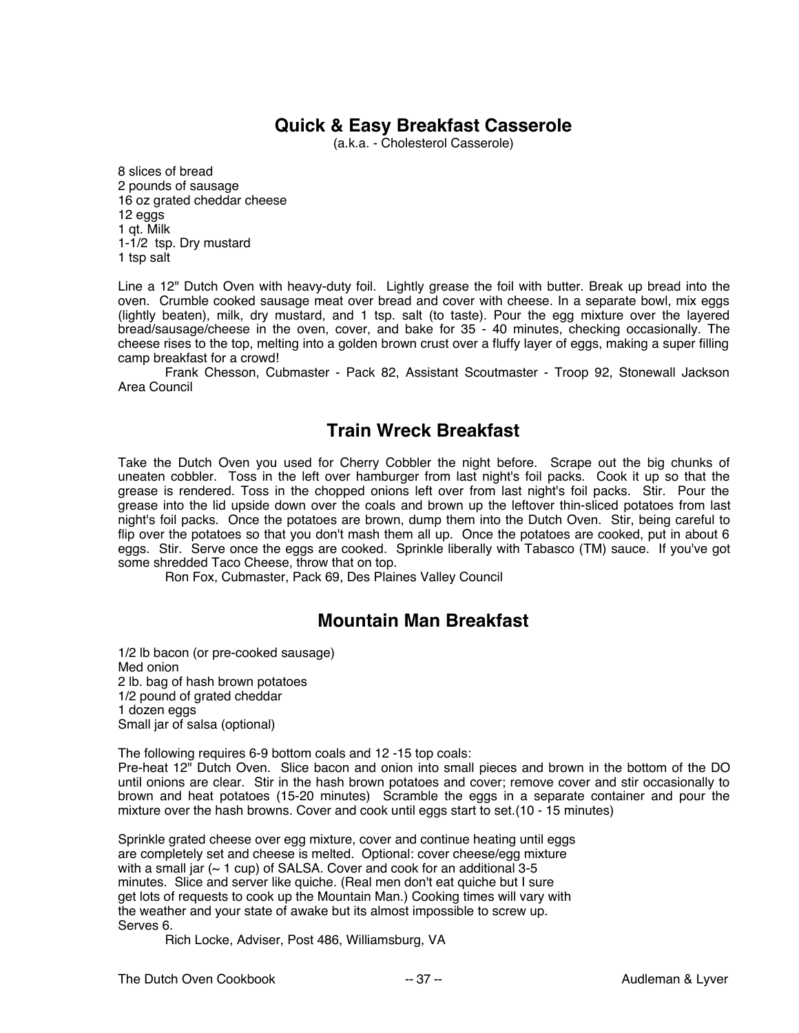## Quick & Easy Breakfast Casserole

(a.k.a. - Cholesterol Casserole)

8 slices of bread
2 pounds of sausage
16 oz grated cheddar cheese
12 eggs
1 qt. Milk
1-1/2 tsp. Dry mustard
1 tsp salt

Line a 12" Dutch Oven with heavy-duty foil. Lightly grease the foil with butter. Break up bread into the oven. Crumble cooked sausage meat over bread and cover with cheese. In a separate bowl, mix eggs (lightly beaten), milk, dry mustard, and 1 tsp. salt (to taste). Pour the egg mixture over the layered bread/sausage/cheese in the oven, cover, and bake for 35 - 40 minutes, checking occasionally. The cheese rises to the top, melting into a golden brown crust over a fluffy layer of eggs, making a super filling camp breakfast for a crowd!

Frank Chesson, Cubmaster - Pack 82, Assistant Scoutmaster - Troop 92, Stonewall Jackson Area Council

## Train Wreck Breakfast

Take the Dutch Oven you used for Cherry Cobbler the night before. Scrape out the big chunks of uneaten cobbler. Toss in the left over hamburger from last night's foil packs. Cook it up so that the grease is rendered. Toss in the chopped onions left over from last night's foil packs. Stir. Pour the grease into the lid upside down over the coals and brown up the leftover thin-sliced potatoes from last night's foil packs. Once the potatoes are brown, dump them into the Dutch Oven. Stir, being careful to flip over the potatoes so that you don't mash them all up. Once the potatoes are cooked, put in about 6 eggs. Stir. Serve once the eggs are cooked. Sprinkle liberally with Tabasco (TM) sauce. If you've got some shredded Taco Cheese, throw that on top.

Ron Fox, Cubmaster, Pack 69, Des Plaines Valley Council

## Mountain Man Breakfast

1/2 lb bacon (or pre-cooked sausage)
Med onion
2 lb. bag of hash brown potatoes
1/2 pound of grated cheddar
1 dozen eggs
Small jar of salsa (optional)

The following requires 6-9 bottom coals and 12 -15 top coals:
Pre-heat 12" Dutch Oven. Slice bacon and onion into small pieces and brown in the bottom of the DO until onions are clear. Stir in the hash brown potatoes and cover; remove cover and stir occasionally to brown and heat potatoes (15-20 minutes) Scramble the eggs in a separate container and pour the mixture over the hash browns. Cover and cook until eggs start to set.(10 - 15 minutes)

Sprinkle grated cheese over egg mixture, cover and continue heating until eggs are completely set and cheese is melted. Optional: cover cheese/egg mixture with a small jar (~ 1 cup) of SALSA. Cover and cook for an additional 3-5 minutes. Slice and server like quiche. (Real men don't eat quiche but I sure get lots of requests to cook up the Mountain Man.) Cooking times will vary with the weather and your state of awake but its almost impossible to screw up. Serves 6.

Rich Locke, Adviser, Post 486, Williamsburg, VA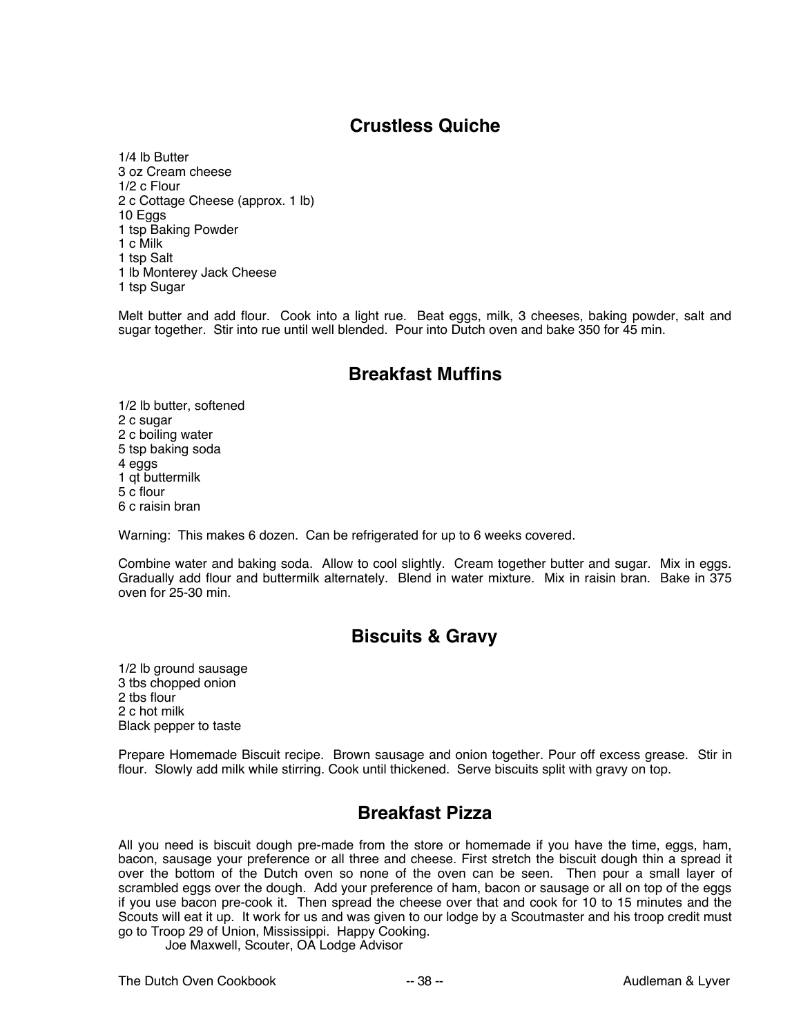## Crustless Quiche

1/4 lb Butter
3 oz Cream cheese
1/2 c Flour
2 c Cottage Cheese (approx. 1 lb)
10 Eggs
1 tsp Baking Powder
1 c Milk
1 tsp Salt
1 lb Monterey Jack Cheese
1 tsp Sugar

Melt butter and add flour. Cook into a light rue. Beat eggs, milk, 3 cheeses, baking powder, salt and sugar together. Stir into rue until well blended. Pour into Dutch oven and bake 350 for 45 min.

## Breakfast Muffins

1/2 lb butter, softened
2 c sugar
2 c boiling water
5 tsp baking soda
4 eggs
1 qt buttermilk
5 c flour
6 c raisin bran

Warning: This makes 6 dozen. Can be refrigerated for up to 6 weeks covered.

Combine water and baking soda. Allow to cool slightly. Cream together butter and sugar. Mix in eggs. Gradually add flour and buttermilk alternately. Blend in water mixture. Mix in raisin bran. Bake in 375 oven for 25-30 min.

## Biscuits & Gravy

1/2 lb ground sausage
3 tbs chopped onion
2 tbs flour
2 c hot milk
Black pepper to taste

Prepare Homemade Biscuit recipe. Brown sausage and onion together. Pour off excess grease. Stir in flour. Slowly add milk while stirring. Cook until thickened. Serve biscuits split with gravy on top.

## Breakfast Pizza

All you need is biscuit dough pre-made from the store or homemade if you have the time, eggs, ham, bacon, sausage your preference or all three and cheese. First stretch the biscuit dough thin a spread it over the bottom of the Dutch oven so none of the oven can be seen. Then pour a small layer of scrambled eggs over the dough. Add your preference of ham, bacon or sausage or all on top of the eggs if you use bacon pre-cook it. Then spread the cheese over that and cook for 10 to 15 minutes and the Scouts will eat it up. It work for us and was given to our lodge by a Scoutmaster and his troop credit must go to Troop 29 of Union, Mississippi. Happy Cooking.

Joe Maxwell, Scouter, OA Lodge Advisor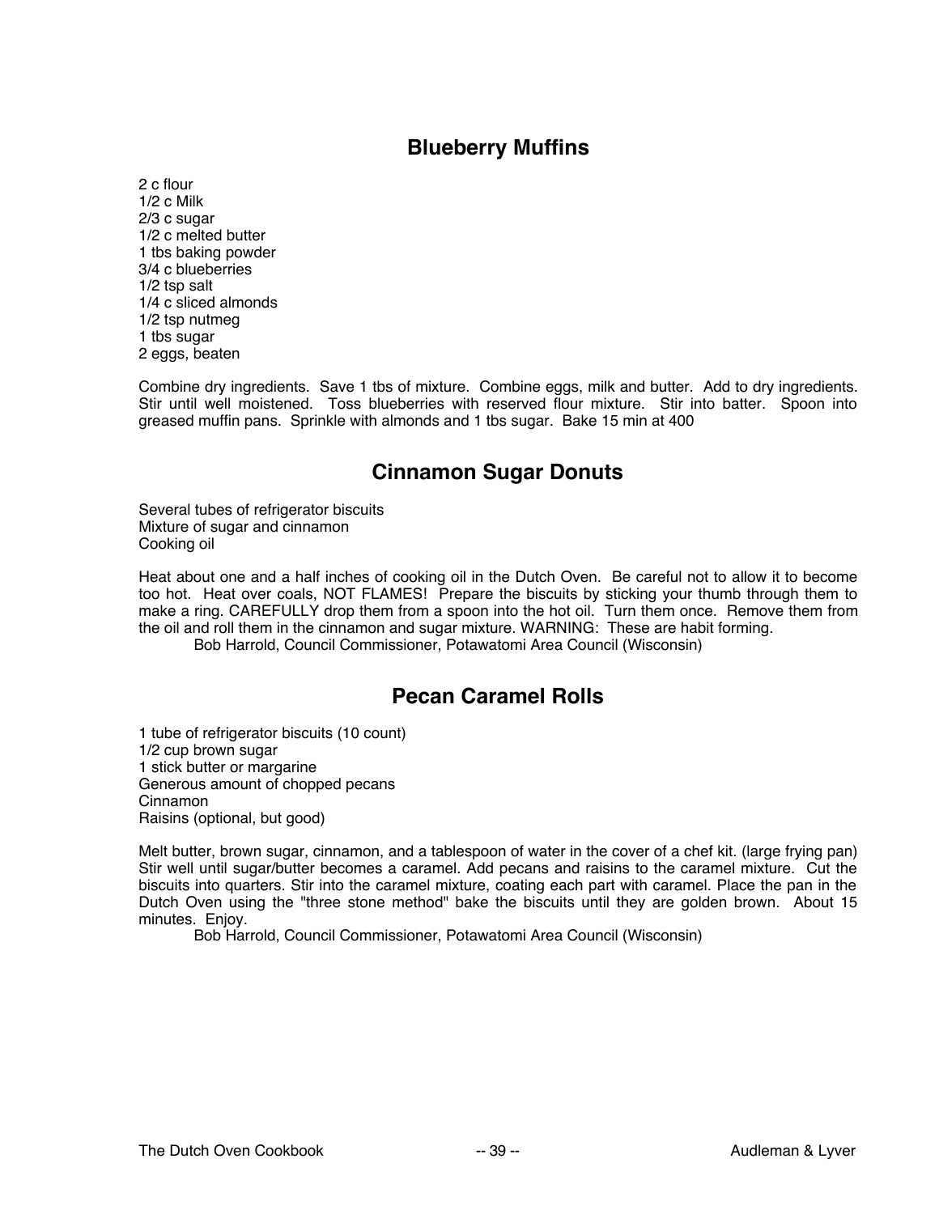## Blueberry Muffins

2 c flour
1/2 c Milk
2/3 c sugar
1/2 c melted butter
1 tbs baking powder
3/4 c blueberries
1/2 tsp salt
1/4 c sliced almonds
1/2 tsp nutmeg
1 tbs sugar
2 eggs, beaten

Combine dry ingredients. Save 1 tbs of mixture. Combine eggs, milk and butter. Add to dry ingredients. Stir until well moistened. Toss blueberries with reserved flour mixture. Stir into batter. Spoon into greased muffin pans. Sprinkle with almonds and 1 tbs sugar. Bake 15 min at 400

## Cinnamon Sugar Donuts

Several tubes of refrigerator biscuits
Mixture of sugar and cinnamon
Cooking oil

Heat about one and a half inches of cooking oil in the Dutch Oven. Be careful not to allow it to become too hot. Heat over coals, NOT FLAMES! Prepare the biscuits by sticking your thumb through them to make a ring. CAREFULLY drop them from a spoon into the hot oil. Turn them once. Remove them from the oil and roll them in the cinnamon and sugar mixture. WARNING: These are habit forming.

Bob Harrold, Council Commissioner, Potawatomi Area Council (Wisconsin)

## Pecan Caramel Rolls

1 tube of refrigerator biscuits (10 count)
1/2 cup brown sugar
1 stick butter or margarine
Generous amount of chopped pecans
Cinnamon
Raisins (optional, but good)

Melt butter, brown sugar, cinnamon, and a tablespoon of water in the cover of a chef kit. (large frying pan) Stir well until sugar/butter becomes a caramel. Add pecans and raisins to the caramel mixture. Cut the biscuits into quarters. Stir into the caramel mixture, coating each part with caramel. Place the pan in the Dutch Oven using the "three stone method" bake the biscuits until they are golden brown. About 15 minutes. Enjoy.

Bob Harrold, Council Commissioner, Potawatomi Area Council (Wisconsin)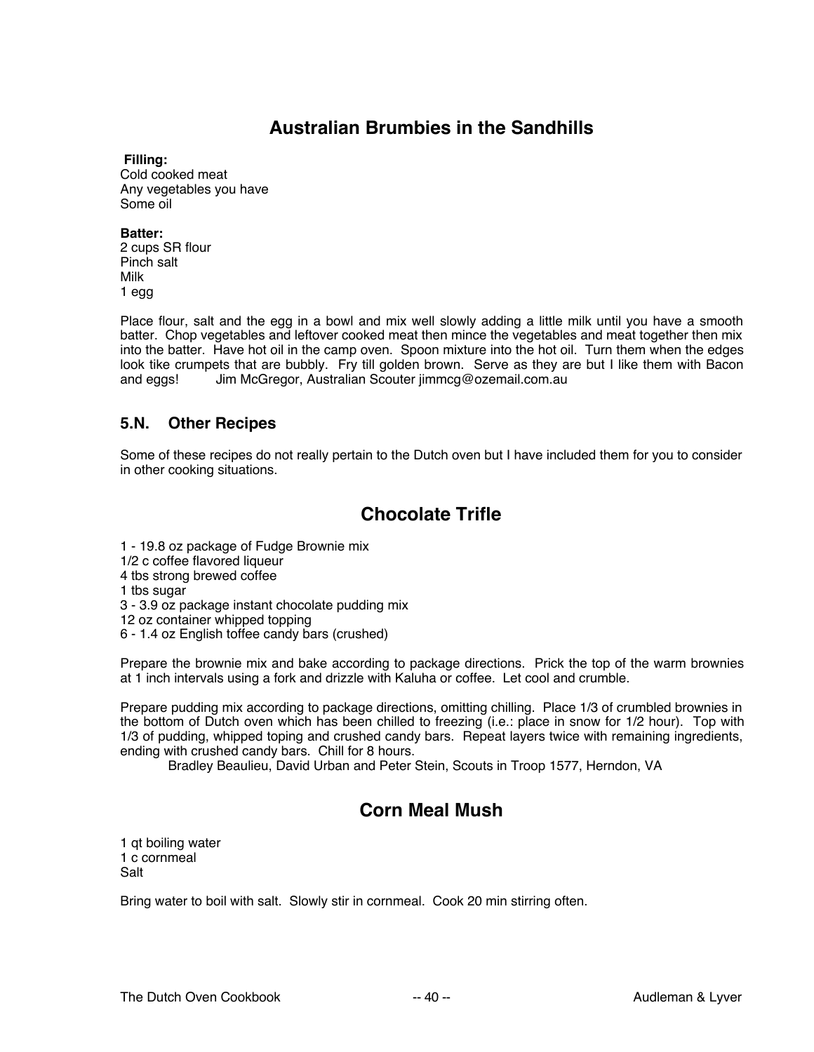## Australian Brumbies in the Sandhills

**Filling:**
Cold cooked meat
Any vegetables you have
Some oil

**Batter:**
2 cups SR flour
Pinch salt
Milk
1 egg

Place flour, salt and the egg in a bowl and mix well slowly adding a little milk until you have a smooth batter. Chop vegetables and leftover cooked meat then mince the vegetables and meat together then mix into the batter. Have hot oil in the camp oven. Spoon mixture into the hot oil. Turn them when the edges look tike crumpets that are bubbly. Fry till golden brown. Serve as they are but I like them with Bacon and eggs! Jim McGregor, Australian Scouter jimmcg@ozemail.com.au

### 5.N. Other Recipes

Some of these recipes do not really pertain to the Dutch oven but I have included them for you to consider in other cooking situations.

## Chocolate Trifle

1 - 19.8 oz package of Fudge Brownie mix
1/2 c coffee flavored liqueur
4 tbs strong brewed coffee
1 tbs sugar
3 - 3.9 oz package instant chocolate pudding mix
12 oz container whipped topping
6 - 1.4 oz English toffee candy bars (crushed)

Prepare the brownie mix and bake according to package directions. Prick the top of the warm brownies at 1 inch intervals using a fork and drizzle with Kaluha or coffee. Let cool and crumble.

Prepare pudding mix according to package directions, omitting chilling. Place 1/3 of crumbled brownies in the bottom of Dutch oven which has been chilled to freezing (i.e.: place in snow for 1/2 hour). Top with 1/3 of pudding, whipped toping and crushed candy bars. Repeat layers twice with remaining ingredients, ending with crushed candy bars. Chill for 8 hours.

Bradley Beaulieu, David Urban and Peter Stein, Scouts in Troop 1577, Herndon, VA

## Corn Meal Mush

1 qt boiling water
1 c cornmeal
Salt

Bring water to boil with salt. Slowly stir in cornmeal. Cook 20 min stirring often.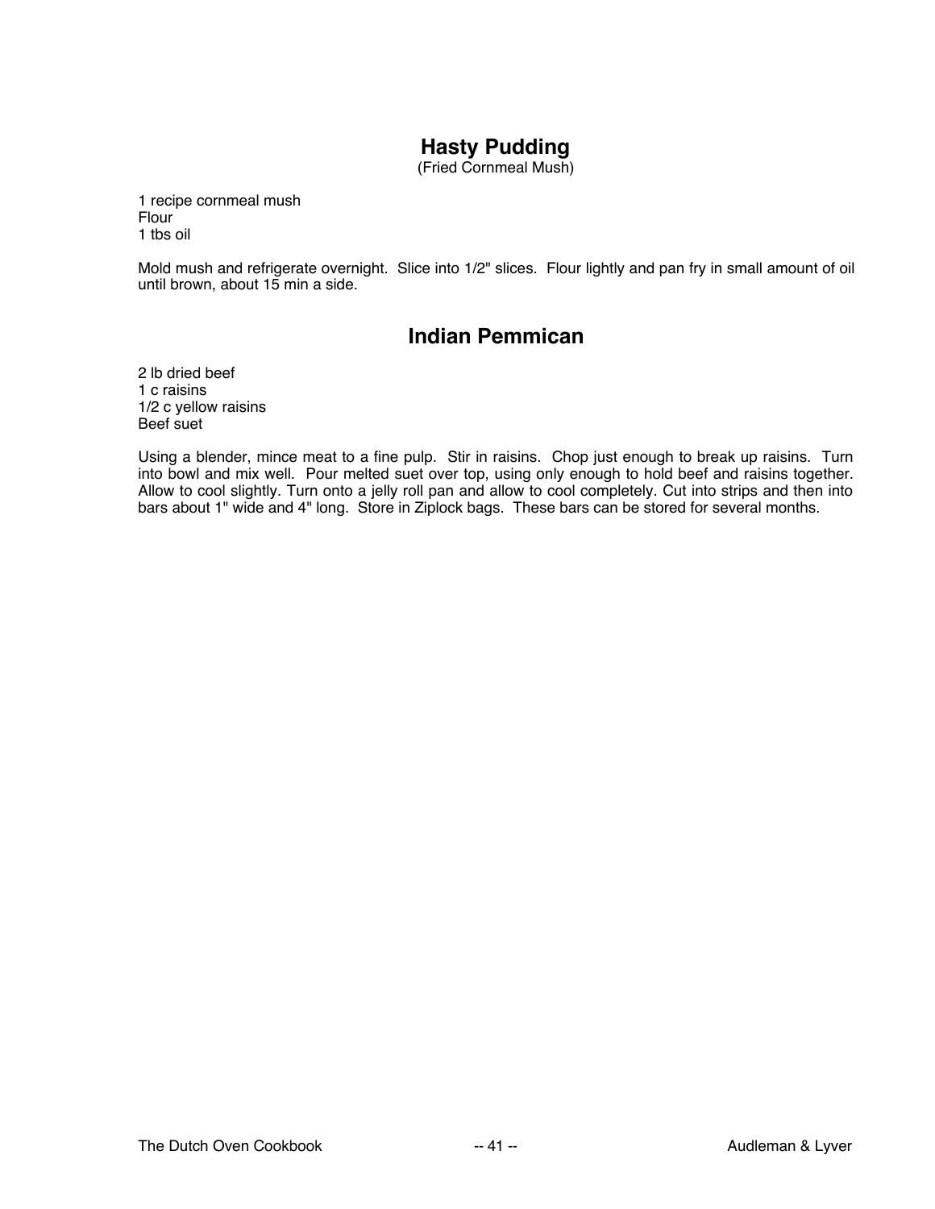## Hasty Pudding

(Fried Cornmeal Mush)

1 recipe cornmeal mush
Flour
1 tbs oil

Mold mush and refrigerate overnight. Slice into 1/2" slices. Flour lightly and pan fry in small amount of oil until brown, about 15 min a side.

## Indian Pemmican

2 lb dried beef
1 c raisins
1/2 c yellow raisins
Beef suet

Using a blender, mince meat to a fine pulp. Stir in raisins. Chop just enough to break up raisins. Turn into bowl and mix well. Pour melted suet over top, using only enough to hold beef and raisins together. Allow to cool slightly. Turn onto a jelly roll pan and allow to cool completely. Cut into strips and then into bars about 1" wide and 4" long. Store in Ziplock bags. These bars can be stored for several months.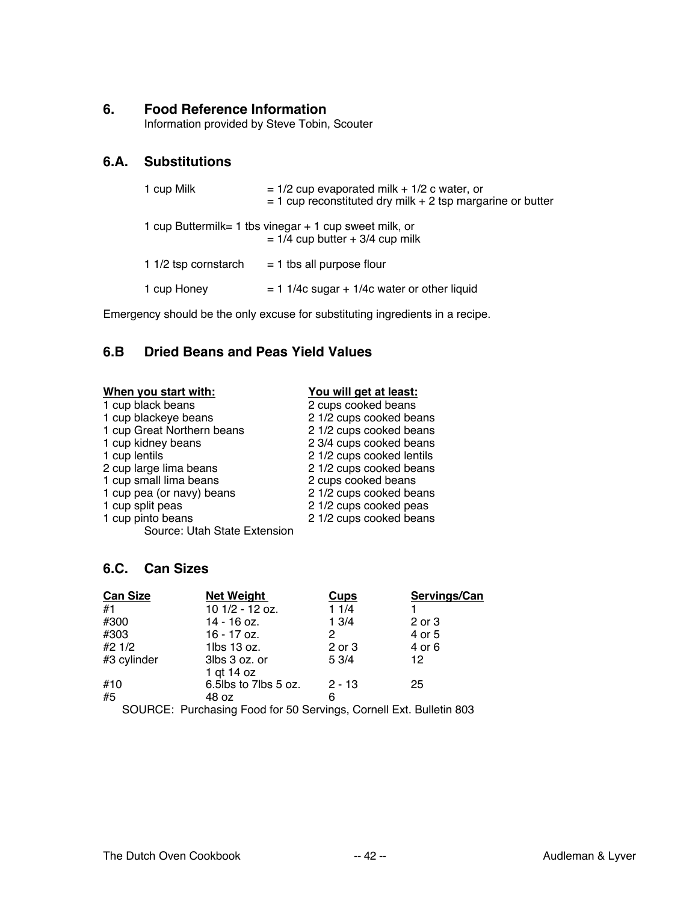## 6. Food Reference Information

Information provided by Steve Tobin, Scouter

### 6.A. Substitutions

| | |
|---|---|
| 1 cup Milk | = 1/2 cup evaporated milk + 1/2 c water, or<br>= 1 cup reconstituted dry milk + 2 tsp margarine or butter |
| 1 cup Buttermilk | = 1 tbs vinegar + 1 cup sweet milk, or<br>= 1/4 cup butter + 3/4 cup milk |
| 1 1/2 tsp cornstarch | = 1 tbs all purpose flour |
| 1 cup Honey | = 1 1/4c sugar + 1/4c water or other liquid |

Emergency should be the only excuse for substituting ingredients in a recipe.

### 6.B Dried Beans and Peas Yield Values

| When you start with: | You will get at least: |
|---|---|
| 1 cup black beans | 2 cups cooked beans |
| 1 cup blackeye beans | 2 1/2 cups cooked beans |
| 1 cup Great Northern beans | 2 1/2 cups cooked beans |
| 1 cup kidney beans | 2 3/4 cups cooked beans |
| 1 cup lentils | 2 1/2 cups cooked lentils |
| 2 cup large lima beans | 2 1/2 cups cooked beans |
| 1 cup small lima beans | 2 cups cooked beans |
| 1 cup pea (or navy) beans | 2 1/2 cups cooked beans |
| 1 cup split peas | 2 1/2 cups cooked peas |
| 1 cup pinto beans | 2 1/2 cups cooked beans |

Source: Utah State Extension

### 6.C. Can Sizes

| Can Size | Net Weight | Cups | Servings/Can |
|---|---|---|---|
| #1 | 10 1/2 - 12 oz. | 1 1/4 | 1 |
| #300 | 14 - 16 oz. | 1 3/4 | 2 or 3 |
| #303 | 16 - 17 oz. | 2 | 4 or 5 |
| #2 1/2 | 1lbs 13 oz. | 2 or 3 | 4 or 6 |
| #3 cylinder | 3lbs 3 oz. or 1 qt 14 oz | 5 3/4 | 12 |
| #10 | 6.5lbs to 7lbs 5 oz. | 2 - 13 | 25 |
| #5 | 48 oz | 6 | |

SOURCE: Purchasing Food for 50 Servings, Cornell Ext. Bulletin 803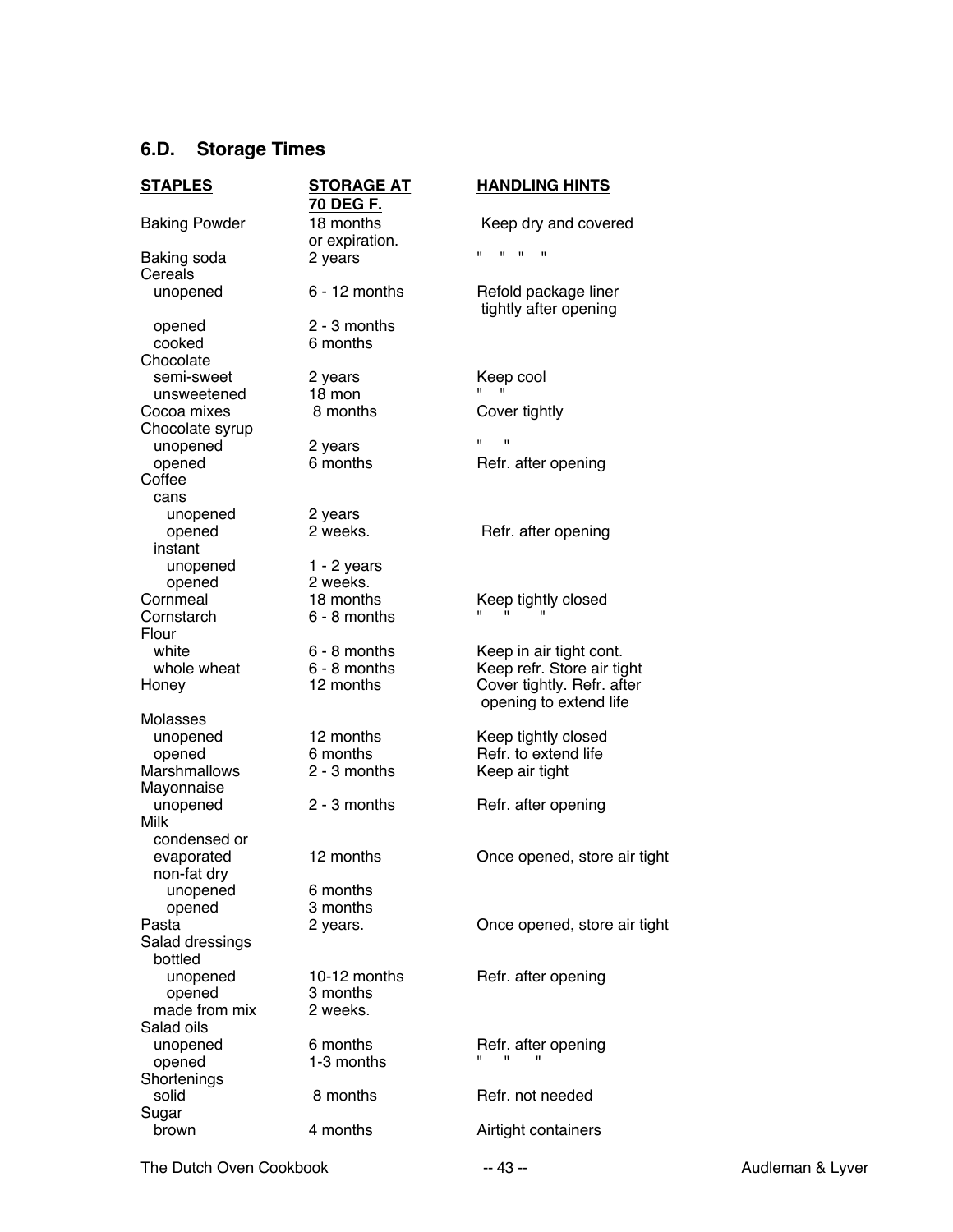## 6.D. Storage Times

| STAPLES | STORAGE AT 70 DEG F. | HANDLING HINTS |
|---|---|---|
| Baking Powder | 18 months or expiration. | Keep dry and covered |
| Baking soda | 2 years | " " " " |
| Cereals | | |
| unopened | 6 - 12 months | Refold package liner tightly after opening |
| opened | 2 - 3 months | |
| cooked | 6 months | |
| Chocolate | | |
| semi-sweet | 2 years | Keep cool |
| unsweetened | 18 mon | " " |
| Cocoa mixes | 8 months | Cover tightly |
| Chocolate syrup | | |
| unopened | 2 years | " " |
| opened | 6 months | Refr. after opening |
| Coffee | | |
| cans | | |
| unopened | 2 years | |
| opened | 2 weeks. | Refr. after opening |
| instant | | |
| unopened | 1 - 2 years | |
| opened | 2 weeks. | |
| Cornmeal | 18 months | Keep tightly closed |
| Cornstarch | 6 - 8 months | " " " |
| Flour | | |
| white | 6 - 8 months | Keep in air tight cont. |
| whole wheat | 6 - 8 months | Keep refr. Store air tight |
| Honey | 12 months | Cover tightly. Refr. after opening to extend life |
| Molasses | | |
| unopened | 12 months | Keep tightly closed |
| opened | 6 months | Refr. to extend life |
| Marshmallows | 2 - 3 months | Keep air tight |
| Mayonnaise | | |
| unopened | 2 - 3 months | Refr. after opening |
| Milk | | |
| condensed or evaporated | 12 months | Once opened, store air tight |
| non-fat dry | | |
| unopened | 6 months | |
| opened | 3 months | |
| Pasta | 2 years. | Once opened, store air tight |
| Salad dressings | | |
| bottled | | |
| unopened | 10-12 months | Refr. after opening |
| opened | 3 months | |
| made from mix | 2 weeks. | |
| Salad oils | | |
| unopened | 6 months | Refr. after opening |
| opened | 1-3 months | " " " |
| Shortenings | | |
| solid | 8 months | Refr. not needed |
| Sugar | | |
| brown | 4 months | Airtight containers |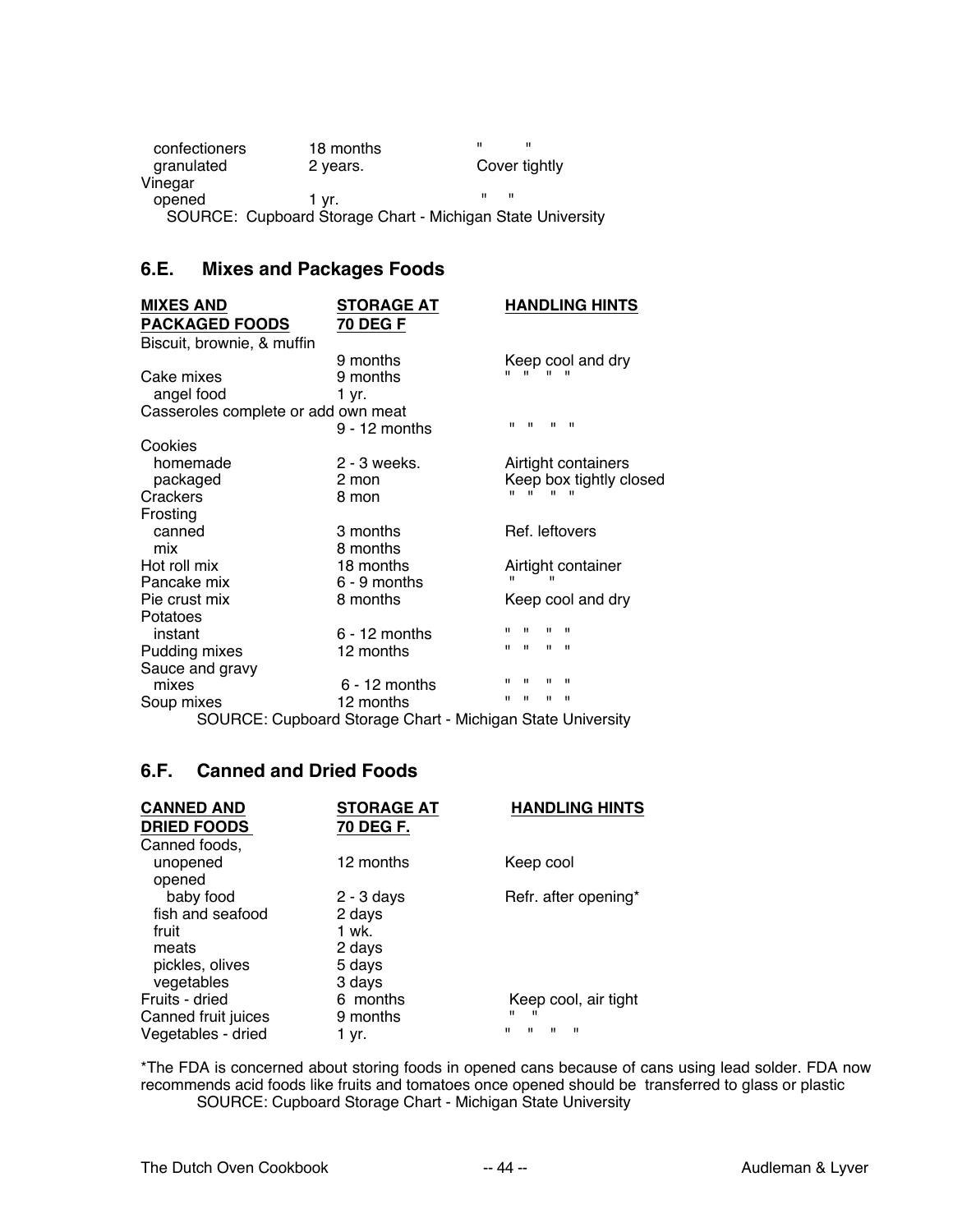| | | |
|---|---|---|
| confectioners | 18 months | " " |
| granulated | 2 years. | Cover tightly |
| Vinegar | | |
| opened | 1 yr. | " " |

SOURCE: Cupboard Storage Chart - Michigan State University

## 6.E. Mixes and Packages Foods

| **MIXES AND PACKAGED FOODS** | **STORAGE AT 70 DEG F** | **HANDLING HINTS** |
|---|---|---|
| Biscuit, brownie, & muffin | 9 months | Keep cool and dry |
| Cake mixes | 9 months | " " " " |
| angel food | 1 yr. | |
| Casseroles complete or add own meat | 9 - 12 months | " " " " |
| Cookies | | |
| homemade | 2 - 3 weeks. | Airtight containers |
| packaged | 2 mon | Keep box tightly closed |
| Crackers | 8 mon | " " " " |
| Frosting | | |
| canned | 3 months | Ref. leftovers |
| mix | 8 months | |
| Hot roll mix | 18 months | Airtight container |
| Pancake mix | 6 - 9 months | " " |
| Pie crust mix | 8 months | Keep cool and dry |
| Potatoes | | |
| instant | 6 - 12 months | " " " " |
| Pudding mixes | 12 months | " " " " |
| Sauce and gravy mixes | 6 - 12 months | " " " " |
| Soup mixes | 12 months | " " " " |

SOURCE: Cupboard Storage Chart - Michigan State University

## 6.F. Canned and Dried Foods

| **CANNED AND DRIED FOODS** | **STORAGE AT 70 DEG F.** | **HANDLING HINTS** |
|---|---|---|
| Canned foods, | | |
| unopened | 12 months | Keep cool |
| opened | | |
| baby food | 2 - 3 days | Refr. after opening* |
| fish and seafood | 2 days | |
| fruit | 1 wk. | |
| meats | 2 days | |
| pickles, olives | 5 days | |
| vegetables | 3 days | |
| Fruits - dried | 6 months | Keep cool, air tight |
| Canned fruit juices | 9 months | " " |
| Vegetables - dried | 1 yr. | " " " " |

*The FDA is concerned about storing foods in opened cans because of cans using lead solder. FDA now recommends acid foods like fruits and tomatoes once opened should be transferred to glass or plastic

SOURCE: Cupboard Storage Chart - Michigan State University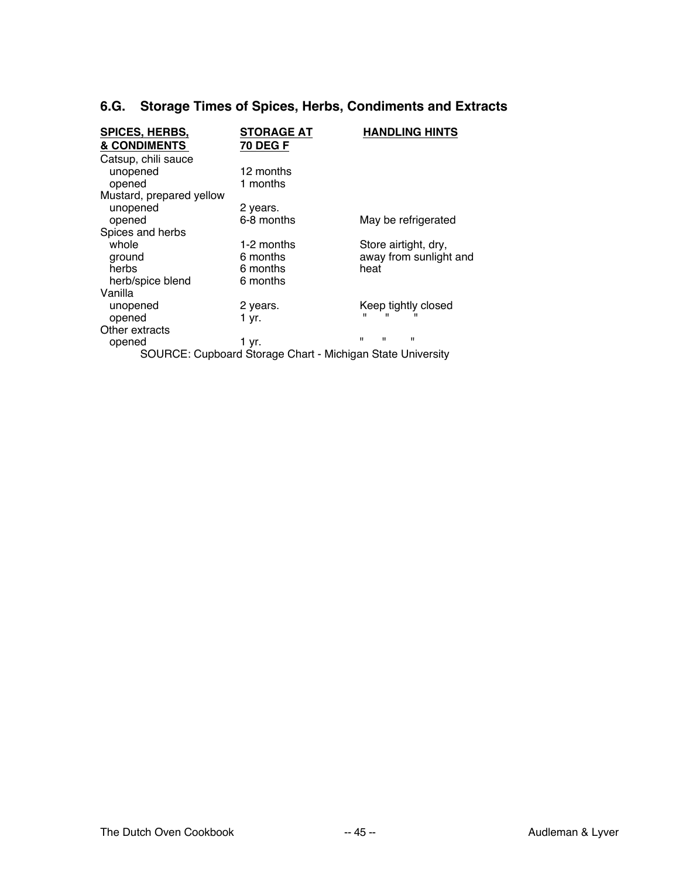## 6.G. Storage Times of Spices, Herbs, Condiments and Extracts

| SPICES, HERBS, & CONDIMENTS | STORAGE AT 70 DEG F | HANDLING HINTS |
|---|---|---|
| Catsup, chili sauce | | |
| unopened | 12 months | |
| opened | 1 months | |
| Mustard, prepared yellow | | |
| unopened | 2 years. | |
| opened | 6-8 months | May be refrigerated |
| Spices and herbs | | |
| whole | 1-2 months | Store airtight, dry, |
| ground | 6 months | away from sunlight and |
| herbs | 6 months | heat |
| herb/spice blend | 6 months | |
| Vanilla | | |
| unopened | 2 years. | Keep tightly closed |
| opened | 1 yr. | " " " |
| Other extracts | | |
| opened | 1 yr. | " " " |

SOURCE: Cupboard Storage Chart - Michigan State University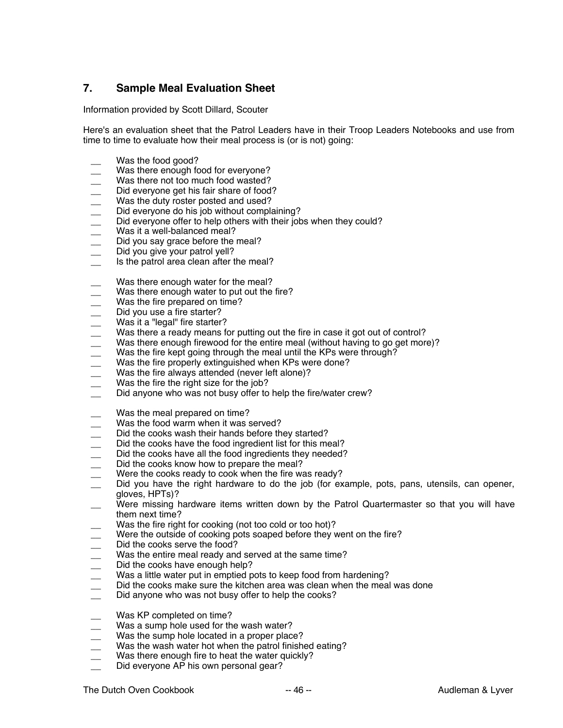## 7. Sample Meal Evaluation Sheet

Information provided by Scott Dillard, Scouter

Here's an evaluation sheet that the Patrol Leaders have in their Troop Leaders Notebooks and use from time to time to evaluate how their meal process is (or is not) going:

- __ Was the food good?
- __ Was there enough food for everyone?
- __ Was there not too much food wasted?
- __ Did everyone get his fair share of food?
- __ Was the duty roster posted and used?
- __ Did everyone do his job without complaining?
- __ Did everyone offer to help others with their jobs when they could?
- __ Was it a well-balanced meal?
- __ Did you say grace before the meal?
- __ Did you give your patrol yell?
- __ Is the patrol area clean after the meal?

- __ Was there enough water for the meal?
- __ Was there enough water to put out the fire?
- __ Was the fire prepared on time?
- __ Did you use a fire starter?
- __ Was it a "legal" fire starter?
- __ Was there a ready means for putting out the fire in case it got out of control?
- __ Was there enough firewood for the entire meal (without having to go get more)?
- __ Was the fire kept going through the meal until the KPs were through?
- __ Was the fire properly extinguished when KPs were done?
- __ Was the fire always attended (never left alone)?
- __ Was the fire the right size for the job?
- __ Did anyone who was not busy offer to help the fire/water crew?

- __ Was the meal prepared on time?
- __ Was the food warm when it was served?
- __ Did the cooks wash their hands before they started?
- __ Did the cooks have the food ingredient list for this meal?
- __ Did the cooks have all the food ingredients they needed?
- __ Did the cooks know how to prepare the meal?
- __ Were the cooks ready to cook when the fire was ready?
- __ Did you have the right hardware to do the job (for example, pots, pans, utensils, can opener, gloves, HPTs)?
- __ Were missing hardware items written down by the Patrol Quartermaster so that you will have them next time?
- __ Was the fire right for cooking (not too cold or too hot)?
- __ Were the outside of cooking pots soaped before they went on the fire?
- __ Did the cooks serve the food?
- __ Was the entire meal ready and served at the same time?
- __ Did the cooks have enough help?
- __ Was a little water put in emptied pots to keep food from hardening?
- __ Did the cooks make sure the kitchen area was clean when the meal was done
- __ Did anyone who was not busy offer to help the cooks?

- __ Was KP completed on time?
- __ Was a sump hole used for the wash water?
- __ Was the sump hole located in a proper place?
- __ Was the wash water hot when the patrol finished eating?
- __ Was there enough fire to heat the water quickly?
- __ Did everyone AP his own personal gear?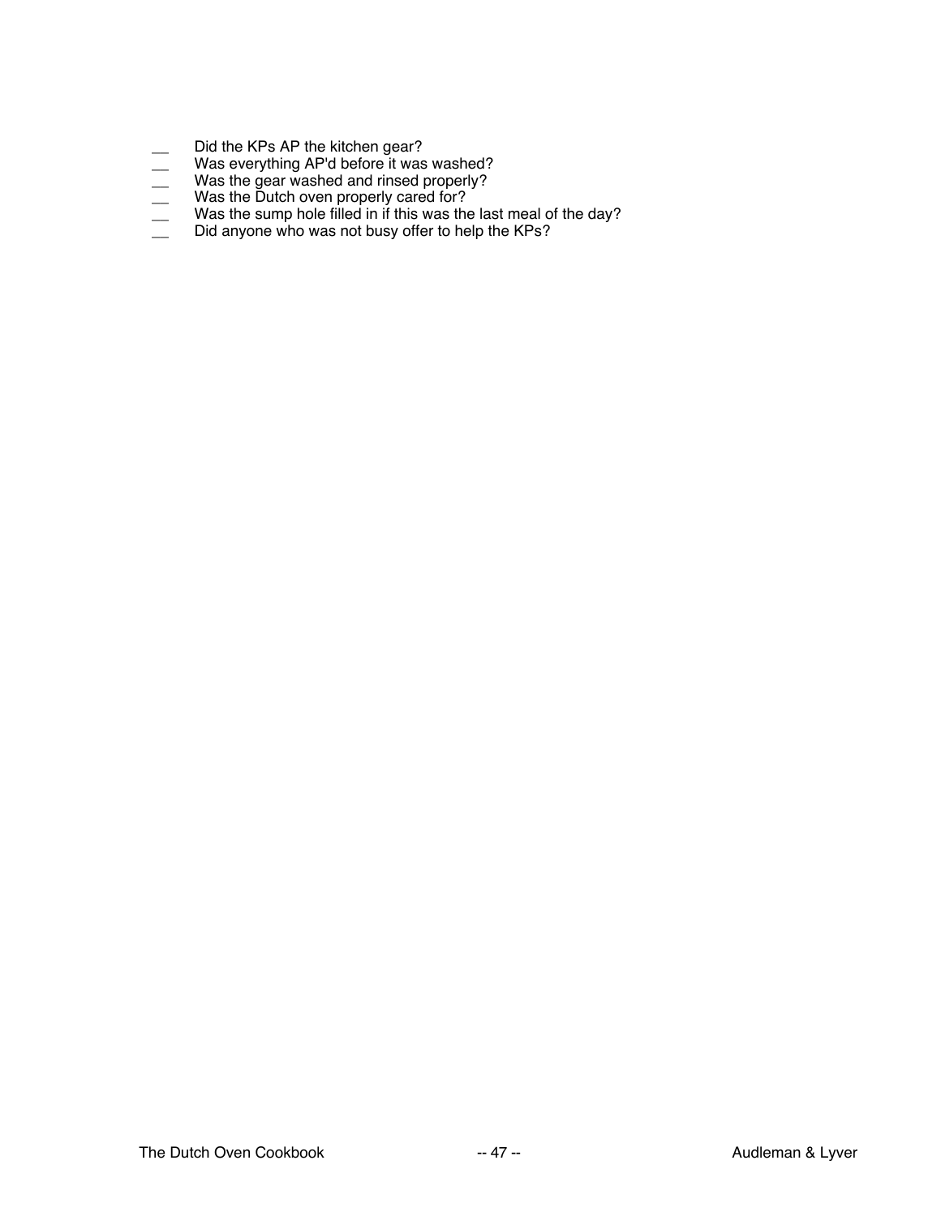- __ Did the KPs AP the kitchen gear?
- __ Was everything AP'd before it was washed?
- __ Was the gear washed and rinsed properly?
- __ Was the Dutch oven properly cared for?
- __ Was the sump hole filled in if this was the last meal of the day?
- __ Did anyone who was not busy offer to help the KPs?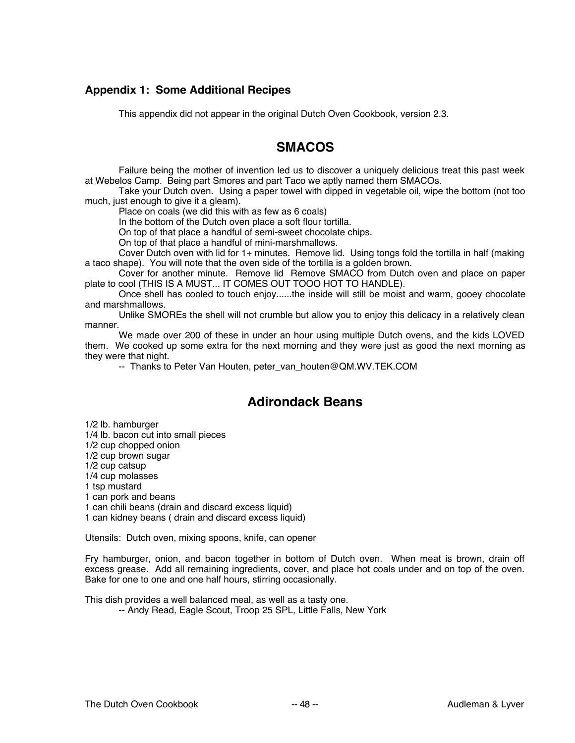## Appendix 1: Some Additional Recipes

This appendix did not appear in the original Dutch Oven Cookbook, version 2.3.

# SMACOS

Failure being the mother of invention led us to discover a uniquely delicious treat this past week at Webelos Camp. Being part Smores and part Taco we aptly named them SMACOs.

Take your Dutch oven. Using a paper towel with dipped in vegetable oil, wipe the bottom (not too much, just enough to give it a gleam).

Place on coals (we did this with as few as 6 coals)

In the bottom of the Dutch oven place a soft flour tortilla.

On top of that place a handful of semi-sweet chocolate chips.

On top of that place a handful of mini-marshmallows.

Cover Dutch oven with lid for 1+ minutes. Remove lid. Using tongs fold the tortilla in half (making a taco shape). You will note that the oven side of the tortilla is a golden brown.

Cover for another minute. Remove lid Remove SMACO from Dutch oven and place on paper plate to cool (THIS IS A MUST... IT COMES OUT TOOO HOT TO HANDLE).

Once shell has cooled to touch enjoy......the inside will still be moist and warm, gooey chocolate and marshmallows.

Unlike SMOREs the shell will not crumble but allow you to enjoy this delicacy in a relatively clean manner.

We made over 200 of these in under an hour using multiple Dutch ovens, and the kids LOVED them. We cooked up some extra for the next morning and they were just as good the next morning as they were that night.

-- Thanks to Peter Van Houten, peter_van_houten@QM.WV.TEK.COM

# Adirondack Beans

1/2 lb. hamburger
1/4 lb. bacon cut into small pieces
1/2 cup chopped onion
1/2 cup brown sugar
1/2 cup catsup
1/4 cup molasses
1 tsp mustard
1 can pork and beans
1 can chili beans (drain and discard excess liquid)
1 can kidney beans ( drain and discard excess liquid)

Utensils: Dutch oven, mixing spoons, knife, can opener

Fry hamburger, onion, and bacon together in bottom of Dutch oven. When meat is brown, drain off excess grease. Add all remaining ingredients, cover, and place hot coals under and on top of the oven. Bake for one to one and one half hours, stirring occasionally.

This dish provides a well balanced meal, as well as a tasty one.

-- Andy Read, Eagle Scout, Troop 25 SPL, Little Falls, New York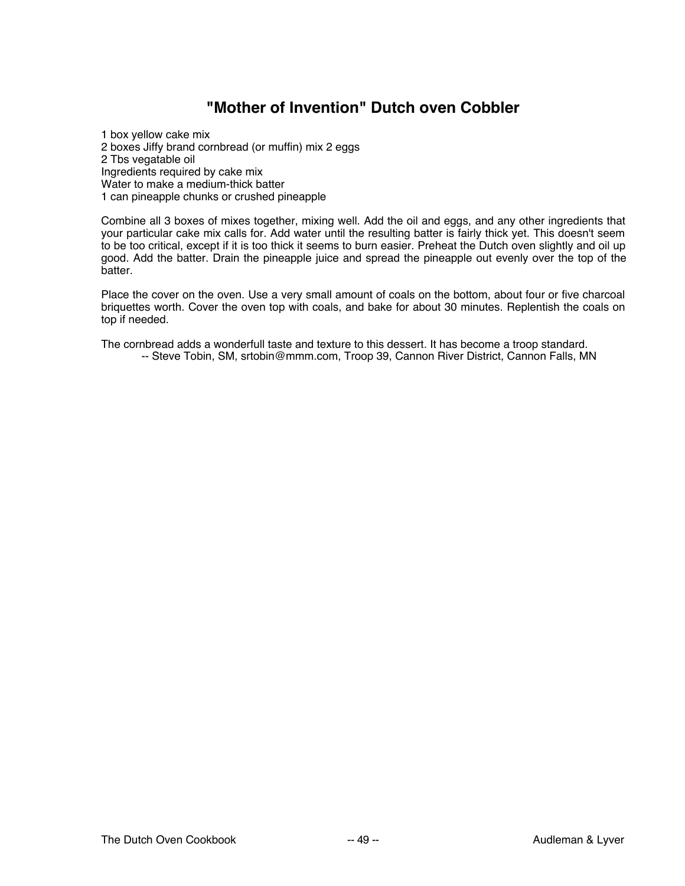# "Mother of Invention" Dutch oven Cobbler

1 box yellow cake mix
2 boxes Jiffy brand cornbread (or muffin) mix 2 eggs
2 Tbs vegatable oil
Ingredients required by cake mix
Water to make a medium-thick batter
1 can pineapple chunks or crushed pineapple

Combine all 3 boxes of mixes together, mixing well. Add the oil and eggs, and any other ingredients that your particular cake mix calls for. Add water until the resulting batter is fairly thick yet. This doesn't seem to be too critical, except if it is too thick it seems to burn easier. Preheat the Dutch oven slightly and oil up good. Add the batter. Drain the pineapple juice and spread the pineapple out evenly over the top of the batter.

Place the cover on the oven. Use a very small amount of coals on the bottom, about four or five charcoal briquettes worth. Cover the oven top with coals, and bake for about 30 minutes. Replentish the coals on top if needed.

The cornbread adds a wonderfull taste and texture to this dessert. It has become a troop standard.

-- Steve Tobin, SM, srtobin@mmm.com, Troop 39, Cannon River District, Cannon Falls, MN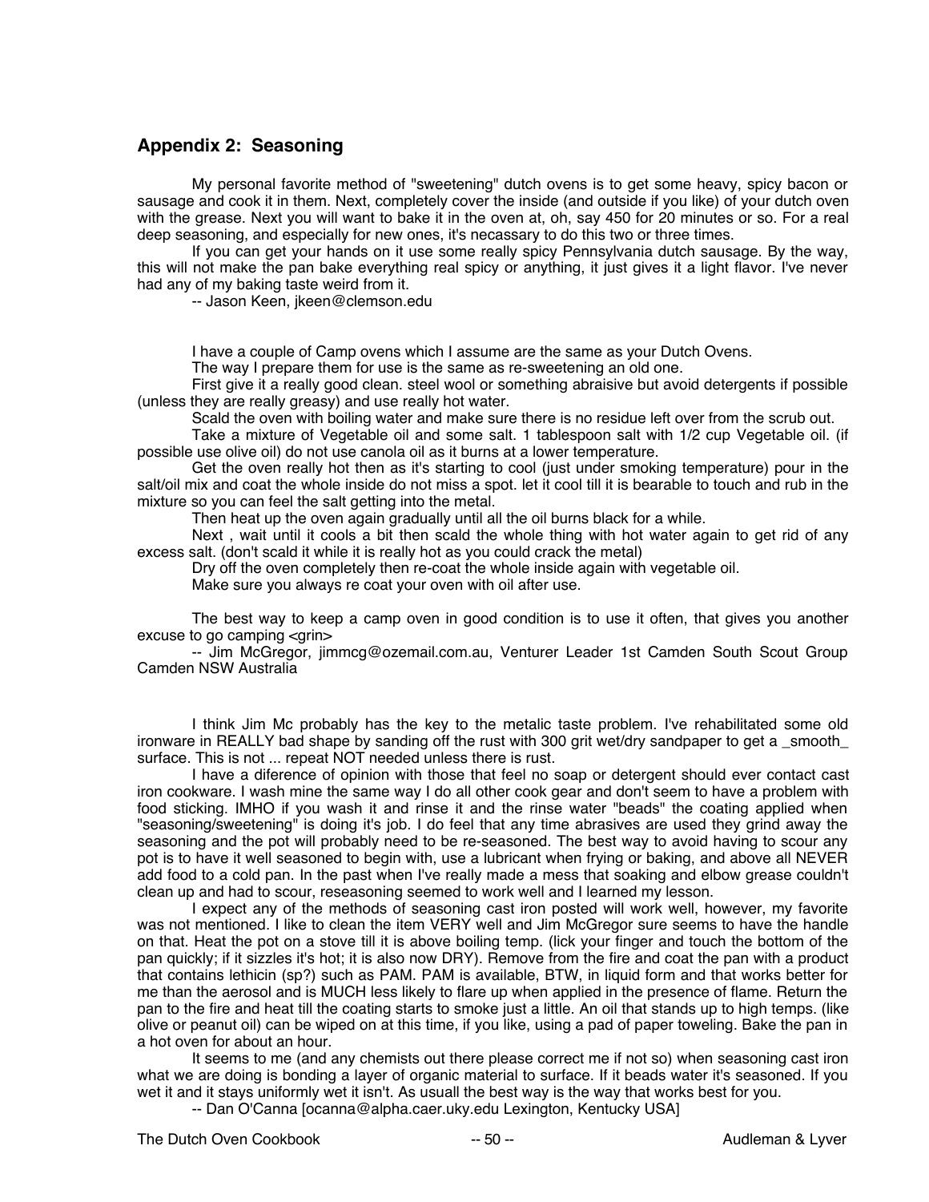## Appendix 2: Seasoning

My personal favorite method of "sweetening" dutch ovens is to get some heavy, spicy bacon or sausage and cook it in them. Next, completely cover the inside (and outside if you like) of your dutch oven with the grease. Next you will want to bake it in the oven at, oh, say 450 for 20 minutes or so. For a real deep seasoning, and especially for new ones, it's necassary to do this two or three times.

If you can get your hands on it use some really spicy Pennsylvania dutch sausage. By the way, this will not make the pan bake everything real spicy or anything, it just gives it a light flavor. I've never had any of my baking taste weird from it.

-- Jason Keen, jkeen@clemson.edu

I have a couple of Camp ovens which I assume are the same as your Dutch Ovens.

The way I prepare them for use is the same as re-sweetening an old one.

First give it a really good clean. steel wool or something abraisive but avoid detergents if possible (unless they are really greasy) and use really hot water.

Scald the oven with boiling water and make sure there is no residue left over from the scrub out.

Take a mixture of Vegetable oil and some salt. 1 tablespoon salt with 1/2 cup Vegetable oil. (if possible use olive oil) do not use canola oil as it burns at a lower temperature.

Get the oven really hot then as it's starting to cool (just under smoking temperature) pour in the salt/oil mix and coat the whole inside do not miss a spot. let it cool till it is bearable to touch and rub in the mixture so you can feel the salt getting into the metal.

Then heat up the oven again gradually until all the oil burns black for a while.

Next , wait until it cools a bit then scald the whole thing with hot water again to get rid of any excess salt. (don't scald it while it is really hot as you could crack the metal)

Dry off the oven completely then re-coat the whole inside again with vegetable oil.

Make sure you always re coat your oven with oil after use.

The best way to keep a camp oven in good condition is to use it often, that gives you another excuse to go camping <grin>

-- Jim McGregor, jimmcg@ozemail.com.au, Venturer Leader 1st Camden South Scout Group Camden NSW Australia

I think Jim Mc probably has the key to the metalic taste problem. I've rehabilitated some old ironware in REALLY bad shape by sanding off the rust with 300 grit wet/dry sandpaper to get a _smooth_ surface. This is not ... repeat NOT needed unless there is rust.

I have a diference of opinion with those that feel no soap or detergent should ever contact cast iron cookware. I wash mine the same way I do all other cook gear and don't seem to have a problem with food sticking. IMHO if you wash it and rinse it and the rinse water "beads" the coating applied when "seasoning/sweetening" is doing it's job. I do feel that any time abrasives are used they grind away the seasoning and the pot will probably need to be re-seasoned. The best way to avoid having to scour any pot is to have it well seasoned to begin with, use a lubricant when frying or baking, and above all NEVER add food to a cold pan. In the past when I've really made a mess that soaking and elbow grease couldn't clean up and had to scour, reseasoning seemed to work well and I learned my lesson.

I expect any of the methods of seasoning cast iron posted will work well, however, my favorite was not mentioned. I like to clean the item VERY well and Jim McGregor sure seems to have the handle on that. Heat the pot on a stove till it is above boiling temp. (lick your finger and touch the bottom of the pan quickly; if it sizzles it's hot; it is also now DRY). Remove from the fire and coat the pan with a product that contains lethicin (sp?) such as PAM. PAM is available, BTW, in liquid form and that works better for me than the aerosol and is MUCH less likely to flare up when applied in the presence of flame. Return the pan to the fire and heat till the coating starts to smoke just a little. An oil that stands up to high temps. (like olive or peanut oil) can be wiped on at this time, if you like, using a pad of paper toweling. Bake the pan in a hot oven for about an hour.

It seems to me (and any chemists out there please correct me if not so) when seasoning cast iron what we are doing is bonding a layer of organic material to surface. If it beads water it's seasoned. If you wet it and it stays uniformly wet it isn't. As usuall the best way is the way that works best for you.

-- Dan O'Canna [ocanna@alpha.caer.uky.edu Lexington, Kentucky USA]